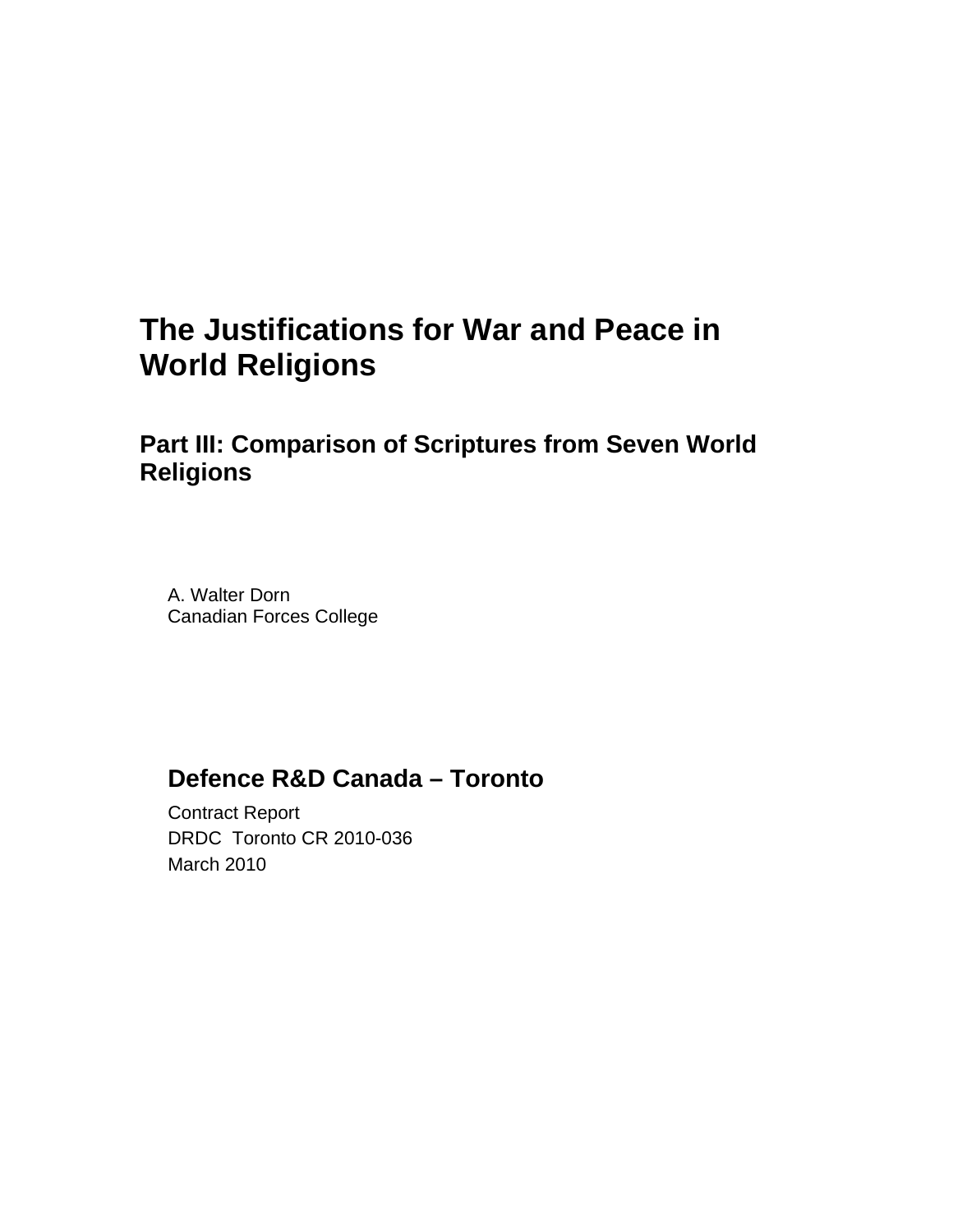# The Justifications for War and Peace in World Religions

## Part III: Comparison of Scriptures from Seven World Religions

A. Walter Dorn
Canadian Forces College

**Defence R&D Canada – Toronto**

Contract Report
DRDC Toronto CR 2010-036
March 2010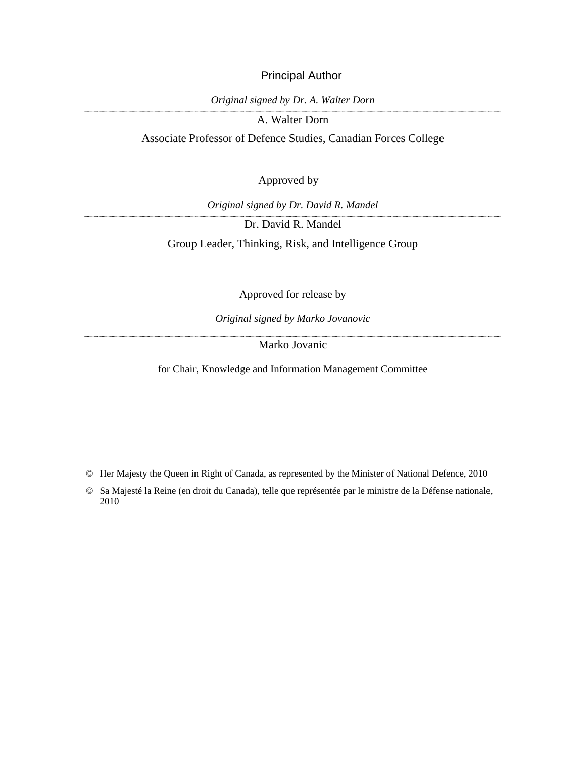Principal Author

*Original signed by Dr. A. Walter Dorn*

A. Walter Dorn

Associate Professor of Defence Studies, Canadian Forces College

Approved by

*Original signed by Dr. David R. Mandel*

Dr. David R. Mandel

Group Leader, Thinking, Risk, and Intelligence Group

Approved for release by

*Original signed by Marko Jovanovic*

Marko Jovanic

for Chair, Knowledge and Information Management Committee

© Her Majesty the Queen in Right of Canada, as represented by the Minister of National Defence, 2010

© Sa Majesté la Reine (en droit du Canada), telle que représentée par le ministre de la Défense nationale, 2010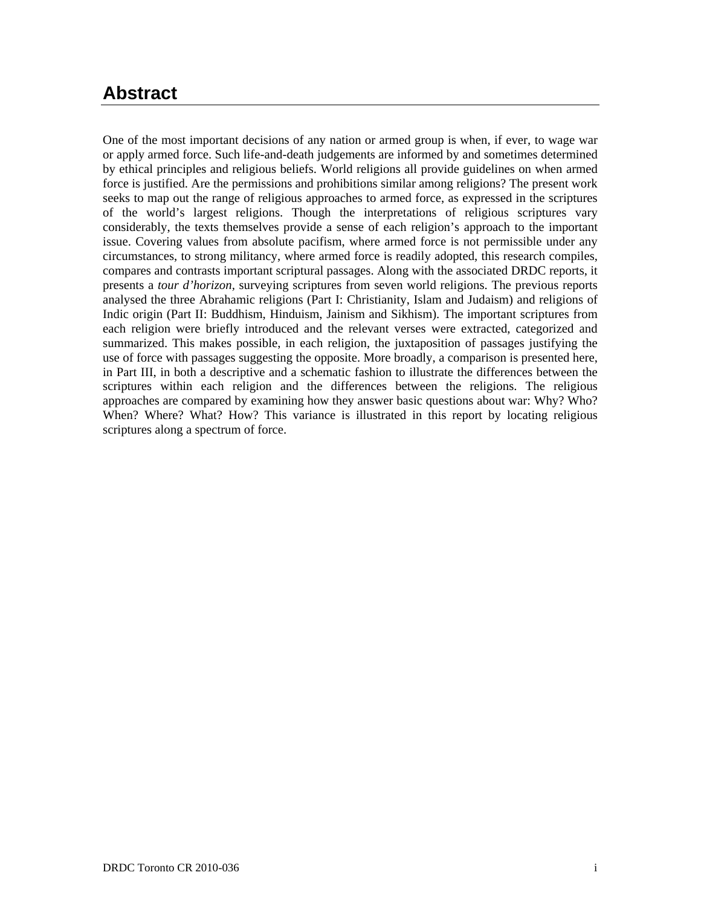# Abstract

One of the most important decisions of any nation or armed group is when, if ever, to wage war or apply armed force. Such life-and-death judgements are informed by and sometimes determined by ethical principles and religious beliefs. World religions all provide guidelines on when armed force is justified. Are the permissions and prohibitions similar among religions? The present work seeks to map out the range of religious approaches to armed force, as expressed in the scriptures of the world's largest religions. Though the interpretations of religious scriptures vary considerably, the texts themselves provide a sense of each religion's approach to the important issue. Covering values from absolute pacifism, where armed force is not permissible under any circumstances, to strong militancy, where armed force is readily adopted, this research compiles, compares and contrasts important scriptural passages. Along with the associated DRDC reports, it presents a *tour d'horizon*, surveying scriptures from seven world religions. The previous reports analysed the three Abrahamic religions (Part I: Christianity, Islam and Judaism) and religions of Indic origin (Part II: Buddhism, Hinduism, Jainism and Sikhism). The important scriptures from each religion were briefly introduced and the relevant verses were extracted, categorized and summarized. This makes possible, in each religion, the juxtaposition of passages justifying the use of force with passages suggesting the opposite. More broadly, a comparison is presented here, in Part III, in both a descriptive and a schematic fashion to illustrate the differences between the scriptures within each religion and the differences between the religions. The religious approaches are compared by examining how they answer basic questions about war: Why? Who? When? Where? What? How? This variance is illustrated in this report by locating religious scriptures along a spectrum of force.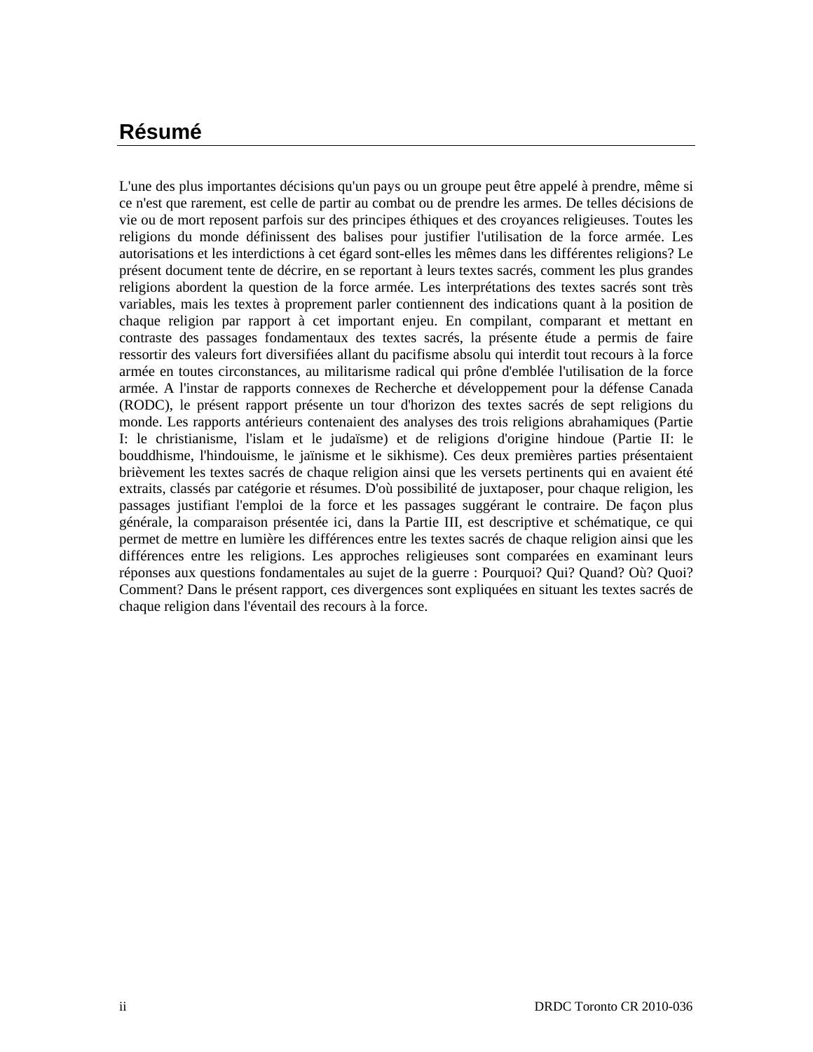# Résumé

L'une des plus importantes décisions qu'un pays ou un groupe peut être appelé à prendre, même si ce n'est que rarement, est celle de partir au combat ou de prendre les armes. De telles décisions de vie ou de mort reposent parfois sur des principes éthiques et des croyances religieuses. Toutes les religions du monde définissent des balises pour justifier l'utilisation de la force armée. Les autorisations et les interdictions à cet égard sont-elles les mêmes dans les différentes religions? Le présent document tente de décrire, en se reportant à leurs textes sacrés, comment les plus grandes religions abordent la question de la force armée. Les interprétations des textes sacrés sont très variables, mais les textes à proprement parler contiennent des indications quant à la position de chaque religion par rapport à cet important enjeu. En compilant, comparant et mettant en contraste des passages fondamentaux des textes sacrés, la présente étude a permis de faire ressortir des valeurs fort diversifiées allant du pacifisme absolu qui interdit tout recours à la force armée en toutes circonstances, au militarisme radical qui prône d'emblée l'utilisation de la force armée. A l'instar de rapports connexes de Recherche et développement pour la défense Canada (RODC), le présent rapport présente un tour d'horizon des textes sacrés de sept religions du monde. Les rapports antérieurs contenaient des analyses des trois religions abrahamiques (Partie I: le christianisme, l'islam et le judaïsme) et de religions d'origine hindoue (Partie II: le bouddhisme, l'hindouisme, le jaïnisme et le sikhisme). Ces deux premières parties présentaient brièvement les textes sacrés de chaque religion ainsi que les versets pertinents qui en avaient été extraits, classés par catégorie et résumes. D'où possibilité de juxtaposer, pour chaque religion, les passages justifiant l'emploi de la force et les passages suggérant le contraire. De façon plus générale, la comparaison présentée ici, dans la Partie III, est descriptive et schématique, ce qui permet de mettre en lumière les différences entre les textes sacrés de chaque religion ainsi que les différences entre les religions. Les approches religieuses sont comparées en examinant leurs réponses aux questions fondamentales au sujet de la guerre : Pourquoi? Qui? Quand? Où? Quoi? Comment? Dans le présent rapport, ces divergences sont expliquées en situant les textes sacrés de chaque religion dans l'éventail des recours à la force.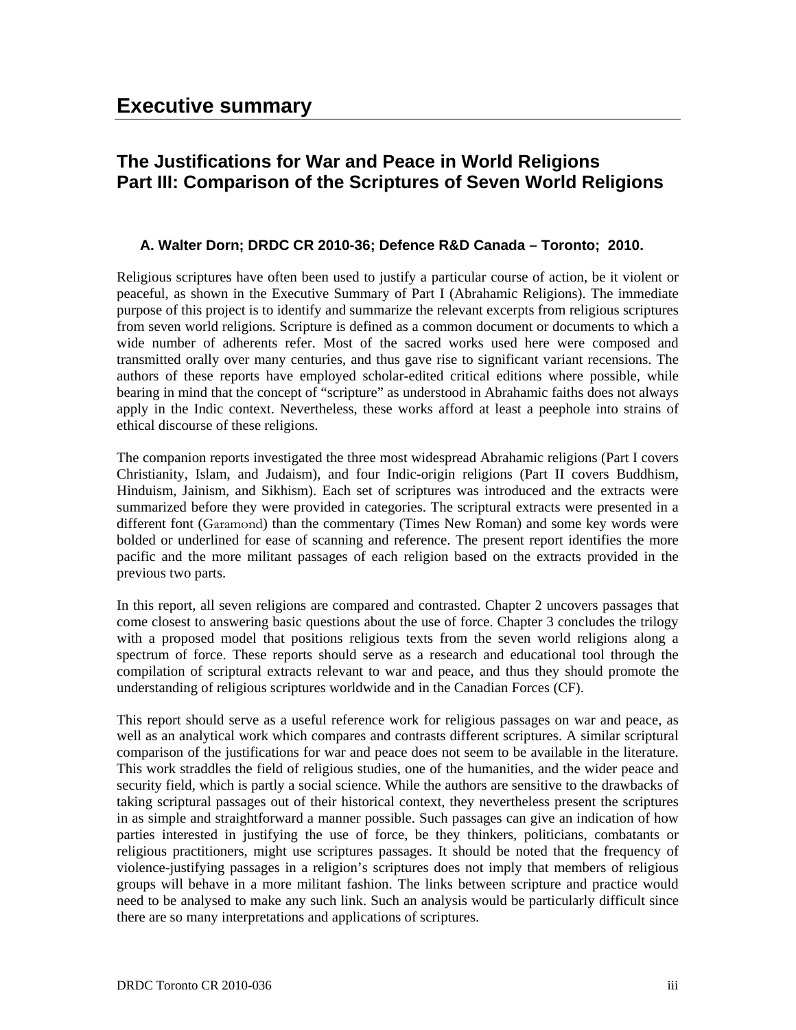# Executive summary

## The Justifications for War and Peace in World Religions
## Part III: Comparison of the Scriptures of Seven World Religions

**A. Walter Dorn; DRDC CR 2010-36; Defence R&D Canada – Toronto; 2010.**

Religious scriptures have often been used to justify a particular course of action, be it violent or peaceful, as shown in the Executive Summary of Part I (Abrahamic Religions). The immediate purpose of this project is to identify and summarize the relevant excerpts from religious scriptures from seven world religions. Scripture is defined as a common document or documents to which a wide number of adherents refer. Most of the sacred works used here were composed and transmitted orally over many centuries, and thus gave rise to significant variant recensions. The authors of these reports have employed scholar-edited critical editions where possible, while bearing in mind that the concept of "scripture" as understood in Abrahamic faiths does not always apply in the Indic context. Nevertheless, these works afford at least a peephole into strains of ethical discourse of these religions.

The companion reports investigated the three most widespread Abrahamic religions (Part I covers Christianity, Islam, and Judaism), and four Indic-origin religions (Part II covers Buddhism, Hinduism, Jainism, and Sikhism). Each set of scriptures was introduced and the extracts were summarized before they were provided in categories. The scriptural extracts were presented in a different font (Garamond) than the commentary (Times New Roman) and some key words were bolded or underlined for ease of scanning and reference. The present report identifies the more pacific and the more militant passages of each religion based on the extracts provided in the previous two parts.

In this report, all seven religions are compared and contrasted. Chapter 2 uncovers passages that come closest to answering basic questions about the use of force. Chapter 3 concludes the trilogy with a proposed model that positions religious texts from the seven world religions along a spectrum of force. These reports should serve as a research and educational tool through the compilation of scriptural extracts relevant to war and peace, and thus they should promote the understanding of religious scriptures worldwide and in the Canadian Forces (CF).

This report should serve as a useful reference work for religious passages on war and peace, as well as an analytical work which compares and contrasts different scriptures. A similar scriptural comparison of the justifications for war and peace does not seem to be available in the literature. This work straddles the field of religious studies, one of the humanities, and the wider peace and security field, which is partly a social science. While the authors are sensitive to the drawbacks of taking scriptural passages out of their historical context, they nevertheless present the scriptures in as simple and straightforward a manner possible. Such passages can give an indication of how parties interested in justifying the use of force, be they thinkers, politicians, combatants or religious practitioners, might use scriptures passages. It should be noted that the frequency of violence-justifying passages in a religion's scriptures does not imply that members of religious groups will behave in a more militant fashion. The links between scripture and practice would need to be analysed to make any such link. Such an analysis would be particularly difficult since there are so many interpretations and applications of scriptures.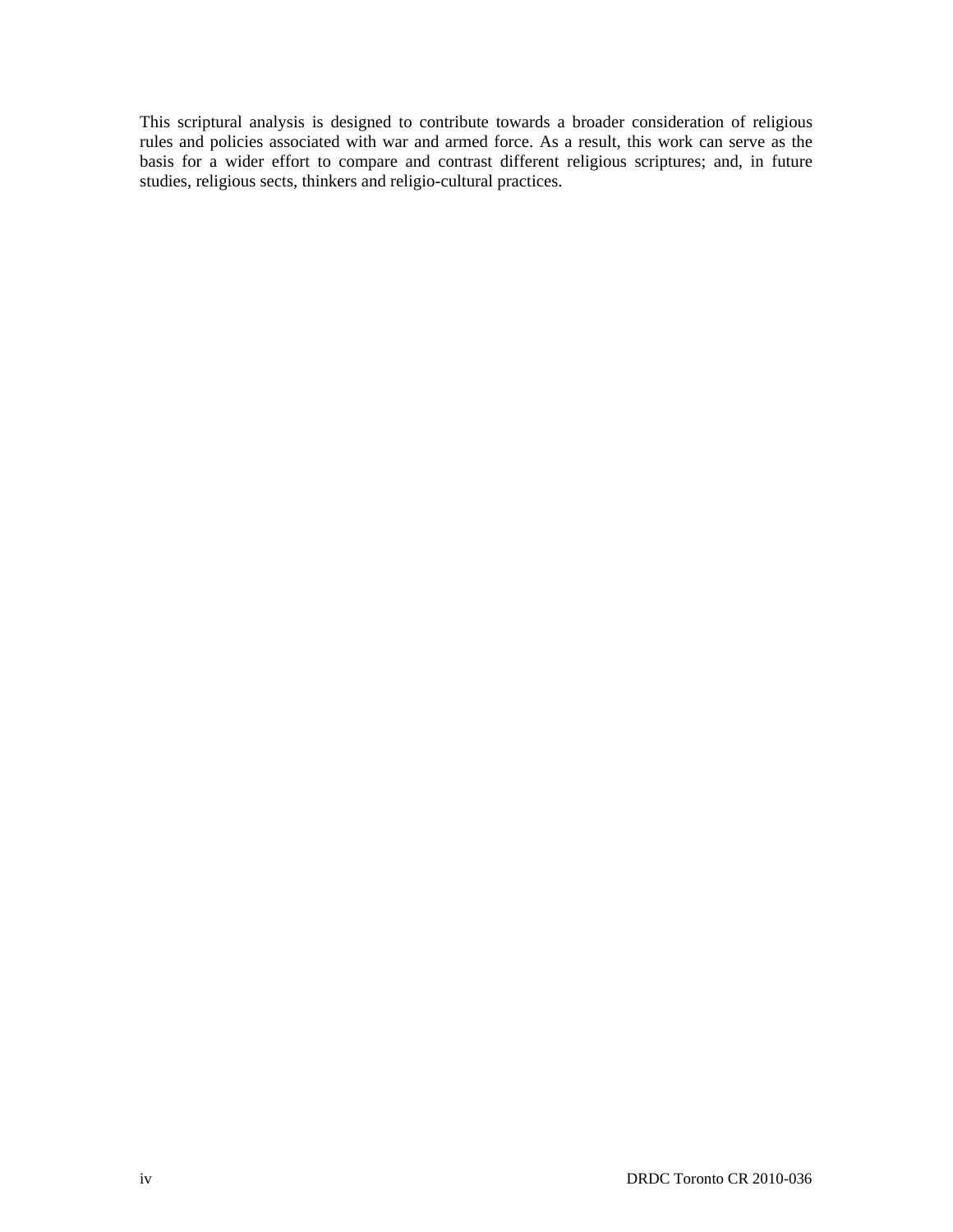This scriptural analysis is designed to contribute towards a broader consideration of religious rules and policies associated with war and armed force. As a result, this work can serve as the basis for a wider effort to compare and contrast different religious scriptures; and, in future studies, religious sects, thinkers and religio-cultural practices.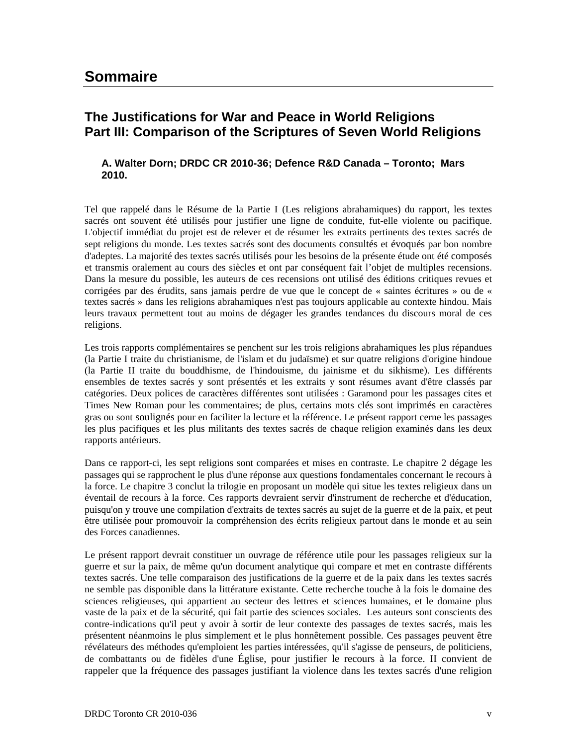# Sommaire

## The Justifications for War and Peace in World Religions Part III: Comparison of the Scriptures of Seven World Religions

**A. Walter Dorn; DRDC CR 2010-36; Defence R&D Canada – Toronto; Mars 2010.**

Tel que rappelé dans le Résume de la Partie I (Les religions abrahamiques) du rapport, les textes sacrés ont souvent été utilisés pour justifier une ligne de conduite, fut-elle violente ou pacifique. L'objectif immédiat du projet est de relever et de résumer les extraits pertinents des textes sacrés de sept religions du monde. Les textes sacrés sont des documents consultés et évoqués par bon nombre d'adeptes. La majorité des textes sacrés utilisés pour les besoins de la présente étude ont été composés et transmis oralement au cours des siècles et ont par conséquent fait l'objet de multiples recensions. Dans la mesure du possible, les auteurs de ces recensions ont utilisé des éditions critiques revues et corrigées par des érudits, sans jamais perdre de vue que le concept de « saintes écritures » ou de « textes sacrés » dans les religions abrahamiques n'est pas toujours applicable au contexte hindou. Mais leurs travaux permettent tout au moins de dégager les grandes tendances du discours moral de ces religions.

Les trois rapports complémentaires se penchent sur les trois religions abrahamiques les plus répandues (la Partie I traite du christianisme, de l'islam et du judaïsme) et sur quatre religions d'origine hindoue (la Partie II traite du bouddhisme, de l'hindouisme, du jainisme et du sikhisme). Les différents ensembles de textes sacrés y sont présentés et les extraits y sont résumes avant d'être classés par catégories. Deux polices de caractères différentes sont utilisées : Garamond pour les passages cites et Times New Roman pour les commentaires; de plus, certains mots clés sont imprimés en caractères gras ou sont soulignés pour en faciliter la lecture et la référence. Le présent rapport cerne les passages les plus pacifiques et les plus militants des textes sacrés de chaque religion examinés dans les deux rapports antérieurs.

Dans ce rapport-ci, les sept religions sont comparées et mises en contraste. Le chapitre 2 dégage les passages qui se rapprochent le plus d'une réponse aux questions fondamentales concernant le recours à la force. Le chapitre 3 conclut la trilogie en proposant un modèle qui situe les textes religieux dans un éventail de recours à la force. Ces rapports devraient servir d'instrument de recherche et d'éducation, puisqu'on y trouve une compilation d'extraits de textes sacrés au sujet de la guerre et de la paix, et peut être utilisée pour promouvoir la compréhension des écrits religieux partout dans le monde et au sein des Forces canadiennes.

Le présent rapport devrait constituer un ouvrage de référence utile pour les passages religieux sur la guerre et sur la paix, de même qu'un document analytique qui compare et met en contraste différents textes sacrés. Une telle comparaison des justifications de la guerre et de la paix dans les textes sacrés ne semble pas disponible dans la littérature existante. Cette recherche touche à la fois le domaine des sciences religieuses, qui appartient au secteur des lettres et sciences humaines, et le domaine plus vaste de la paix et de la sécurité, qui fait partie des sciences sociales. Les auteurs sont conscients des contre-indications qu'il peut y avoir à sortir de leur contexte des passages de textes sacrés, mais les présentent néanmoins le plus simplement et le plus honnêtement possible. Ces passages peuvent être révélateurs des méthodes qu'emploient les parties intéressées, qu'il s'agisse de penseurs, de politiciens, de combattants ou de fidèles d'une Église, pour justifier le recours à la force. II convient de rappeler que la fréquence des passages justifiant la violence dans les textes sacrés d'une religion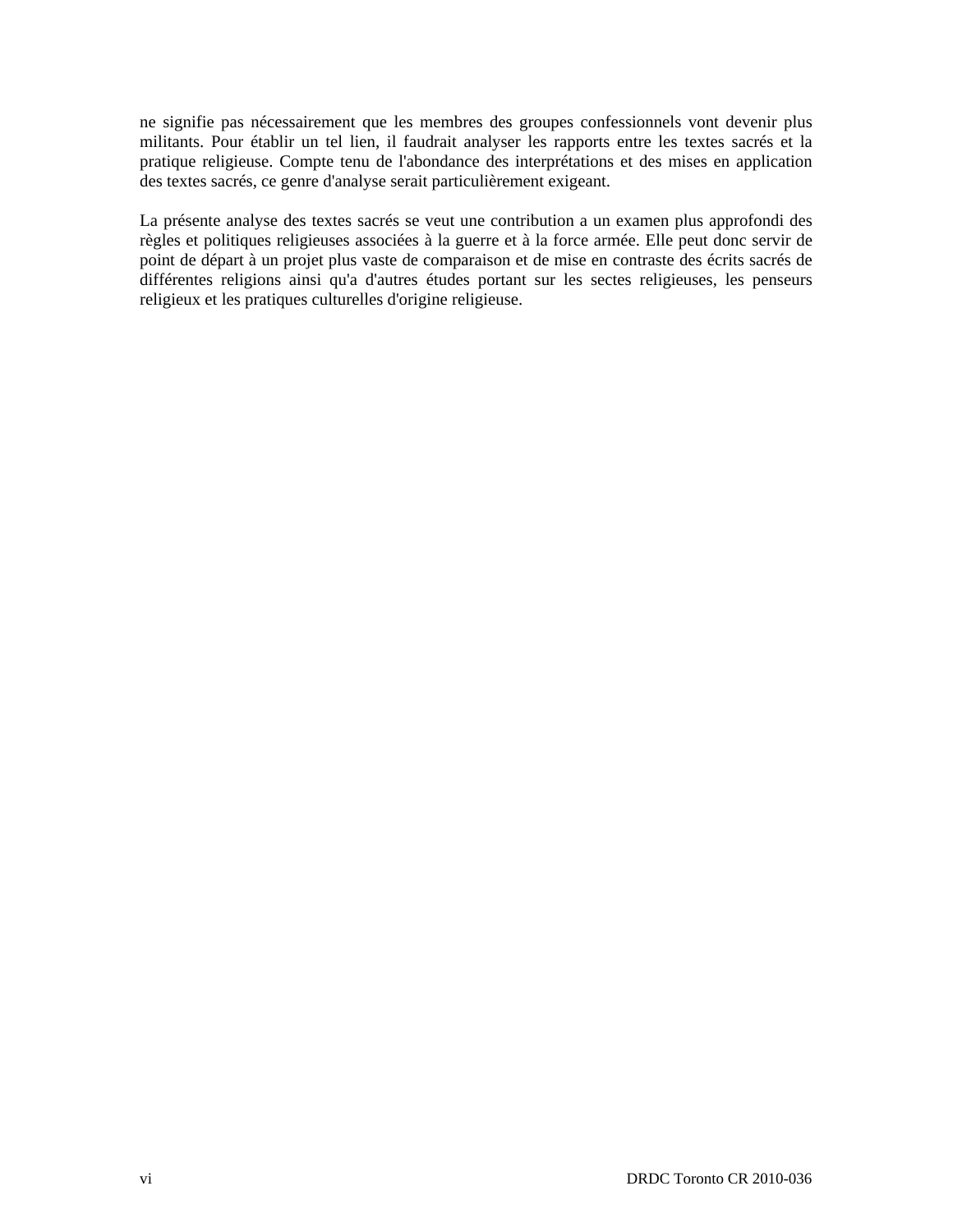ne signifie pas nécessairement que les membres des groupes confessionnels vont devenir plus militants. Pour établir un tel lien, il faudrait analyser les rapports entre les textes sacrés et la pratique religieuse. Compte tenu de l'abondance des interprétations et des mises en application des textes sacrés, ce genre d'analyse serait particulièrement exigeant.

La présente analyse des textes sacrés se veut une contribution a un examen plus approfondi des règles et politiques religieuses associées à la guerre et à la force armée. Elle peut donc servir de point de départ à un projet plus vaste de comparaison et de mise en contraste des écrits sacrés de différentes religions ainsi qu'a d'autres études portant sur les sectes religieuses, les penseurs religieux et les pratiques culturelles d'origine religieuse.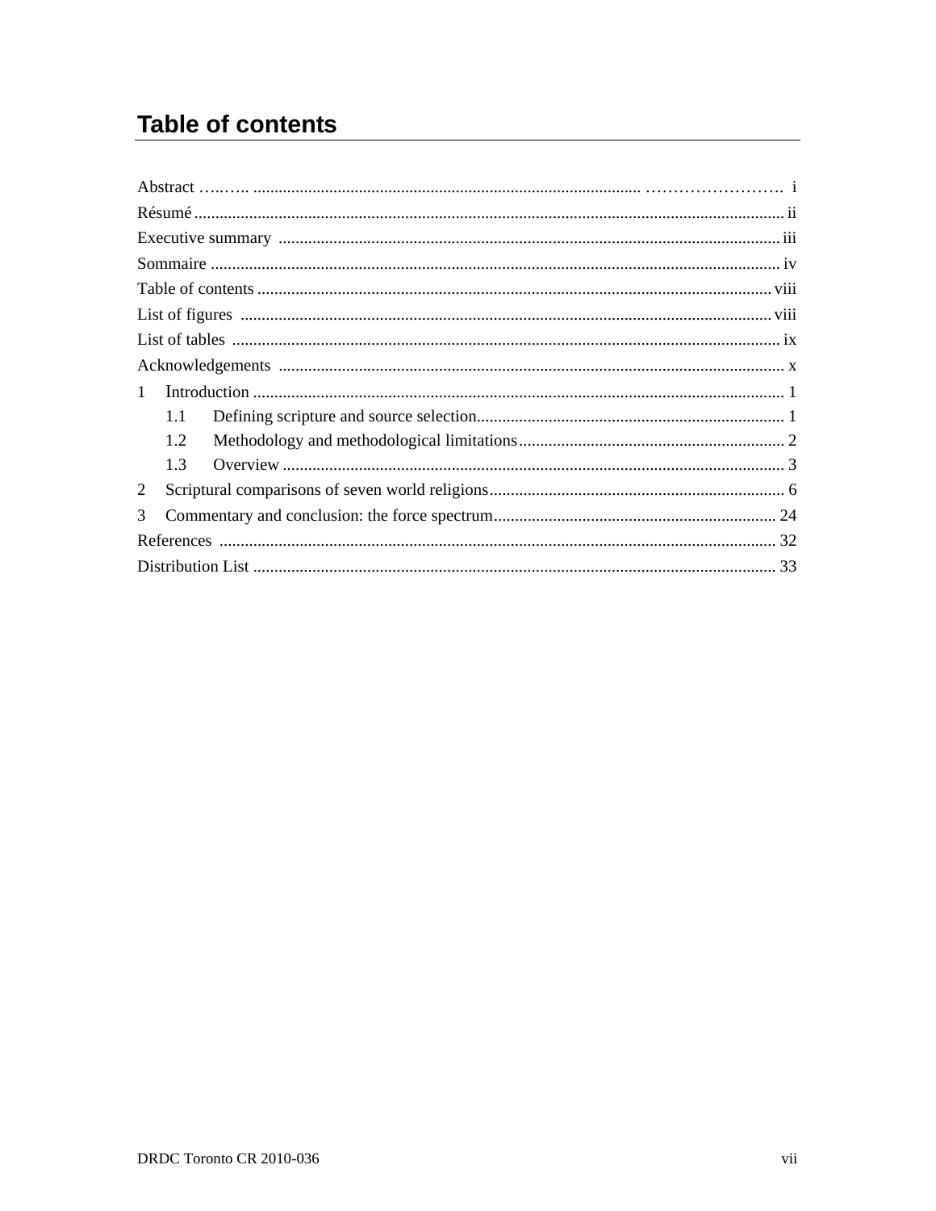# Table of contents

Abstract …..….. ........................................................................................... ……………………. i

Résumé ........................................................................................................................................ ii

Executive summary ..................................................................................................................... iii

Sommaire ..................................................................................................................................... iv

Table of contents ......................................................................................................................... viii

List of figures ............................................................................................................................. viii

List of tables ................................................................................................................................ ix

Acknowledgements ...................................................................................................................... x

1 Introduction ............................................................................................................................... 1

  1.1 Defining scripture and source selection ............................................................................. 1

  1.2 Methodology and methodological limitations ................................................................... 2

  1.3 Overview ............................................................................................................................ 3

2 Scriptural comparisons of seven world religions ...................................................................... 6

3 Commentary and conclusion: the force spectrum .................................................................... 24

References ................................................................................................................................... 32

Distribution List ......................................................................................................................... 33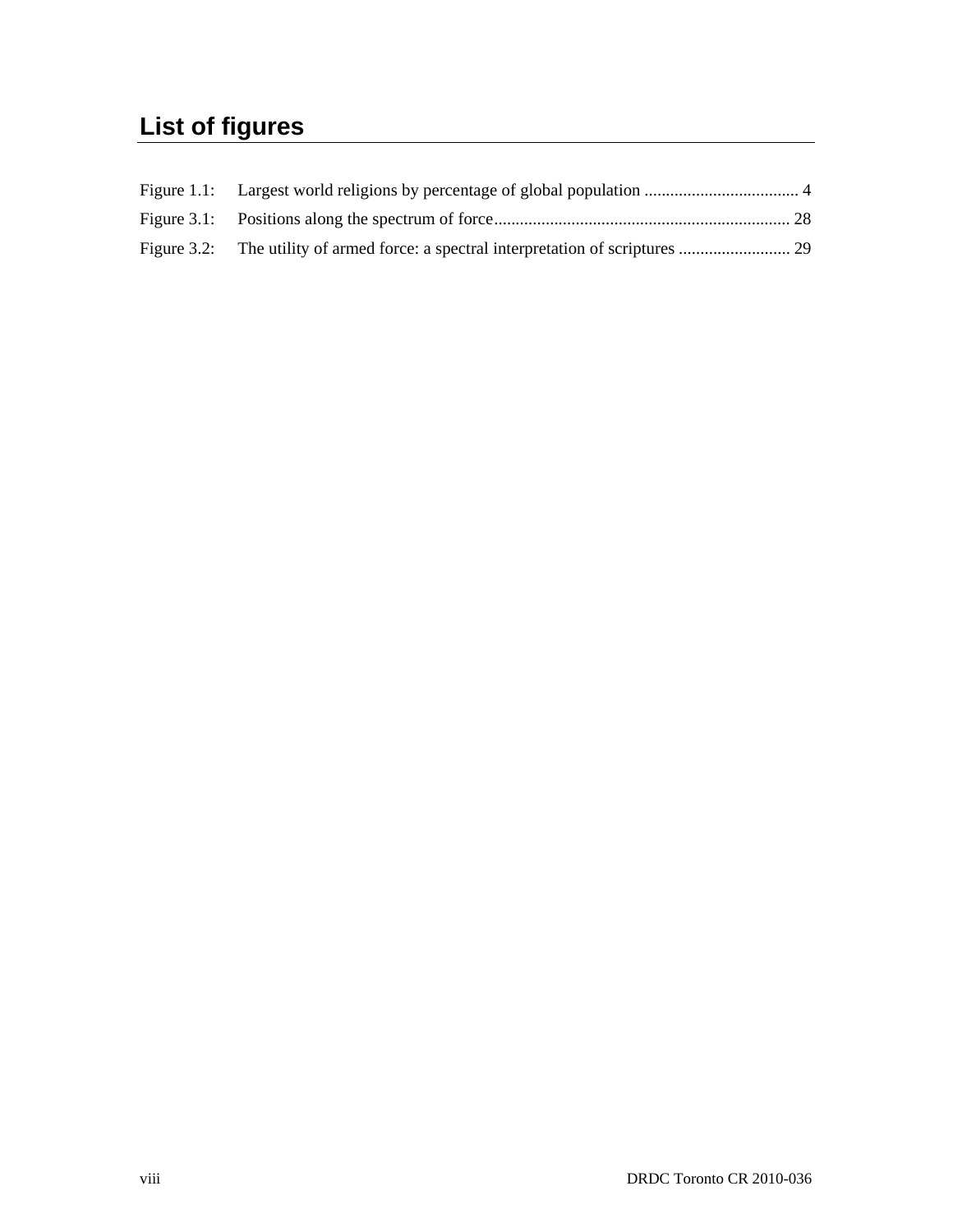# List of figures

Figure 1.1: Largest world religions by percentage of global population .................................... 4

Figure 3.1: Positions along the spectrum of force..................................................................... 28

Figure 3.2: The utility of armed force: a spectral interpretation of scriptures .......................... 29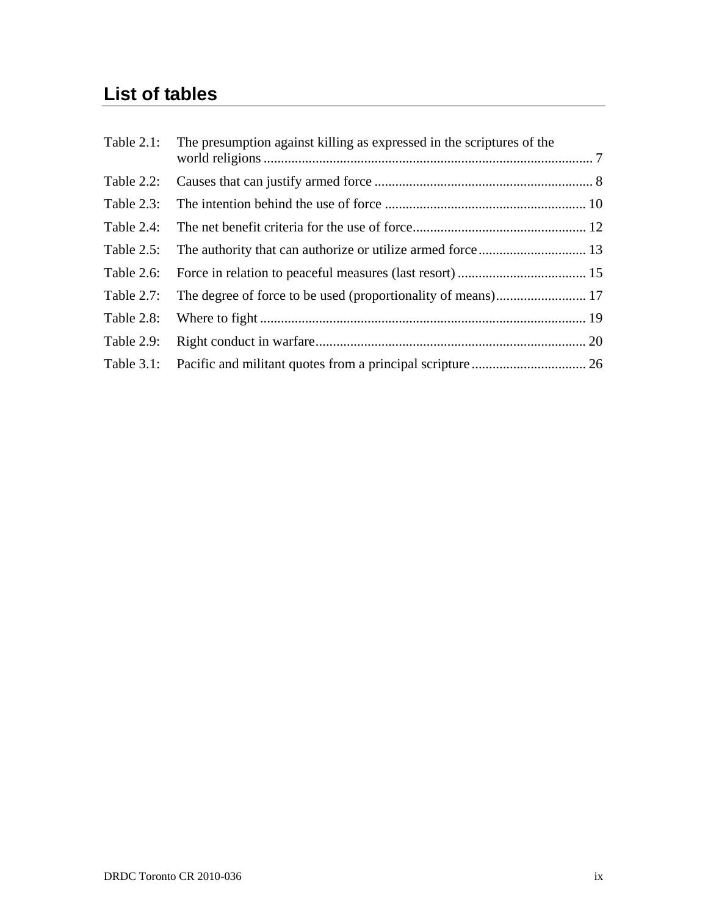## List of tables

Table 2.1: The presumption against killing as expressed in the scriptures of the world religions ............................................................................................... 7

Table 2.2: Causes that can justify armed force ............................................................... 8

Table 2.3: The intention behind the use of force .......................................................... 10

Table 2.4: The net benefit criteria for the use of force.................................................. 12

Table 2.5: The authority that can authorize or utilize armed force............................... 13

Table 2.6: Force in relation to peaceful measures (last resort) ..................................... 15

Table 2.7: The degree of force to be used (proportionality of means).......................... 17

Table 2.8: Where to fight .............................................................................................. 19

Table 2.9: Right conduct in warfare.............................................................................. 20

Table 3.1: Pacific and militant quotes from a principal scripture ................................. 26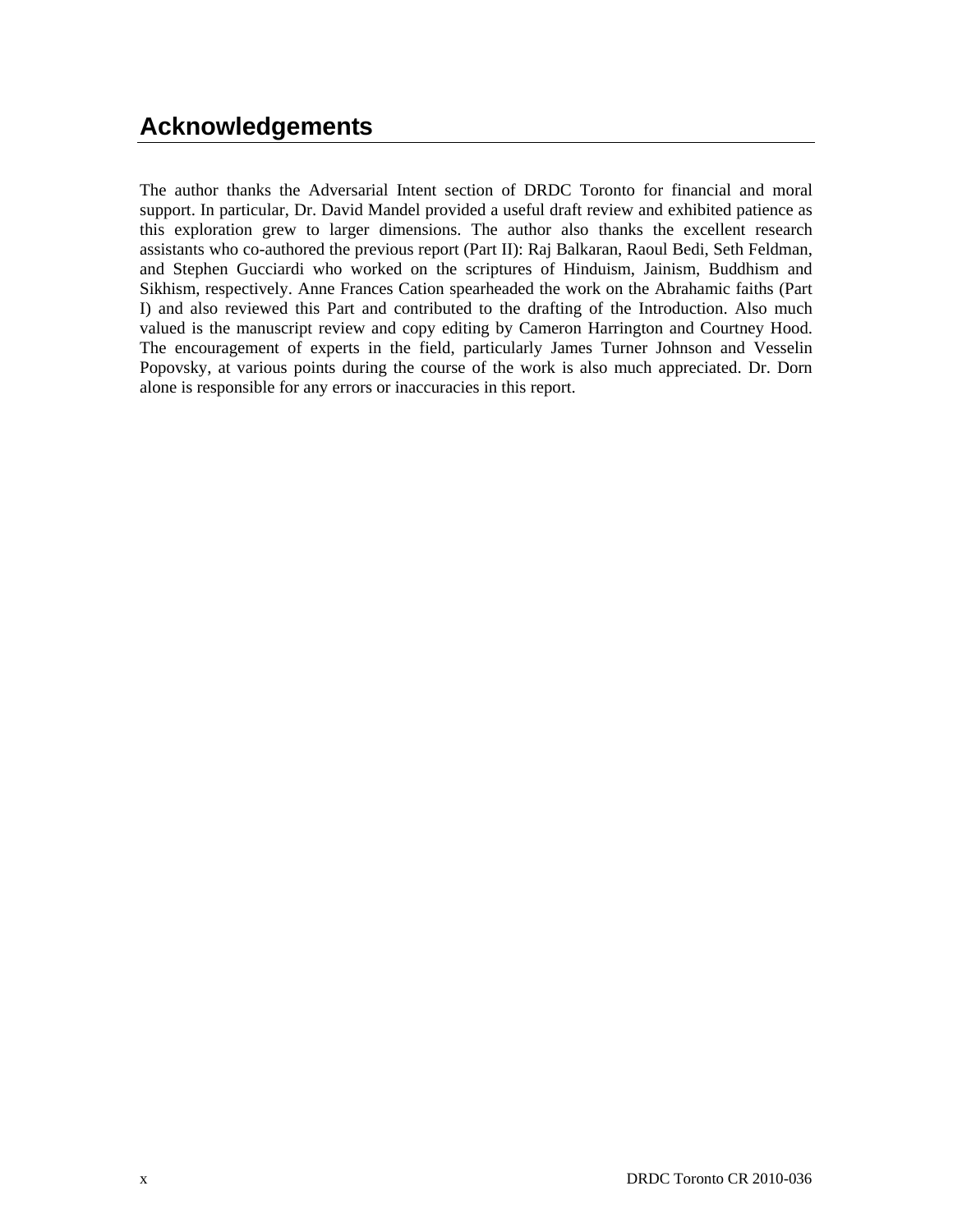# Acknowledgements

The author thanks the Adversarial Intent section of DRDC Toronto for financial and moral support. In particular, Dr. David Mandel provided a useful draft review and exhibited patience as this exploration grew to larger dimensions. The author also thanks the excellent research assistants who co-authored the previous report (Part II): Raj Balkaran, Raoul Bedi, Seth Feldman, and Stephen Gucciardi who worked on the scriptures of Hinduism, Jainism, Buddhism and Sikhism, respectively. Anne Frances Cation spearheaded the work on the Abrahamic faiths (Part I) and also reviewed this Part and contributed to the drafting of the Introduction. Also much valued is the manuscript review and copy editing by Cameron Harrington and Courtney Hood. The encouragement of experts in the field, particularly James Turner Johnson and Vesselin Popovsky, at various points during the course of the work is also much appreciated. Dr. Dorn alone is responsible for any errors or inaccuracies in this report.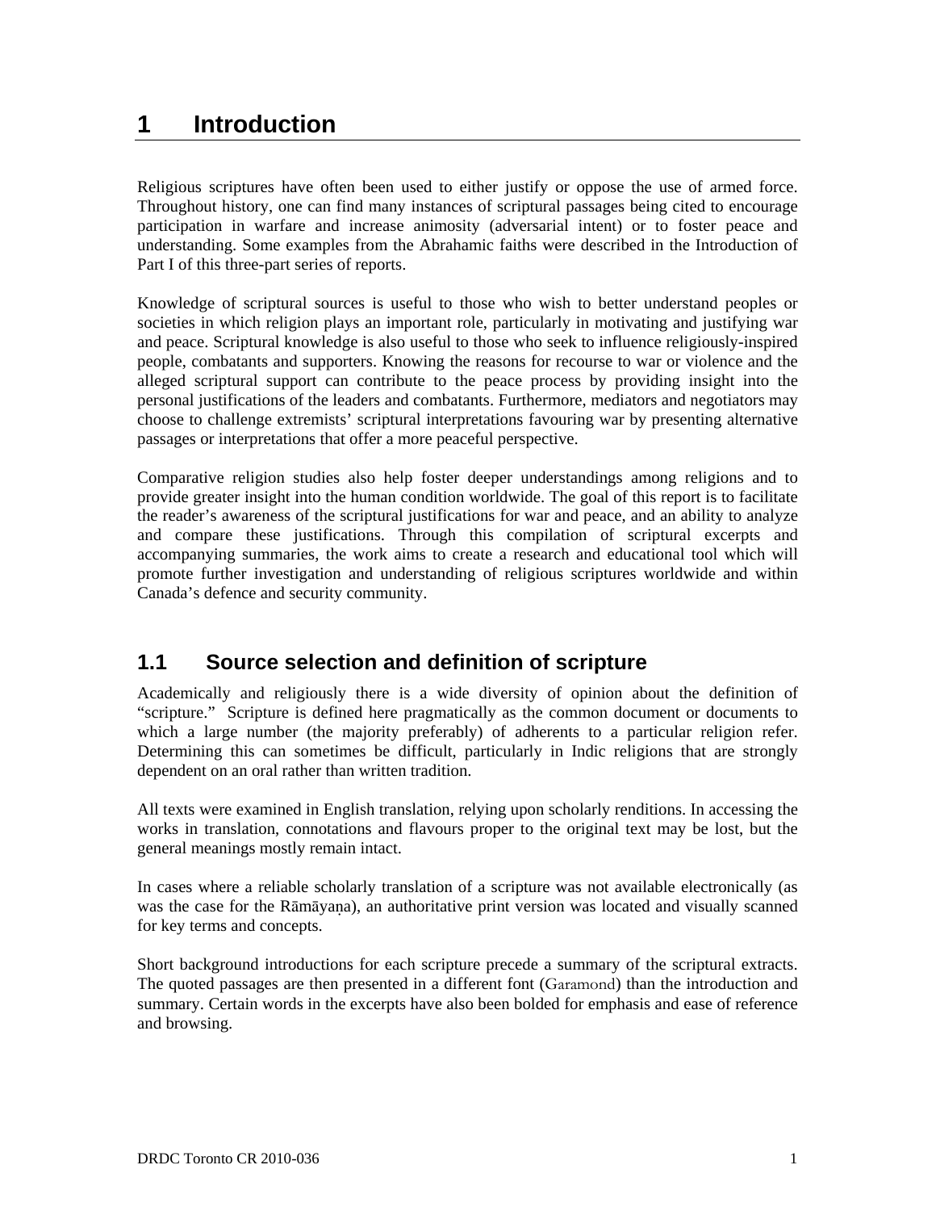# 1 Introduction

Religious scriptures have often been used to either justify or oppose the use of armed force. Throughout history, one can find many instances of scriptural passages being cited to encourage participation in warfare and increase animosity (adversarial intent) or to foster peace and understanding. Some examples from the Abrahamic faiths were described in the Introduction of Part I of this three-part series of reports.

Knowledge of scriptural sources is useful to those who wish to better understand peoples or societies in which religion plays an important role, particularly in motivating and justifying war and peace. Scriptural knowledge is also useful to those who seek to influence religiously-inspired people, combatants and supporters. Knowing the reasons for recourse to war or violence and the alleged scriptural support can contribute to the peace process by providing insight into the personal justifications of the leaders and combatants. Furthermore, mediators and negotiators may choose to challenge extremists' scriptural interpretations favouring war by presenting alternative passages or interpretations that offer a more peaceful perspective.

Comparative religion studies also help foster deeper understandings among religions and to provide greater insight into the human condition worldwide. The goal of this report is to facilitate the reader's awareness of the scriptural justifications for war and peace, and an ability to analyze and compare these justifications. Through this compilation of scriptural excerpts and accompanying summaries, the work aims to create a research and educational tool which will promote further investigation and understanding of religious scriptures worldwide and within Canada's defence and security community.

## 1.1 Source selection and definition of scripture

Academically and religiously there is a wide diversity of opinion about the definition of "scripture." Scripture is defined here pragmatically as the common document or documents to which a large number (the majority preferably) of adherents to a particular religion refer. Determining this can sometimes be difficult, particularly in Indic religions that are strongly dependent on an oral rather than written tradition.

All texts were examined in English translation, relying upon scholarly renditions. In accessing the works in translation, connotations and flavours proper to the original text may be lost, but the general meanings mostly remain intact.

In cases where a reliable scholarly translation of a scripture was not available electronically (as was the case for the Rāmāyaṇa), an authoritative print version was located and visually scanned for key terms and concepts.

Short background introductions for each scripture precede a summary of the scriptural extracts. The quoted passages are then presented in a different font (Garamond) than the introduction and summary. Certain words in the excerpts have also been bolded for emphasis and ease of reference and browsing.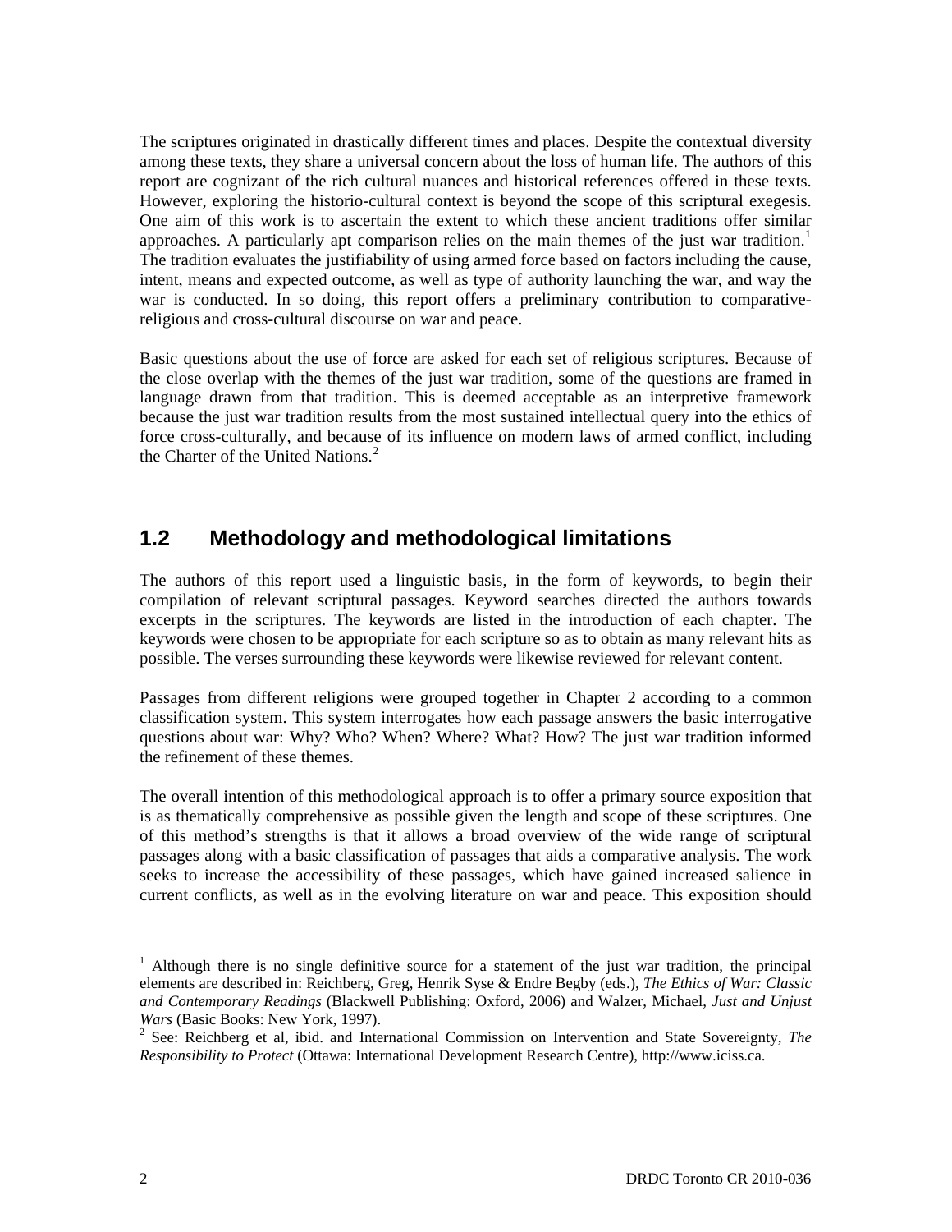The scriptures originated in drastically different times and places. Despite the contextual diversity among these texts, they share a universal concern about the loss of human life. The authors of this report are cognizant of the rich cultural nuances and historical references offered in these texts. However, exploring the historio-cultural context is beyond the scope of this scriptural exegesis. One aim of this work is to ascertain the extent to which these ancient traditions offer similar approaches. A particularly apt comparison relies on the main themes of the just war tradition.[1] The tradition evaluates the justifiability of using armed force based on factors including the cause, intent, means and expected outcome, as well as type of authority launching the war, and way the war is conducted. In so doing, this report offers a preliminary contribution to comparative-religious and cross-cultural discourse on war and peace.

Basic questions about the use of force are asked for each set of religious scriptures. Because of the close overlap with the themes of the just war tradition, some of the questions are framed in language drawn from that tradition. This is deemed acceptable as an interpretive framework because the just war tradition results from the most sustained intellectual query into the ethics of force cross-culturally, and because of its influence on modern laws of armed conflict, including the Charter of the United Nations.[2]

## 1.2 Methodology and methodological limitations

The authors of this report used a linguistic basis, in the form of keywords, to begin their compilation of relevant scriptural passages. Keyword searches directed the authors towards excerpts in the scriptures. The keywords are listed in the introduction of each chapter. The keywords were chosen to be appropriate for each scripture so as to obtain as many relevant hits as possible. The verses surrounding these keywords were likewise reviewed for relevant content.

Passages from different religions were grouped together in Chapter 2 according to a common classification system. This system interrogates how each passage answers the basic interrogative questions about war: Why? Who? When? Where? What? How? The just war tradition informed the refinement of these themes.

The overall intention of this methodological approach is to offer a primary source exposition that is as thematically comprehensive as possible given the length and scope of these scriptures. One of this method's strengths is that it allows a broad overview of the wide range of scriptural passages along with a basic classification of passages that aids a comparative analysis. The work seeks to increase the accessibility of these passages, which have gained increased salience in current conflicts, as well as in the evolving literature on war and peace. This exposition should

---

[1] Although there is no single definitive source for a statement of the just war tradition, the principal elements are described in: Reichberg, Greg, Henrik Syse & Endre Begby (eds.), *The Ethics of War: Classic and Contemporary Readings* (Blackwell Publishing: Oxford, 2006) and Walzer, Michael, *Just and Unjust Wars* (Basic Books: New York, 1997).

[2] See: Reichberg et al, ibid. and International Commission on Intervention and State Sovereignty, *The Responsibility to Protect* (Ottawa: International Development Research Centre), http://www.iciss.ca.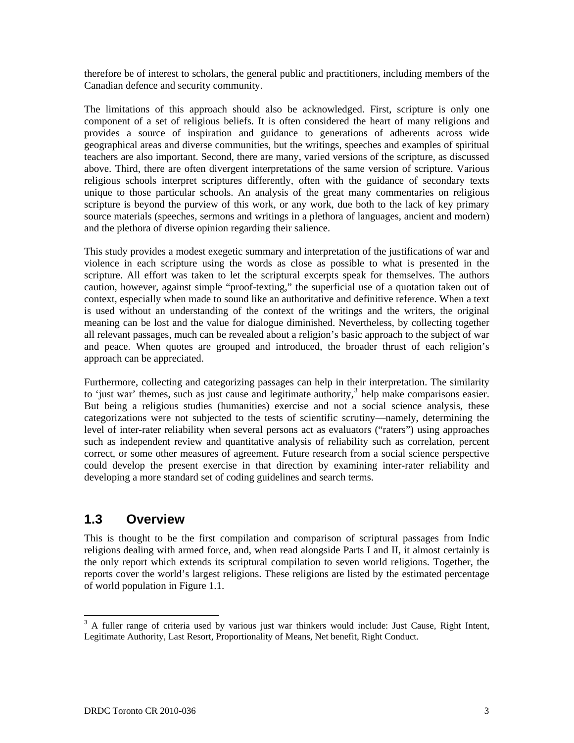therefore be of interest to scholars, the general public and practitioners, including members of the Canadian defence and security community.

The limitations of this approach should also be acknowledged. First, scripture is only one component of a set of religious beliefs. It is often considered the heart of many religions and provides a source of inspiration and guidance to generations of adherents across wide geographical areas and diverse communities, but the writings, speeches and examples of spiritual teachers are also important. Second, there are many, varied versions of the scripture, as discussed above. Third, there are often divergent interpretations of the same version of scripture. Various religious schools interpret scriptures differently, often with the guidance of secondary texts unique to those particular schools. An analysis of the great many commentaries on religious scripture is beyond the purview of this work, or any work, due both to the lack of key primary source materials (speeches, sermons and writings in a plethora of languages, ancient and modern) and the plethora of diverse opinion regarding their salience.

This study provides a modest exegetic summary and interpretation of the justifications of war and violence in each scripture using the words as close as possible to what is presented in the scripture. All effort was taken to let the scriptural excerpts speak for themselves. The authors caution, however, against simple "proof-texting," the superficial use of a quotation taken out of context, especially when made to sound like an authoritative and definitive reference. When a text is used without an understanding of the context of the writings and the writers, the original meaning can be lost and the value for dialogue diminished. Nevertheless, by collecting together all relevant passages, much can be revealed about a religion's basic approach to the subject of war and peace. When quotes are grouped and introduced, the broader thrust of each religion's approach can be appreciated.

Furthermore, collecting and categorizing passages can help in their interpretation. The similarity to 'just war' themes, such as just cause and legitimate authority,[3] help make comparisons easier. But being a religious studies (humanities) exercise and not a social science analysis, these categorizations were not subjected to the tests of scientific scrutiny—namely, determining the level of inter-rater reliability when several persons act as evaluators ("raters") using approaches such as independent review and quantitative analysis of reliability such as correlation, percent correct, or some other measures of agreement. Future research from a social science perspective could develop the present exercise in that direction by examining inter-rater reliability and developing a more standard set of coding guidelines and search terms.

## 1.3 Overview

This is thought to be the first compilation and comparison of scriptural passages from Indic religions dealing with armed force, and, when read alongside Parts I and II, it almost certainly is the only report which extends its scriptural compilation to seven world religions. Together, the reports cover the world's largest religions. These religions are listed by the estimated percentage of world population in Figure 1.1.

[3] A fuller range of criteria used by various just war thinkers would include: Just Cause, Right Intent, Legitimate Authority, Last Resort, Proportionality of Means, Net benefit, Right Conduct.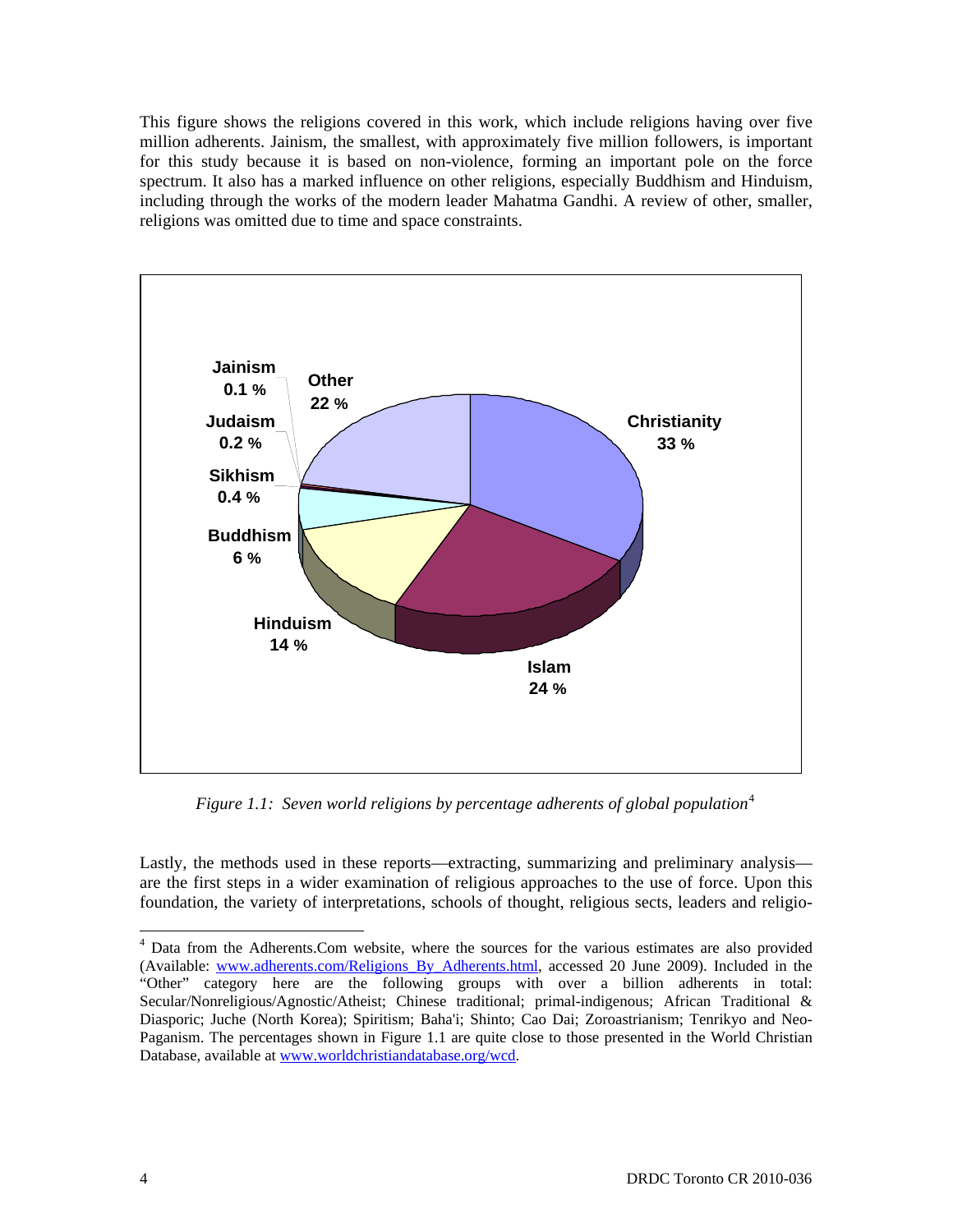This figure shows the religions covered in this work, which include religions having over five million adherents. Jainism, the smallest, with approximately five million followers, is important for this study because it is based on non-violence, forming an important pole on the force spectrum. It also has a marked influence on other religions, especially Buddhism and Hinduism, including through the works of the modern leader Mahatma Gandhi. A review of other, smaller, religions was omitted due to time and space constraints.

*Figure 1.1: Seven world religions by percentage adherents of global population*[4]

Lastly, the methods used in these reports—extracting, summarizing and preliminary analysis—are the first steps in a wider examination of religious approaches to the use of force. Upon this foundation, the variety of interpretations, schools of thought, religious sects, leaders and religio-

[4] Data from the Adherents.Com website, where the sources for the various estimates are also provided (Available: www.adherents.com/Religions_By_Adherents.html, accessed 20 June 2009). Included in the "Other" category here are the following groups with over a billion adherents in total: Secular/Nonreligious/Agnostic/Atheist; Chinese traditional; primal-indigenous; African Traditional & Diasporic; Juche (North Korea); Spiritism; Baha'i; Shinto; Cao Dai; Zoroastrianism; Tenrikyo and Neo-Paganism. The percentages shown in Figure 1.1 are quite close to those presented in the World Christian Database, available at www.worldchristiandatabase.org/wcd.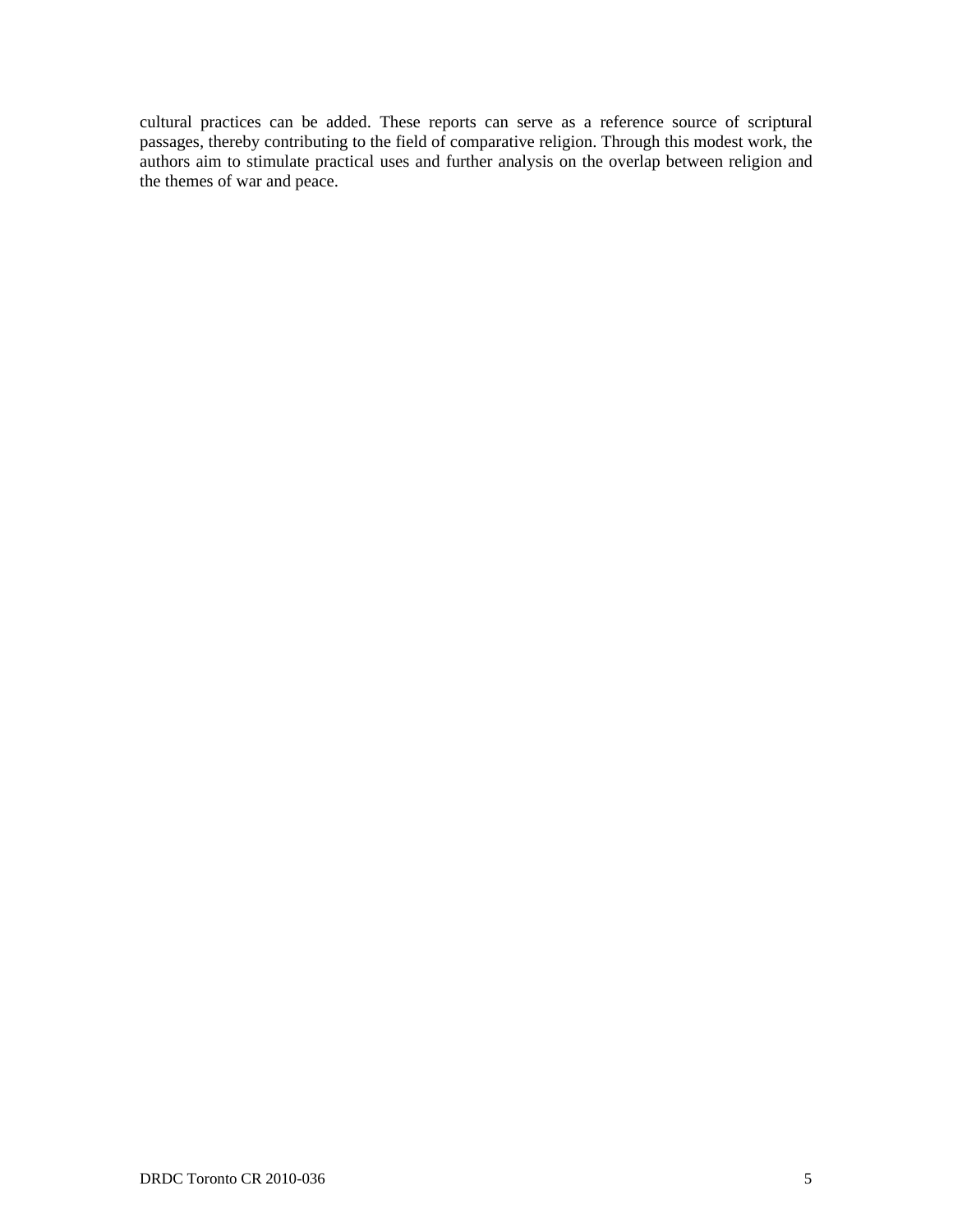cultural practices can be added. These reports can serve as a reference source of scriptural passages, thereby contributing to the field of comparative religion. Through this modest work, the authors aim to stimulate practical uses and further analysis on the overlap between religion and the themes of war and peace.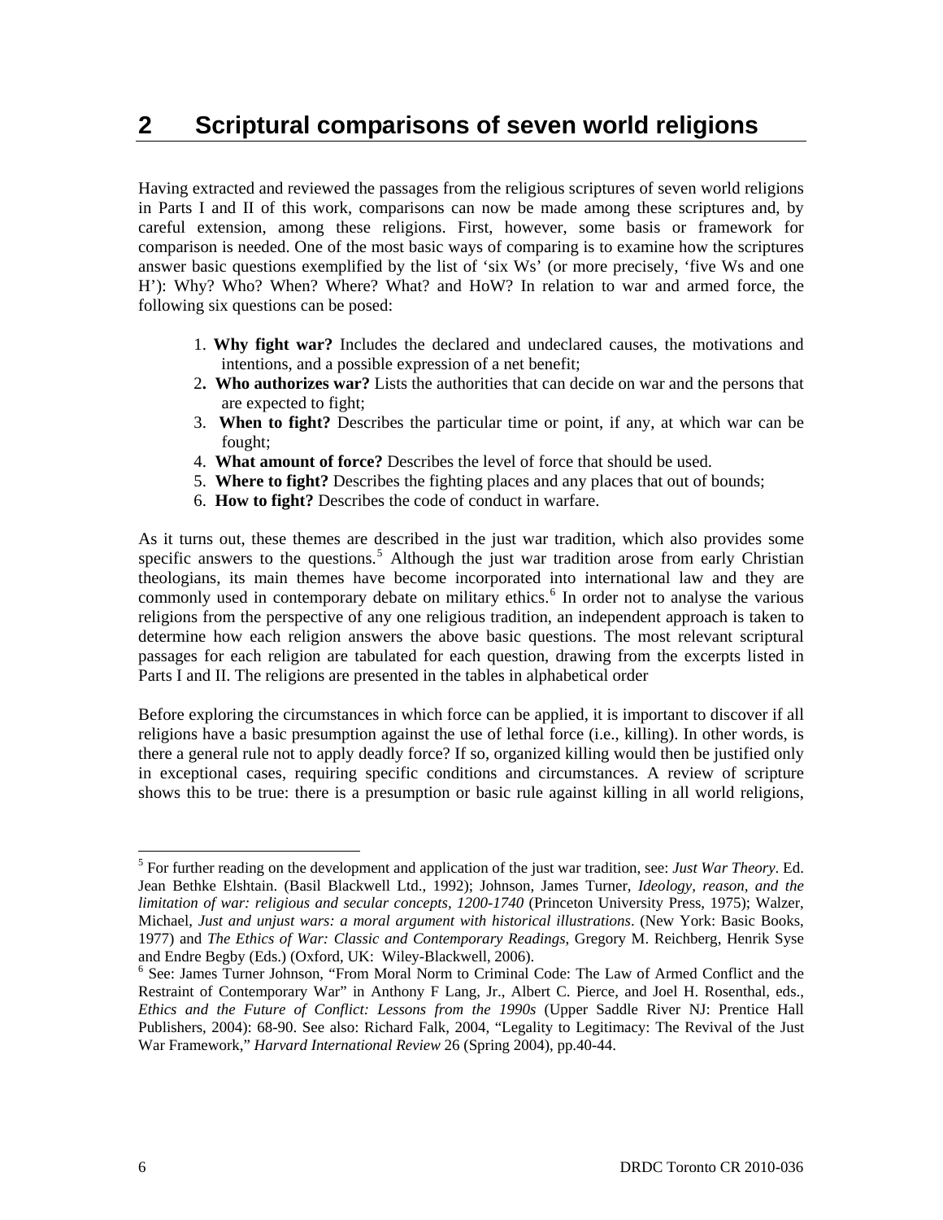# 2 Scriptural comparisons of seven world religions

Having extracted and reviewed the passages from the religious scriptures of seven world religions in Parts I and II of this work, comparisons can now be made among these scriptures and, by careful extension, among these religions. First, however, some basis or framework for comparison is needed. One of the most basic ways of comparing is to examine how the scriptures answer basic questions exemplified by the list of 'six Ws' (or more precisely, 'five Ws and one H'): Why? Who? When? Where? What? and HoW? In relation to war and armed force, the following six questions can be posed:

1. **Why fight war?** Includes the declared and undeclared causes, the motivations and intentions, and a possible expression of a net benefit;
2. **Who authorizes war?** Lists the authorities that can decide on war and the persons that are expected to fight;
3. **When to fight?** Describes the particular time or point, if any, at which war can be fought;
4. **What amount of force?** Describes the level of force that should be used.
5. **Where to fight?** Describes the fighting places and any places that out of bounds;
6. **How to fight?** Describes the code of conduct in warfare.

As it turns out, these themes are described in the just war tradition, which also provides some specific answers to the questions.[5] Although the just war tradition arose from early Christian theologians, its main themes have become incorporated into international law and they are commonly used in contemporary debate on military ethics.[6] In order not to analyse the various religions from the perspective of any one religious tradition, an independent approach is taken to determine how each religion answers the above basic questions. The most relevant scriptural passages for each religion are tabulated for each question, drawing from the excerpts listed in Parts I and II. The religions are presented in the tables in alphabetical order

Before exploring the circumstances in which force can be applied, it is important to discover if all religions have a basic presumption against the use of lethal force (i.e., killing). In other words, is there a general rule not to apply deadly force? If so, organized killing would then be justified only in exceptional cases, requiring specific conditions and circumstances. A review of scripture shows this to be true: there is a presumption or basic rule against killing in all world religions,

---

[5] For further reading on the development and application of the just war tradition, see: *Just War Theory*. Ed. Jean Bethke Elshtain. (Basil Blackwell Ltd., 1992); Johnson, James Turner, *Ideology, reason, and the limitation of war: religious and secular concepts, 1200-1740* (Princeton University Press, 1975); Walzer, Michael, *Just and unjust wars: a moral argument with historical illustrations*. (New York: Basic Books, 1977) and *The Ethics of War: Classic and Contemporary Readings*, Gregory M. Reichberg, Henrik Syse and Endre Begby (Eds.) (Oxford, UK: Wiley-Blackwell, 2006).

[6] See: James Turner Johnson, "From Moral Norm to Criminal Code: The Law of Armed Conflict and the Restraint of Contemporary War" in Anthony F Lang, Jr., Albert C. Pierce, and Joel H. Rosenthal, eds., *Ethics and the Future of Conflict: Lessons from the 1990s* (Upper Saddle River NJ: Prentice Hall Publishers, 2004): 68-90. See also: Richard Falk, 2004, "Legality to Legitimacy: The Revival of the Just War Framework," *Harvard International Review* 26 (Spring 2004), pp.40-44.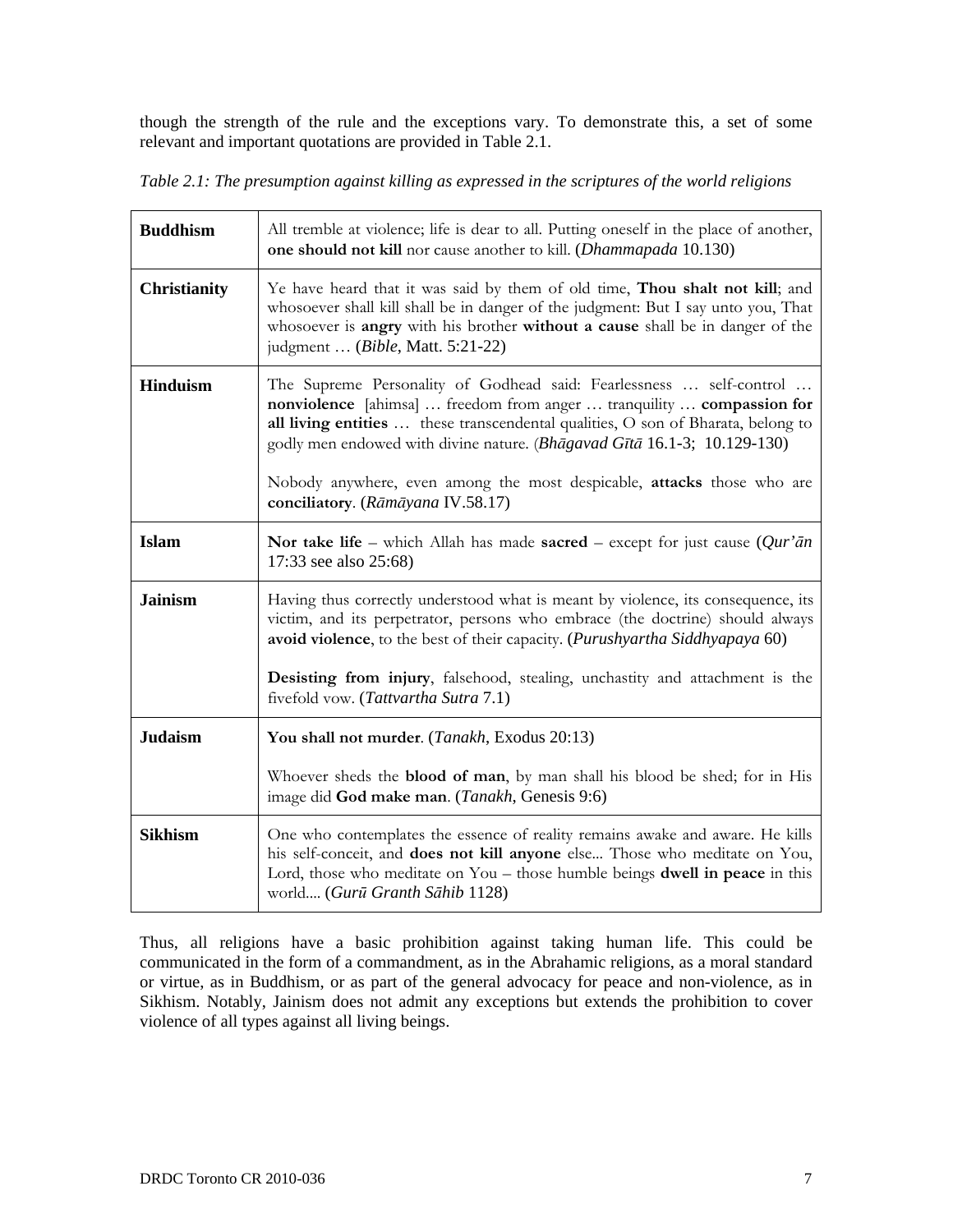though the strength of the rule and the exceptions vary. To demonstrate this, a set of some relevant and important quotations are provided in Table 2.1.

*Table 2.1: The presumption against killing as expressed in the scriptures of the world religions*

| | |
|---|---|
| **Buddhism** | All tremble at violence; life is dear to all. Putting oneself in the place of another, **one should not kill** nor cause another to kill. (*Dhammapada* 10.130) |
| **Christianity** | Ye have heard that it was said by them of old time, **Thou shalt not kill**; and whosoever shall kill shall be in danger of the judgment: But I say unto you, That whosoever is **angry** with his brother **without a cause** shall be in danger of the judgment … (*Bible*, Matt. 5:21-22) |
| **Hinduism** | The Supreme Personality of Godhead said: Fearlessness … self-control … **nonviolence** [ahimsa] … freedom from anger … tranquility … **compassion for all living entities** … these transcendental qualities, O son of Bharata, belong to godly men endowed with divine nature. (*Bhāgavad Gītā* 16.1-3; 10.129-130)<br><br>Nobody anywhere, even among the most despicable, **attacks** those who are **conciliatory**. (*Rāmāyana* IV.58.17) |
| **Islam** | **Nor take life** – which Allah has made **sacred** – except for just cause (*Qur'ān* 17:33 see also 25:68) |
| **Jainism** | Having thus correctly understood what is meant by violence, its consequence, its victim, and its perpetrator, persons who embrace (the doctrine) should always **avoid violence**, to the best of their capacity. (*Purushyartha Siddhyapaya* 60)<br><br>**Desisting from injury**, falsehood, stealing, unchastity and attachment is the fivefold vow. (*Tattvartha Sutra* 7.1) |
| **Judaism** | **You shall not murder**. (*Tanakh*, Exodus 20:13)<br><br>Whoever sheds the **blood of man**, by man shall his blood be shed; for in His image did **God make man**. (*Tanakh*, Genesis 9:6) |
| **Sikhism** | One who contemplates the essence of reality remains awake and aware. He kills his self-conceit, and **does not kill anyone** else... Those who meditate on You, Lord, those who meditate on You – those humble beings **dwell in peace** in this world.... (*Gurū Granth Sāhib* 1128) |

Thus, all religions have a basic prohibition against taking human life. This could be communicated in the form of a commandment, as in the Abrahamic religions, as a moral standard or virtue, as in Buddhism, or as part of the general advocacy for peace and non-violence, as in Sikhism. Notably, Jainism does not admit any exceptions but extends the prohibition to cover violence of all types against all living beings.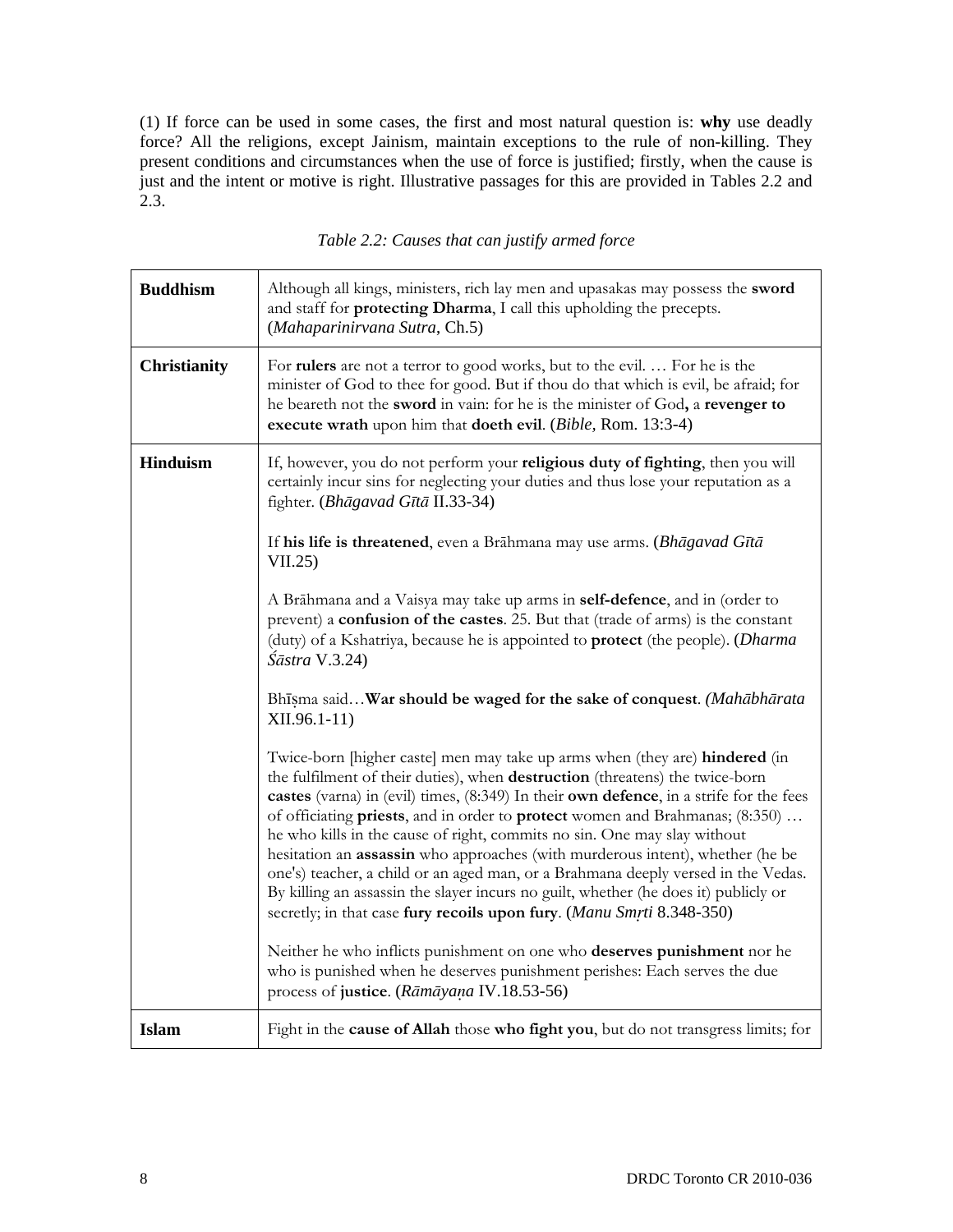(1) If force can be used in some cases, the first and most natural question is: **why** use deadly force? All the religions, except Jainism, maintain exceptions to the rule of non-killing. They present conditions and circumstances when the use of force is justified; firstly, when the cause is just and the intent or motive is right. Illustrative passages for this are provided in Tables 2.2 and 2.3.

*Table 2.2: Causes that can justify armed force*

| | |
|---|---|
| **Buddhism** | Although all kings, ministers, rich lay men and upasakas may possess the **sword** and staff for **protecting Dharma**, I call this upholding the precepts. (*Mahaparinirvana Sutra*, Ch.5) |
| **Christianity** | For **rulers** are not a terror to good works, but to the evil. … For he is the minister of God to thee for good. But if thou do that which is evil, be afraid; for he beareth not the **sword** in vain: for he is the minister of God**,** a **revenger to execute wrath** upon him that **doeth evil**. (*Bible,* Rom. 13:3-4) |
| **Hinduism** | If, however, you do not perform your **religious duty of fighting**, then you will certainly incur sins for neglecting your duties and thus lose your reputation as a fighter. (*Bhāgavad Gītā* II.33-34)<br><br>If **his life is threatened**, even a Brāhmana may use arms. (*Bhāgavad Gītā* VII.25)<br><br>A Brāhmana and a Vaisya may take up arms in **self-defence**, and in (order to prevent) a **confusion of the castes**. 25. But that (trade of arms) is the constant (duty) of a Kshatriya, because he is appointed to **protect** (the people). (*Dharma Śāstra* V.3.24)<br><br>Bhīṣma said…**War should be waged for the sake of conquest**. *(Mahābhārata* XII.96.1-11)<br><br>Twice-born [higher caste] men may take up arms when (they are) **hindered** (in the fulfilment of their duties), when **destruction** (threatens) the twice-born **castes** (varna) in (evil) times, (8:349) In their **own defence**, in a strife for the fees of officiating **priests**, and in order to **protect** women and Brahmanas; (8:350) … he who kills in the cause of right, commits no sin. One may slay without hesitation an **assassin** who approaches (with murderous intent), whether (he be one's) teacher, a child or an aged man, or a Brahmana deeply versed in the Vedas. By killing an assassin the slayer incurs no guilt, whether (he does it) publicly or secretly; in that case **fury recoils upon fury**. (*Manu Smṛti* 8.348-350)<br><br>Neither he who inflicts punishment on one who **deserves punishment** nor he who is punished when he deserves punishment perishes: Each serves the due process of **justice**. (*Rāmāyaṇa* IV.18.53-56) |
| **Islam** | Fight in the **cause of Allah** those **who fight you**, but do not transgress limits; for |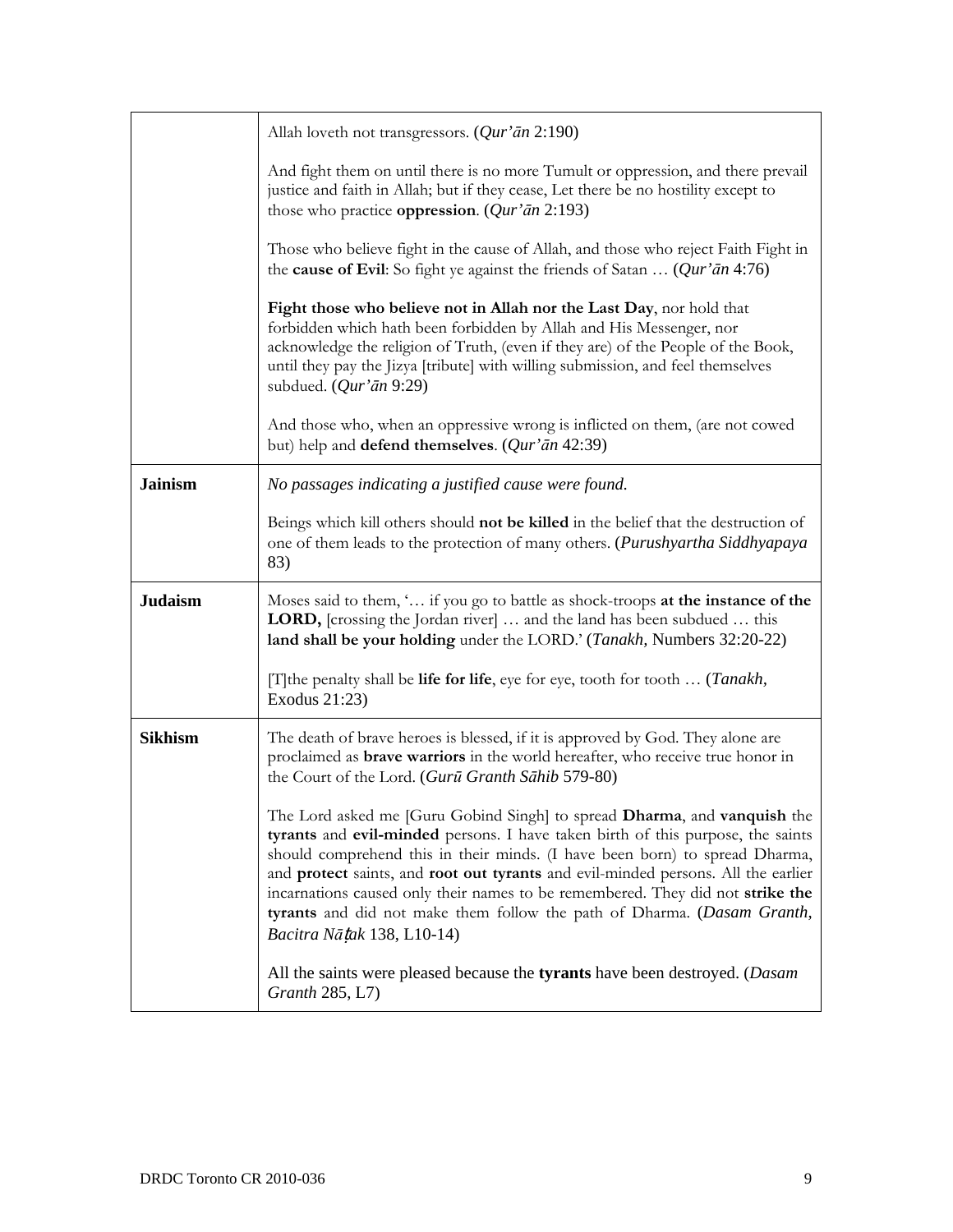| | |
|---|---|
| | Allah loveth not transgressors. (*Qur'ān* 2:190)<br><br>And fight them on until there is no more Tumult or oppression, and there prevail justice and faith in Allah; but if they cease, Let there be no hostility except to those who practice **oppression**. (*Qur'ān* 2:193)<br><br>Those who believe fight in the cause of Allah, and those who reject Faith Fight in the **cause of Evil**: So fight ye against the friends of Satan … (*Qur'ān* 4:76)<br><br>**Fight those who believe not in Allah nor the Last Day**, nor hold that forbidden which hath been forbidden by Allah and His Messenger, nor acknowledge the religion of Truth, (even if they are) of the People of the Book, until they pay the Jizya [tribute] with willing submission, and feel themselves subdued. (*Qur'ān* 9:29)<br><br>And those who, when an oppressive wrong is inflicted on them, (are not cowed but) help and **defend themselves**. (*Qur'ān* 42:39) |
| **Jainism** | *No passages indicating a justified cause were found.*<br><br>Beings which kill others should **not be killed** in the belief that the destruction of one of them leads to the protection of many others. (*Purushyartha Siddhyapaya* 83) |
| **Judaism** | Moses said to them, '… if you go to battle as shock-troops **at the instance of the LORD,** [crossing the Jordan river] … and the land has been subdued … this **land shall be your holding** under the LORD.' (*Tanakh,* Numbers 32:20-22)<br><br>[T]the penalty shall be **life for life**, eye for eye, tooth for tooth … (*Tanakh,* Exodus 21:23) |
| **Sikhism** | The death of brave heroes is blessed, if it is approved by God. They alone are proclaimed as **brave warriors** in the world hereafter, who receive true honor in the Court of the Lord. (*Gurū Granth Sāhib* 579-80)<br><br>The Lord asked me [Guru Gobind Singh] to spread **Dharma**, and **vanquish** the **tyrants** and **evil-minded** persons. I have taken birth of this purpose, the saints should comprehend this in their minds. (I have been born) to spread Dharma, and **protect** saints, and **root out tyrants** and evil-minded persons. All the earlier incarnations caused only their names to be remembered. They did not **strike the tyrants** and did not make them follow the path of Dharma. (*Dasam Granth, Bacitra Nāṭak* 138, L10-14)<br><br>All the saints were pleased because the **tyrants** have been destroyed. (*Dasam Granth* 285, L7) |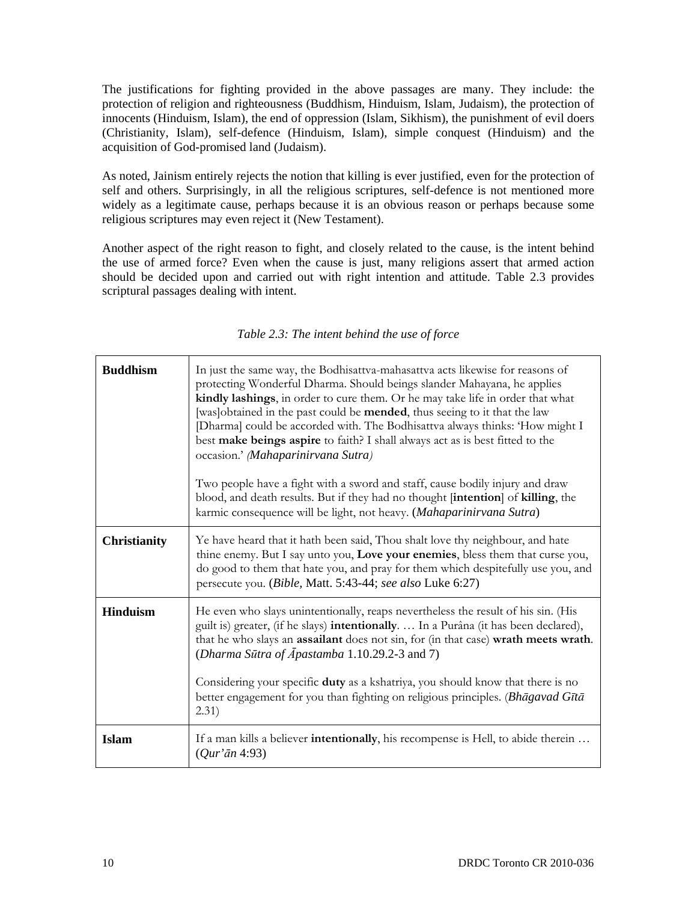The justifications for fighting provided in the above passages are many. They include: the protection of religion and righteousness (Buddhism, Hinduism, Islam, Judaism), the protection of innocents (Hinduism, Islam), the end of oppression (Islam, Sikhism), the punishment of evil doers (Christianity, Islam), self-defence (Hinduism, Islam), simple conquest (Hinduism) and the acquisition of God-promised land (Judaism).

As noted, Jainism entirely rejects the notion that killing is ever justified, even for the protection of self and others. Surprisingly, in all the religious scriptures, self-defence is not mentioned more widely as a legitimate cause, perhaps because it is an obvious reason or perhaps because some religious scriptures may even reject it (New Testament).

Another aspect of the right reason to fight, and closely related to the cause, is the intent behind the use of armed force? Even when the cause is just, many religions assert that armed action should be decided upon and carried out with right intention and attitude. Table 2.3 provides scriptural passages dealing with intent.

*Table 2.3: The intent behind the use of force*

| | |
|---|---|
| **Buddhism** | In just the same way, the Bodhisattva-mahasattva acts likewise for reasons of protecting Wonderful Dharma. Should beings slander Mahayana, he applies **kindly lashings**, in order to cure them. Or he may take life in order that what [was]obtained in the past could be **mended**, thus seeing to it that the law [Dharma] could be accorded with. The Bodhisattva always thinks: 'How might I best **make beings aspire** to faith? I shall always act as is best fitted to the occasion.' *(Mahaparinirvana Sutra)*<br><br>Two people have a fight with a sword and staff, cause bodily injury and draw blood, and death results. But if they had no thought [**intention**] of **killing**, the karmic consequence will be light, not heavy. (*Mahaparinirvana Sutra*) |
| **Christianity** | Ye have heard that it hath been said, Thou shalt love thy neighbour, and hate thine enemy. But I say unto you, **Love your enemies**, bless them that curse you, do good to them that hate you, and pray for them which despitefully use you, and persecute you. (*Bible,* Matt. 5:43-44; *see also* Luke 6:27) |
| **Hinduism** | He even who slays unintentionally, reaps nevertheless the result of his sin. (His guilt is) greater, (if he slays) **intentionally**. … In a Purâna (it has been declared), that he who slays an **assailant** does not sin, for (in that case) **wrath meets wrath**. (*Dharma Sūtra of Āpastamba* 1.10.29.2-3 and 7)<br><br>Considering your specific **duty** as a kshatriya, you should know that there is no better engagement for you than fighting on religious principles. (*Bhāgavad Gītā* 2.31) |
| **Islam** | If a man kills a believer **intentionally**, his recompense is Hell, to abide therein … (*Qur'ān* 4:93) |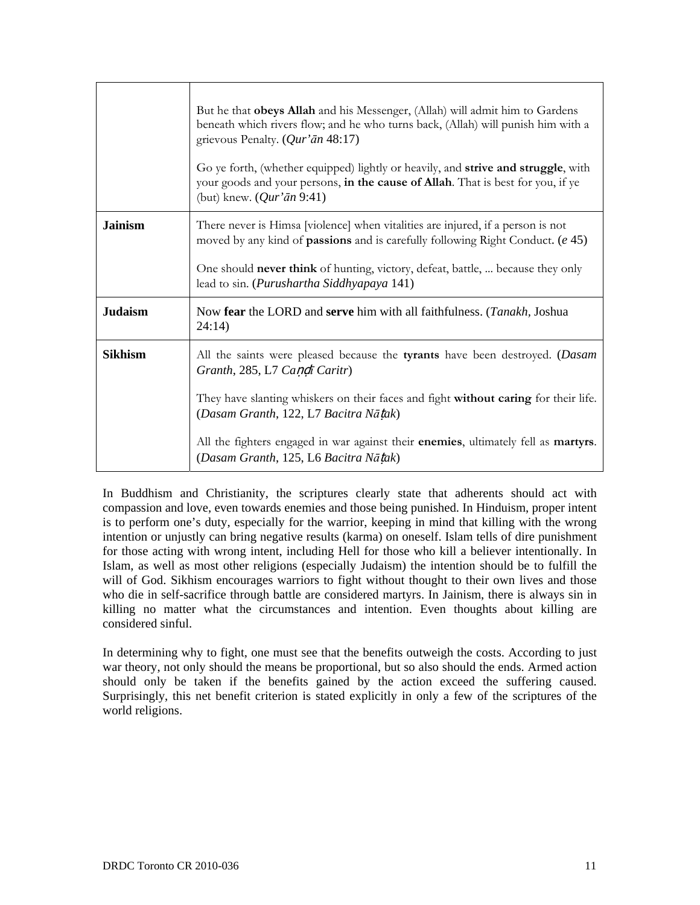| | |
|---|---|
| | But he that **obeys Allah** and his Messenger, (Allah) will admit him to Gardens beneath which rivers flow; and he who turns back, (Allah) will punish him with a grievous Penalty. (*Qur'ān* 48:17)<br><br>Go ye forth, (whether equipped) lightly or heavily, and **strive and struggle**, with your goods and your persons, **in the cause of Allah**. That is best for you, if ye (but) knew. (*Qur'ān* 9:41) |
| **Jainism** | There never is Himsa [violence] when vitalities are injured, if a person is not moved by any kind of **passions** and is carefully following Right Conduct. (*e* 45)<br><br>One should **never think** of hunting, victory, defeat, battle, ... because they only lead to sin. (*Purushartha Siddhyapaya* 141) |
| **Judaism** | Now **fear** the LORD and **serve** him with all faithfulness. (*Tanakh*, Joshua 24:14) |
| **Sikhism** | All the saints were pleased because the **tyrants** have been destroyed. (*Dasam Granth*, 285, L7 *Caṇḍī Caritr*)<br><br>They have slanting whiskers on their faces and fight **without caring** for their life. (*Dasam Granth*, 122, L7 *Bacitra Nāṭak*)<br><br>All the fighters engaged in war against their **enemies**, ultimately fell as **martyrs**. (*Dasam Granth*, 125, L6 *Bacitra Nāṭak*) |

In Buddhism and Christianity, the scriptures clearly state that adherents should act with compassion and love, even towards enemies and those being punished. In Hinduism, proper intent is to perform one's duty, especially for the warrior, keeping in mind that killing with the wrong intention or unjustly can bring negative results (karma) on oneself. Islam tells of dire punishment for those acting with wrong intent, including Hell for those who kill a believer intentionally. In Islam, as well as most other religions (especially Judaism) the intention should be to fulfill the will of God. Sikhism encourages warriors to fight without thought to their own lives and those who die in self-sacrifice through battle are considered martyrs. In Jainism, there is always sin in killing no matter what the circumstances and intention. Even thoughts about killing are considered sinful.

In determining why to fight, one must see that the benefits outweigh the costs. According to just war theory, not only should the means be proportional, but so also should the ends. Armed action should only be taken if the benefits gained by the action exceed the suffering caused. Surprisingly, this net benefit criterion is stated explicitly in only a few of the scriptures of the world religions.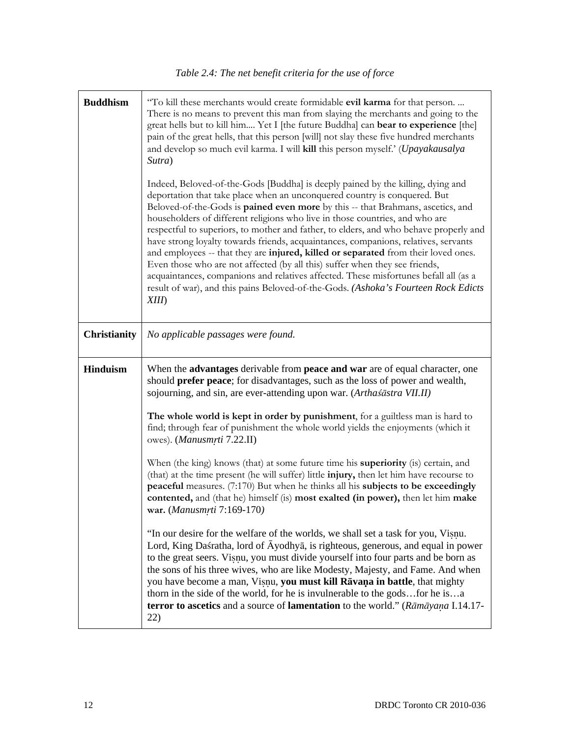*Table 2.4: The net benefit criteria for the use of force*

| | |
|---|---|
| **Buddhism** | "To kill these merchants would create formidable **evil karma** for that person. ... There is no means to prevent this man from slaying the merchants and going to the great hells but to kill him.... Yet I [the future Buddha] can **bear to experience** [the] pain of the great hells, that this person [will] not slay these five hundred merchants and develop so much evil karma. I will **kill** this person myself.' (*Upayakausalya Sutra*)<br><br>Indeed, Beloved-of-the-Gods [Buddha] is deeply pained by the killing, dying and deportation that take place when an unconquered country is conquered. But Beloved-of-the-Gods is **pained even more** by this -- that Brahmans, ascetics, and householders of different religions who live in those countries, and who are respectful to superiors, to mother and father, to elders, and who behave properly and have strong loyalty towards friends, acquaintances, companions, relatives, servants and employees -- that they are **injured, killed or separated** from their loved ones. Even those who are not affected (by all this) suffer when they see friends, acquaintances, companions and relatives affected. These misfortunes befall all (as a result of war), and this pains Beloved-of-the-Gods. *(Ashoka's Fourteen Rock Edicts XIII*) |
| **Christianity** | *No applicable passages were found.* |
| **Hinduism** | When the **advantages** derivable from **peace and war** are of equal character, one should **prefer peace**; for disadvantages, such as the loss of power and wealth, sojourning, and sin, are ever-attending upon war. (*Arthaśāstra VII.II)*<br><br>**The whole world is kept in order by punishment**, for a guiltless man is hard to find; through fear of punishment the whole world yields the enjoyments (which it owes). (*Manusmṛti* 7.22.II)<br><br>When (the king) knows (that) at some future time his **superiority** (is) certain, and (that) at the time present (he will suffer) little **injury,** then let him have recourse to **peaceful** measures. (7:170) But when he thinks all his **subjects to be exceedingly contented,** and (that he) himself (is) **most exalted (in power),** then let him **make war.** (*Manusmṛti* 7:169-170*)*<br><br>"In our desire for the welfare of the worlds, we shall set a task for you, Viṣṇu. Lord, King Daśratha, lord of Āyodhyā, is righteous, generous, and equal in power to the great seers. Viṣṇu, you must divide yourself into four parts and be born as the sons of his three wives, who are like Modesty, Majesty, and Fame. And when you have become a man, Viṣṇu, **you must kill Rāvaṇa in battle**, that mighty thorn in the side of the world, for he is invulnerable to the gods…for he is…a **terror to ascetics** and a source of **lamentation** to the world." (*Rāmāyaṇa* I.14.17-22) |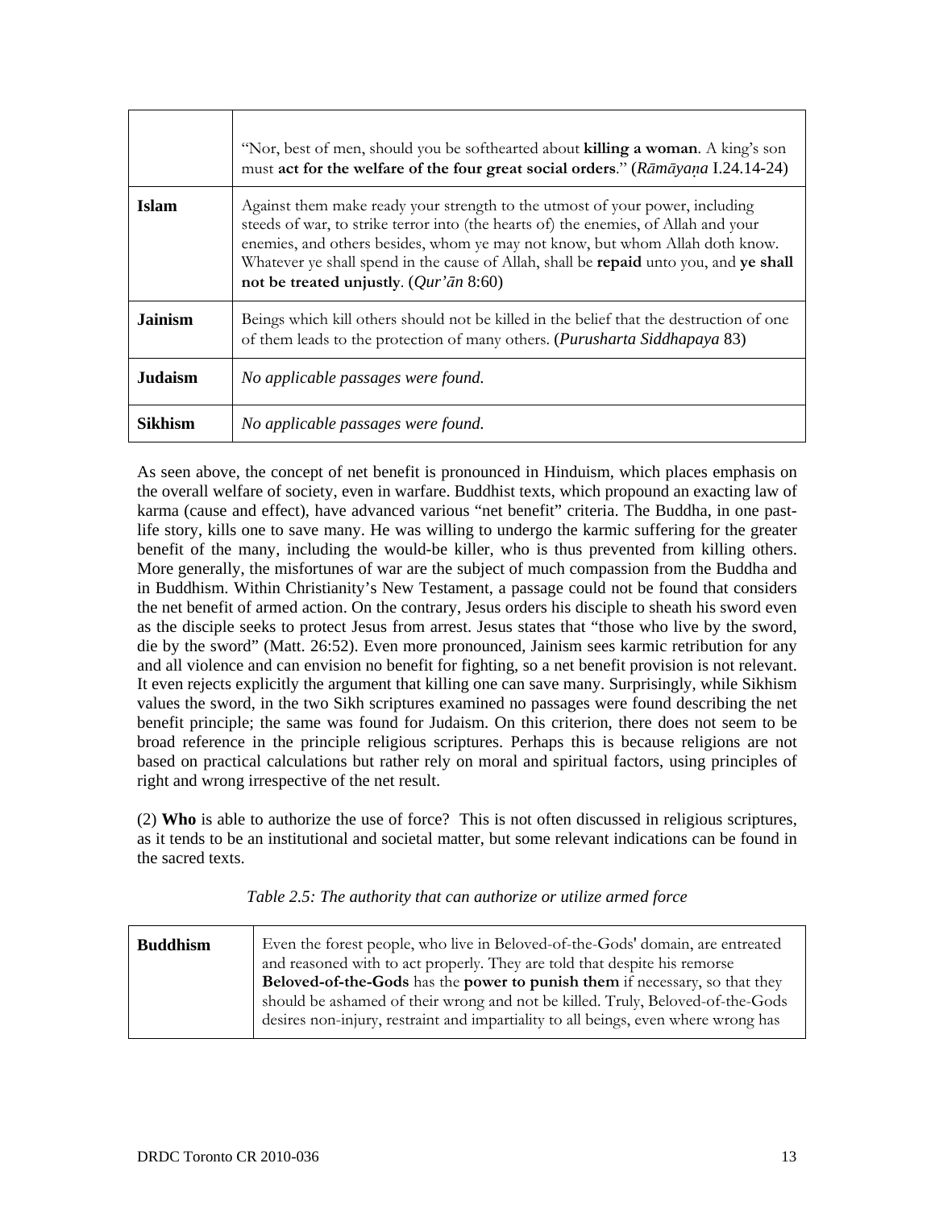|  |  |
| --- | --- |
|  | "Nor, best of men, should you be softhearted about **killing a woman**. A king's son must **act for the welfare of the four great social orders**." (*Rāmāyaṇa* I.24.14-24) |
| **Islam** | Against them make ready your strength to the utmost of your power, including steeds of war, to strike terror into (the hearts of) the enemies, of Allah and your enemies, and others besides, whom ye may not know, but whom Allah doth know. Whatever ye shall spend in the cause of Allah, shall be **repaid** unto you, and **ye shall not be treated unjustly**. (*Qur'ān* 8:60) |
| **Jainism** | Beings which kill others should not be killed in the belief that the destruction of one of them leads to the protection of many others. (*Purusharta Siddhapaya* 83) |
| **Judaism** | *No applicable passages were found.* |
| **Sikhism** | *No applicable passages were found.* |

As seen above, the concept of net benefit is pronounced in Hinduism, which places emphasis on the overall welfare of society, even in warfare. Buddhist texts, which propound an exacting law of karma (cause and effect), have advanced various "net benefit" criteria. The Buddha, in one past-life story, kills one to save many. He was willing to undergo the karmic suffering for the greater benefit of the many, including the would-be killer, who is thus prevented from killing others. More generally, the misfortunes of war are the subject of much compassion from the Buddha and in Buddhism. Within Christianity's New Testament, a passage could not be found that considers the net benefit of armed action. On the contrary, Jesus orders his disciple to sheath his sword even as the disciple seeks to protect Jesus from arrest. Jesus states that "those who live by the sword, die by the sword" (Matt. 26:52). Even more pronounced, Jainism sees karmic retribution for any and all violence and can envision no benefit for fighting, so a net benefit provision is not relevant. It even rejects explicitly the argument that killing one can save many. Surprisingly, while Sikhism values the sword, in the two Sikh scriptures examined no passages were found describing the net benefit principle; the same was found for Judaism. On this criterion, there does not seem to be broad reference in the principle religious scriptures. Perhaps this is because religions are not based on practical calculations but rather rely on moral and spiritual factors, using principles of right and wrong irrespective of the net result.

(2) **Who** is able to authorize the use of force? This is not often discussed in religious scriptures, as it tends to be an institutional and societal matter, but some relevant indications can be found in the sacred texts.

*Table 2.5: The authority that can authorize or utilize armed force*

|  |  |
| --- | --- |
| **Buddhism** | Even the forest people, who live in Beloved-of-the-Gods' domain, are entreated and reasoned with to act properly. They are told that despite his remorse **Beloved-of-the-Gods** has the **power to punish them** if necessary, so that they should be ashamed of their wrong and not be killed. Truly, Beloved-of-the-Gods desires non-injury, restraint and impartiality to all beings, even where wrong has |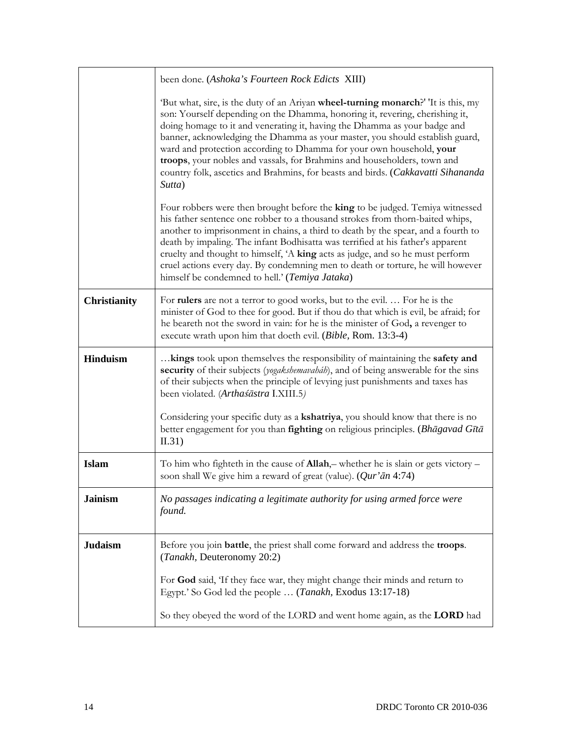| | |
|---|---|
| | been done. (*Ashoka's Fourteen Rock Edicts* XIII)<br><br>'But what, sire, is the duty of an Ariyan **wheel-turning monarch**?' 'It is this, my son: Yourself depending on the Dhamma, honoring it, revering, cherishing it, doing homage to it and venerating it, having the Dhamma as your badge and banner, acknowledging the Dhamma as your master, you should establish guard, ward and protection according to Dhamma for your own household, **your troops**, your nobles and vassals, for Brahmins and householders, town and country folk, ascetics and Brahmins, for beasts and birds. (*Cakkavatti Sihananda Sutta*)<br><br>Four robbers were then brought before the **king** to be judged. Temiya witnessed his father sentence one robber to a thousand strokes from thorn-baited whips, another to imprisonment in chains, a third to death by the spear, and a fourth to death by impaling. The infant Bodhisatta was terrified at his father's apparent cruelty and thought to himself, 'A **king** acts as judge, and so he must perform cruel actions every day. By condemning men to death or torture, he will however himself be condemned to hell.' (*Temiya Jataka*) |
| **Christianity** | For **rulers** are not a terror to good works, but to the evil. … For he is the minister of God to thee for good. But if thou do that which is evil, be afraid; for he beareth not the sword in vain: for he is the minister of God**,** a revenger to execute wrath upon him that doeth evil. (*Bible,* Rom. 13:3-4) |
| **Hinduism** | …**kings** took upon themselves the responsibility of maintaining the **safety and security** of their subjects (*yogakshemavaháh*), and of being answerable for the sins of their subjects when the principle of levying just punishments and taxes has been violated. (*Arthaśāstra* I.XIII.5)<br><br>Considering your specific duty as a **kshatriya**, you should know that there is no better engagement for you than **fighting** on religious principles. (*Bhāgavad Gītā* II.31) |
| **Islam** | To him who fighteth in the cause of **Allah**,– whether he is slain or gets victory – soon shall We give him a reward of great (value). (*Qur'ān* 4:74) |
| **Jainism** | *No passages indicating a legitimate authority for using armed force were found.* |
| **Judaism** | Before you join **battle**, the priest shall come forward and address the **troops**. (*Tanakh,* Deuteronomy 20:2)<br><br>For **God** said, 'If they face war, they might change their minds and return to Egypt.' So God led the people … (*Tanakh,* Exodus 13:17-18)<br><br>So they obeyed the word of the LORD and went home again, as the **LORD** had |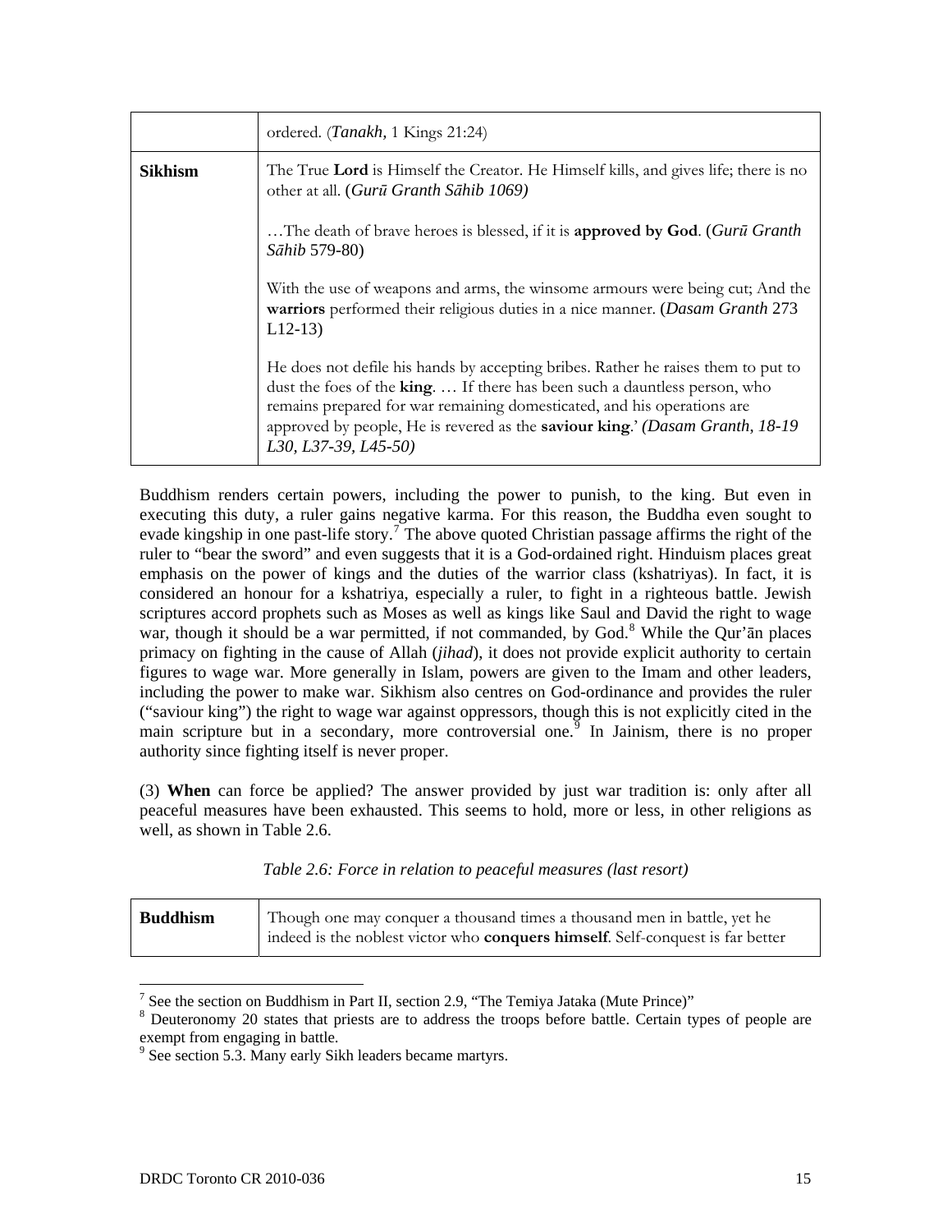| | |
|---|---|
| | ordered. (*Tanakh*, 1 Kings 21:24) |
| **Sikhism** | The True **Lord** is Himself the Creator. He Himself kills, and gives life; there is no other at all. (*Gurū Granth Sāhib 1069)* <br><br> …The death of brave heroes is blessed, if it is **approved by God**. (*Gurū Granth Sāhib* 579-80) <br><br> With the use of weapons and arms, the winsome armours were being cut; And the **warriors** performed their religious duties in a nice manner. (*Dasam Granth* 273 L12-13) <br><br> He does not defile his hands by accepting bribes. Rather he raises them to put to dust the foes of the **king**. … If there has been such a dauntless person, who remains prepared for war remaining domesticated, and his operations are approved by people, He is revered as the **saviour king**.' *(Dasam Granth, 18-19 L30, L37-39, L45-50)* |

Buddhism renders certain powers, including the power to punish, to the king. But even in executing this duty, a ruler gains negative karma. For this reason, the Buddha even sought to evade kingship in one past-life story.[7] The above quoted Christian passage affirms the right of the ruler to "bear the sword" and even suggests that it is a God-ordained right. Hinduism places great emphasis on the power of kings and the duties of the warrior class (kshatriyas). In fact, it is considered an honour for a kshatriya, especially a ruler, to fight in a righteous battle. Jewish scriptures accord prophets such as Moses as well as kings like Saul and David the right to wage war, though it should be a war permitted, if not commanded, by God.[8] While the Qur'ān places primacy on fighting in the cause of Allah (*jihad*), it does not provide explicit authority to certain figures to wage war. More generally in Islam, powers are given to the Imam and other leaders, including the power to make war. Sikhism also centres on God-ordinance and provides the ruler ("saviour king") the right to wage war against oppressors, though this is not explicitly cited in the main scripture but in a secondary, more controversial one.[9] In Jainism, there is no proper authority since fighting itself is never proper.

(3) **When** can force be applied? The answer provided by just war tradition is: only after all peaceful measures have been exhausted. This seems to hold, more or less, in other religions as well, as shown in Table 2.6.

*Table 2.6: Force in relation to peaceful measures (last resort)*

| | |
|---|---|
| **Buddhism** | Though one may conquer a thousand times a thousand men in battle, yet he indeed is the noblest victor who **conquers himself**. Self-conquest is far better |

[7] See the section on Buddhism in Part II, section 2.9, "The Temiya Jataka (Mute Prince)"

[8] Deuteronomy 20 states that priests are to address the troops before battle. Certain types of people are exempt from engaging in battle.

[9] See section 5.3. Many early Sikh leaders became martyrs.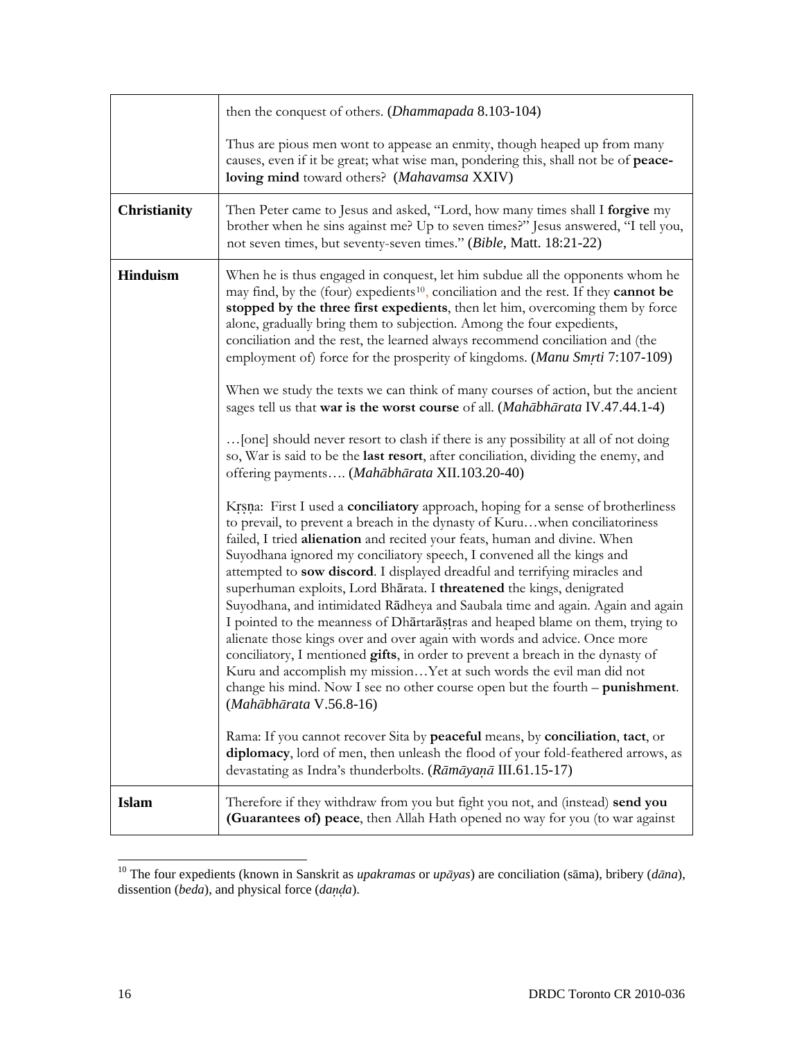| | |
|---|---|
| | then the conquest of others. (*Dhammapada* 8.103-104)<br><br>Thus are pious men wont to appease an enmity, though heaped up from many causes, even if it be great; what wise man, pondering this, shall not be of **peace-loving mind** toward others? (*Mahavamsa* XXIV) |
| **Christianity** | Then Peter came to Jesus and asked, "Lord, how many times shall I **forgive** my brother when he sins against me? Up to seven times?" Jesus answered, "I tell you, not seven times, but seventy-seven times." (*Bible,* Matt. 18:21-22) |
| **Hinduism** | When he is thus engaged in conquest, let him subdue all the opponents whom he may find, by the (four) expedients[10], conciliation and the rest. If they **cannot be stopped by the three first expedients**, then let him, overcoming them by force alone, gradually bring them to subjection. Among the four expedients, conciliation and the rest, the learned always recommend conciliation and (the employment of) force for the prosperity of kingdoms. (*Manu Smṛti* 7:107-109)<br><br>When we study the texts we can think of many courses of action, but the ancient sages tell us that **war is the worst course** of all. (*Mahābhārata* IV.47.44.1-4)<br><br>…[one] should never resort to clash if there is any possibility at all of not doing so, War is said to be the **last resort**, after conciliation, dividing the enemy, and offering payments…. (*Mahābhārata* XII.103.20-40)<br><br>Kṛṣṇa: First I used a **conciliatory** approach, hoping for a sense of brotherliness to prevail, to prevent a breach in the dynasty of Kuru…when conciliatoriness failed, I tried **alienation** and recited your feats, human and divine. When Suyodhana ignored my conciliatory speech, I convened all the kings and attempted to **sow discord**. I displayed dreadful and terrifying miracles and superhuman exploits, Lord Bhārata. I **threatened** the kings, denigrated Suyodhana, and intimidated Rādheya and Saubala time and again. Again and again I pointed to the meanness of Dhārtarāṣṭras and heaped blame on them, trying to alienate those kings over and over again with words and advice. Once more conciliatory, I mentioned **gifts**, in order to prevent a breach in the dynasty of Kuru and accomplish my mission…Yet at such words the evil man did not change his mind. Now I see no other course open but the fourth – **punishment**. (*Mahābhārata* V.56.8-16)<br><br>Rama: If you cannot recover Sita by **peaceful** means, by **conciliation**, **tact**, or **diplomacy**, lord of men, then unleash the flood of your fold-feathered arrows, as devastating as Indra's thunderbolts. (*Rāmāyaṇā* III.61.15-17) |
| **Islam** | Therefore if they withdraw from you but fight you not, and (instead) **send you (Guarantees of) peace**, then Allah Hath opened no way for you (to war against |

[10] The four expedients (known in Sanskrit as *upakramas* or *upāyas*) are conciliation (sāma), bribery (*dāna*), dissention (*beda*), and physical force (*daṇḍa*).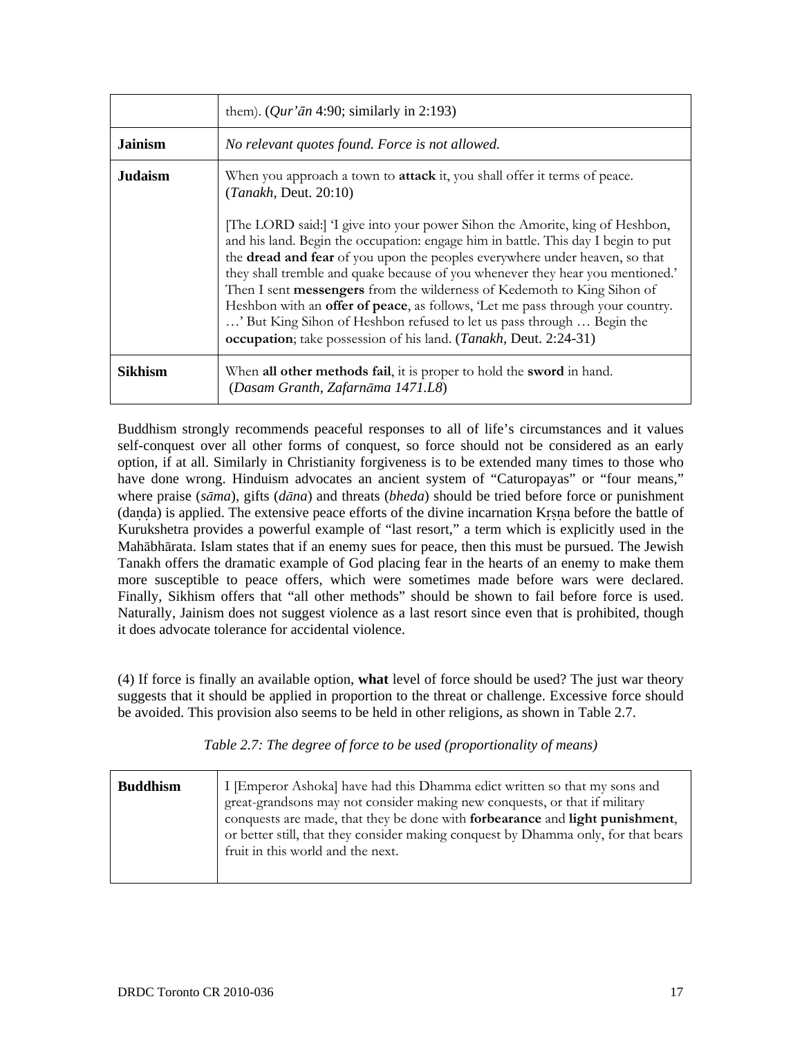| | |
|---|---|
| | them). (*Qur'ān* 4:90; similarly in 2:193) |
| **Jainism** | *No relevant quotes found. Force is not allowed.* |
| **Judaism** | When you approach a town to **attack** it, you shall offer it terms of peace. (*Tanakh,* Deut. 20:10)<br><br>[The LORD said:] 'I give into your power Sihon the Amorite, king of Heshbon, and his land. Begin the occupation: engage him in battle. This day I begin to put the **dread and fear** of you upon the peoples everywhere under heaven, so that they shall tremble and quake because of you whenever they hear you mentioned.' Then I sent **messengers** from the wilderness of Kedemoth to King Sihon of Heshbon with an **offer of peace**, as follows, 'Let me pass through your country. …' But King Sihon of Heshbon refused to let us pass through … Begin the **occupation**; take possession of his land. (*Tanakh,* Deut. 2:24-31) |
| **Sikhism** | When **all other methods fail**, it is proper to hold the **sword** in hand. (*Dasam Granth*, *Zafarnāma 1471.L8*) |

Buddhism strongly recommends peaceful responses to all of life's circumstances and it values self-conquest over all other forms of conquest, so force should not be considered as an early option, if at all. Similarly in Christianity forgiveness is to be extended many times to those who have done wrong. Hinduism advocates an ancient system of "Caturopayas" or "four means," where praise (*sāma*), gifts (*dāna*) and threats (*bheda*) should be tried before force or punishment (daṇḍa) is applied. The extensive peace efforts of the divine incarnation Kṛṣṇa before the battle of Kurukshetra provides a powerful example of "last resort," a term which is explicitly used in the Mahābhārata. Islam states that if an enemy sues for peace, then this must be pursued. The Jewish Tanakh offers the dramatic example of God placing fear in the hearts of an enemy to make them more susceptible to peace offers, which were sometimes made before wars were declared. Finally, Sikhism offers that "all other methods" should be shown to fail before force is used. Naturally, Jainism does not suggest violence as a last resort since even that is prohibited, though it does advocate tolerance for accidental violence.

(4) If force is finally an available option, **what** level of force should be used? The just war theory suggests that it should be applied in proportion to the threat or challenge. Excessive force should be avoided. This provision also seems to be held in other religions, as shown in Table 2.7.

*Table 2.7: The degree of force to be used (proportionality of means)*

| | |
|---|---|
| **Buddhism** | I [Emperor Ashoka] have had this Dhamma edict written so that my sons and great-grandsons may not consider making new conquests, or that if military conquests are made, that they be done with **forbearance** and **light punishment**, or better still, that they consider making conquest by Dhamma only, for that bears fruit in this world and the next. |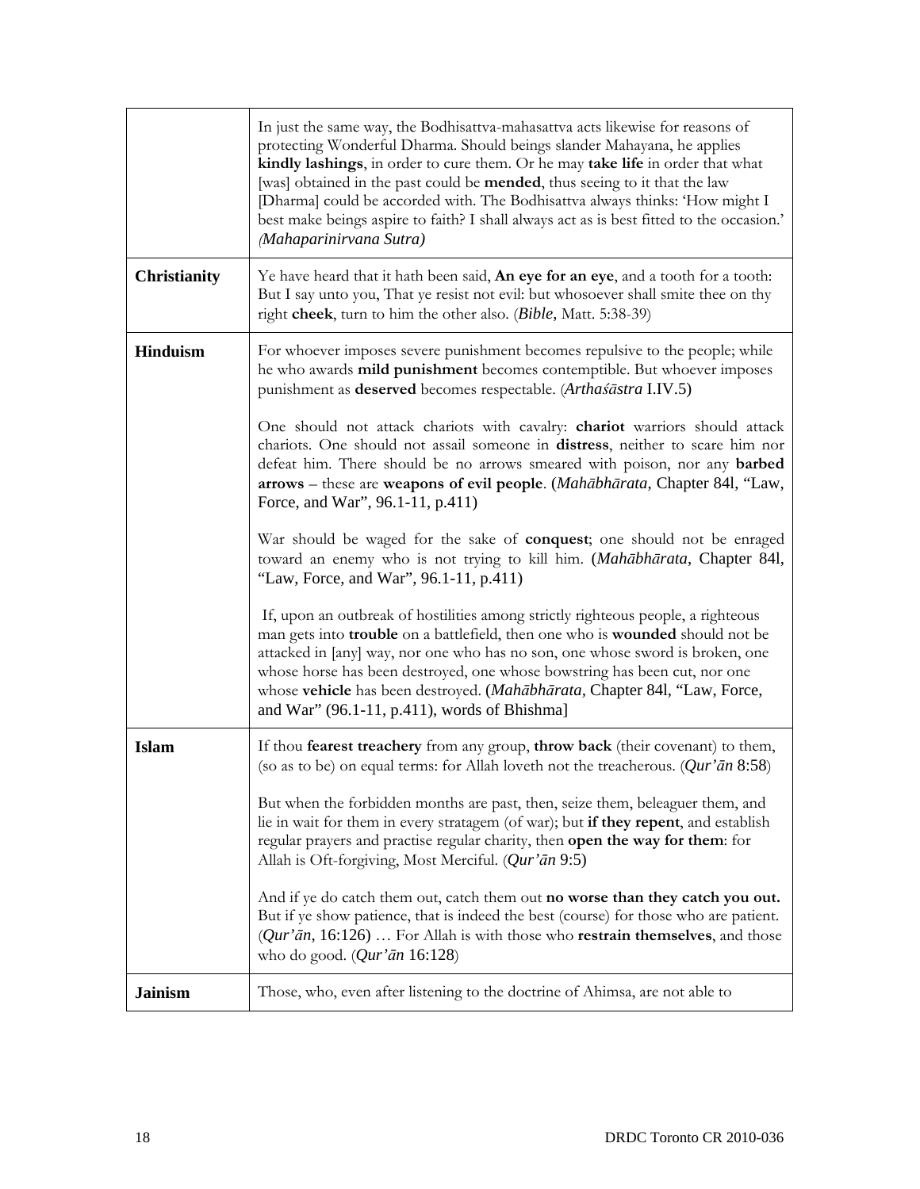| | |
|---|---|
| | In just the same way, the Bodhisattva-mahasattva acts likewise for reasons of protecting Wonderful Dharma. Should beings slander Mahayana, he applies **kindly lashings**, in order to cure them. Or he may **take life** in order that what [was] obtained in the past could be **mended**, thus seeing to it that the law [Dharma] could be accorded with. The Bodhisattva always thinks: 'How might I best make beings aspire to faith? I shall always act as is best fitted to the occasion.' *(Mahaparinirvana Sutra)* |
| **Christianity** | Ye have heard that it hath been said, **An eye for an eye**, and a tooth for a tooth: But I say unto you, That ye resist not evil: but whosoever shall smite thee on thy right **cheek**, turn to him the other also. (*Bible*, Matt. 5:38-39) |
| **Hinduism** | For whoever imposes severe punishment becomes repulsive to the people; while he who awards **mild punishment** becomes contemptible. But whoever imposes punishment as **deserved** becomes respectable. (*Arthaśāstra* I.IV.5)<br><br>One should not attack chariots with cavalry: **chariot** warriors should attack chariots. One should not assail someone in **distress**, neither to scare him nor defeat him. There should be no arrows smeared with poison, nor any **barbed arrows** – these are **weapons of evil people**. (*Mahābhārata*, Chapter 84l, "Law, Force, and War", 96.1-11, p.411)<br><br>War should be waged for the sake of **conquest**; one should not be enraged toward an enemy who is not trying to kill him. (*Mahābhārata*, Chapter 84l, "Law, Force, and War", 96.1-11, p.411)<br><br>If, upon an outbreak of hostilities among strictly righteous people, a righteous man gets into **trouble** on a battlefield, then one who is **wounded** should not be attacked in [any] way, nor one who has no son, one whose sword is broken, one whose horse has been destroyed, one whose bowstring has been cut, nor one whose **vehicle** has been destroyed. (*Mahābhārata*, Chapter 84l, "Law, Force, and War" (96.1-11, p.411), words of Bhishma] |
| **Islam** | If thou **fearest treachery** from any group, **throw back** (their covenant) to them, (so as to be) on equal terms: for Allah loveth not the treacherous. (*Qur'ān* 8:58)<br><br>But when the forbidden months are past, then, seize them, beleaguer them, and lie in wait for them in every stratagem (of war); but **if they repent**, and establish regular prayers and practise regular charity, then **open the way for them**: for Allah is Oft-forgiving, Most Merciful. (*Qur'ān* 9:5)<br><br>And if ye do catch them out, catch them out **no worse than they catch you out.** But if ye show patience, that is indeed the best (course) for those who are patient. (*Qur'ān*, 16:126) … For Allah is with those who **restrain themselves**, and those who do good. (*Qur'ān* 16:128) |
| **Jainism** | Those, who, even after listening to the doctrine of Ahimsa, are not able to |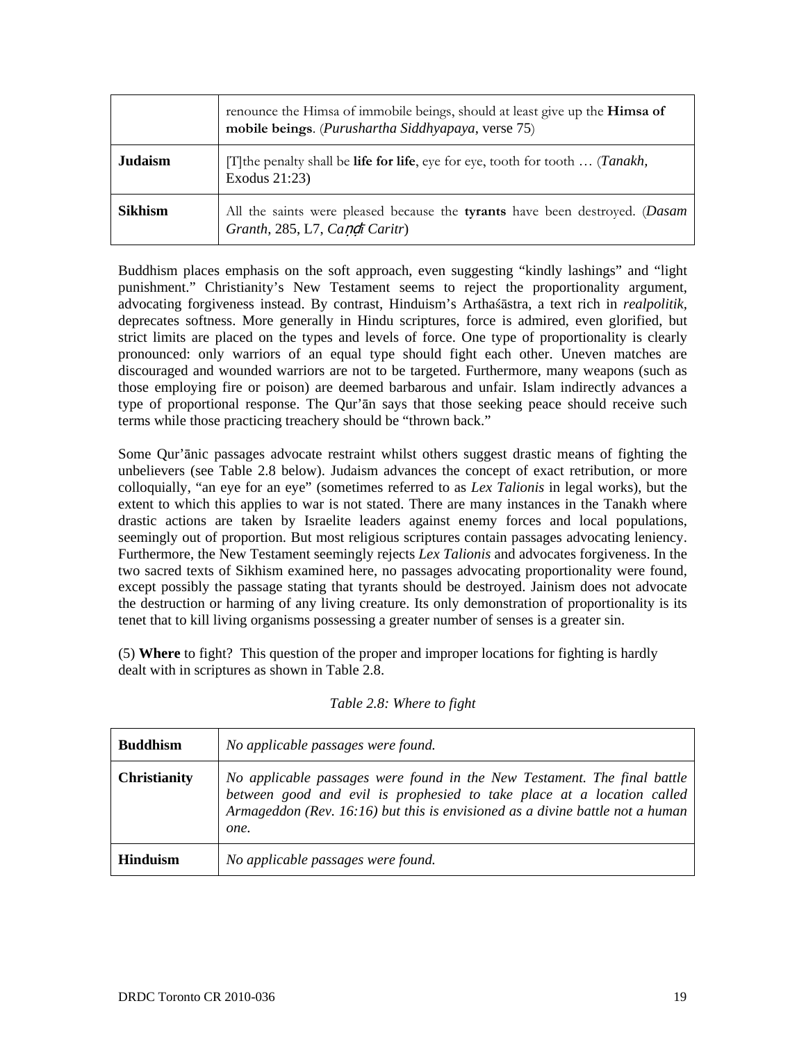| | |
|---|---|
| | renounce the Himsa of immobile beings, should at least give up the **Himsa of mobile beings**. (*Purushartha Siddhyapaya*, verse 75) |
| **Judaism** | [T]the penalty shall be **life for life**, eye for eye, tooth for tooth … (*Tanakh*, Exodus 21:23) |
| **Sikhism** | All the saints were pleased because the **tyrants** have been destroyed. (*Dasam Granth*, 285, L7, *Caṇḍī Caritr*) |

Buddhism places emphasis on the soft approach, even suggesting "kindly lashings" and "light punishment." Christianity's New Testament seems to reject the proportionality argument, advocating forgiveness instead. By contrast, Hinduism's Arthaśāstra, a text rich in *realpolitik*, deprecates softness. More generally in Hindu scriptures, force is admired, even glorified, but strict limits are placed on the types and levels of force. One type of proportionality is clearly pronounced: only warriors of an equal type should fight each other. Uneven matches are discouraged and wounded warriors are not to be targeted. Furthermore, many weapons (such as those employing fire or poison) are deemed barbarous and unfair. Islam indirectly advances a type of proportional response. The Qur'ān says that those seeking peace should receive such terms while those practicing treachery should be "thrown back."

Some Qur'ānic passages advocate restraint whilst others suggest drastic means of fighting the unbelievers (see Table 2.8 below). Judaism advances the concept of exact retribution, or more colloquially, "an eye for an eye" (sometimes referred to as *Lex Talionis* in legal works), but the extent to which this applies to war is not stated. There are many instances in the Tanakh where drastic actions are taken by Israelite leaders against enemy forces and local populations, seemingly out of proportion. But most religious scriptures contain passages advocating leniency. Furthermore, the New Testament seemingly rejects *Lex Talionis* and advocates forgiveness. In the two sacred texts of Sikhism examined here, no passages advocating proportionality were found, except possibly the passage stating that tyrants should be destroyed. Jainism does not advocate the destruction or harming of any living creature. Its only demonstration of proportionality is its tenet that to kill living organisms possessing a greater number of senses is a greater sin.

(5) **Where** to fight? This question of the proper and improper locations for fighting is hardly dealt with in scriptures as shown in Table 2.8.

*Table 2.8: Where to fight*

| | |
|---|---|
| **Buddhism** | *No applicable passages were found.* |
| **Christianity** | *No applicable passages were found in the New Testament. The final battle between good and evil is prophesied to take place at a location called Armageddon (Rev. 16:16) but this is envisioned as a divine battle not a human one.* |
| **Hinduism** | *No applicable passages were found.* |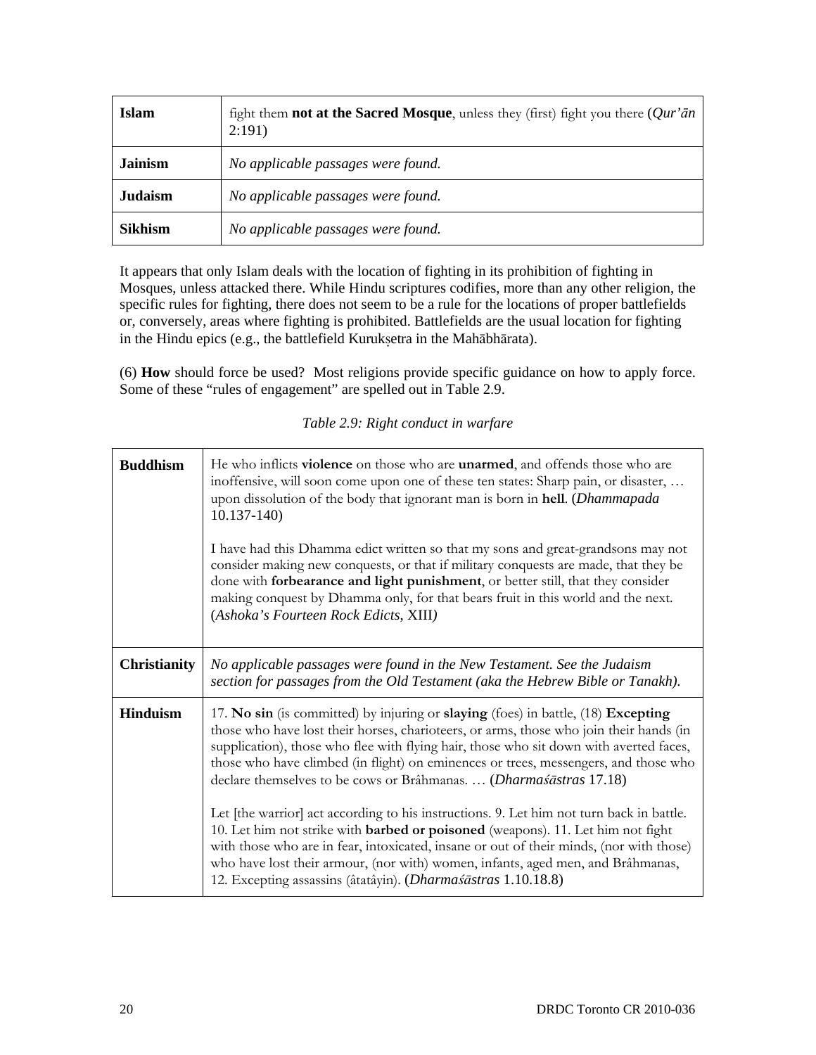| | |
|---|---|
| **Islam** | fight them **not at the Sacred Mosque**, unless they (first) fight you there (*Qur'ān* 2:191) |
| **Jainism** | *No applicable passages were found.* |
| **Judaism** | *No applicable passages were found.* |
| **Sikhism** | *No applicable passages were found.* |

It appears that only Islam deals with the location of fighting in its prohibition of fighting in Mosques, unless attacked there. While Hindu scriptures codifies, more than any other religion, the specific rules for fighting, there does not seem to be a rule for the locations of proper battlefields or, conversely, areas where fighting is prohibited. Battlefields are the usual location for fighting in the Hindu epics (e.g., the battlefield Kurukṣetra in the Mahābhārata).

(6) **How** should force be used? Most religions provide specific guidance on how to apply force. Some of these "rules of engagement" are spelled out in Table 2.9.

*Table 2.9: Right conduct in warfare*

| | |
|---|---|
| **Buddhism** | He who inflicts **violence** on those who are **unarmed**, and offends those who are inoffensive, will soon come upon one of these ten states: Sharp pain, or disaster, … upon dissolution of the body that ignorant man is born in **hell**. (*Dhammapada* 10.137-140)<br><br>I have had this Dhamma edict written so that my sons and great-grandsons may not consider making new conquests, or that if military conquests are made, that they be done with **forbearance and light punishment**, or better still, that they consider making conquest by Dhamma only, for that bears fruit in this world and the next. (*Ashoka's Fourteen Rock Edicts*, XIII) |
| **Christianity** | *No applicable passages were found in the New Testament. See the Judaism section for passages from the Old Testament (aka the Hebrew Bible or Tanakh).* |
| **Hinduism** | 17. **No sin** (is committed) by injuring or **slaying** (foes) in battle, (18) **Excepting** those who have lost their horses, charioteers, or arms, those who join their hands (in supplication), those who flee with flying hair, those who sit down with averted faces, those who have climbed (in flight) on eminences or trees, messengers, and those who declare themselves to be cows or Brâhmanas. … (*Dharmaśāstras* 17.18)<br><br>Let [the warrior] act according to his instructions. 9. Let him not turn back in battle. 10. Let him not strike with **barbed or poisoned** (weapons). 11. Let him not fight with those who are in fear, intoxicated, insane or out of their minds, (nor with those) who have lost their armour, (nor with) women, infants, aged men, and Brâhmanas, 12. Excepting assassins (âtatâyin). (*Dharmaśāstras* 1.10.18.8) |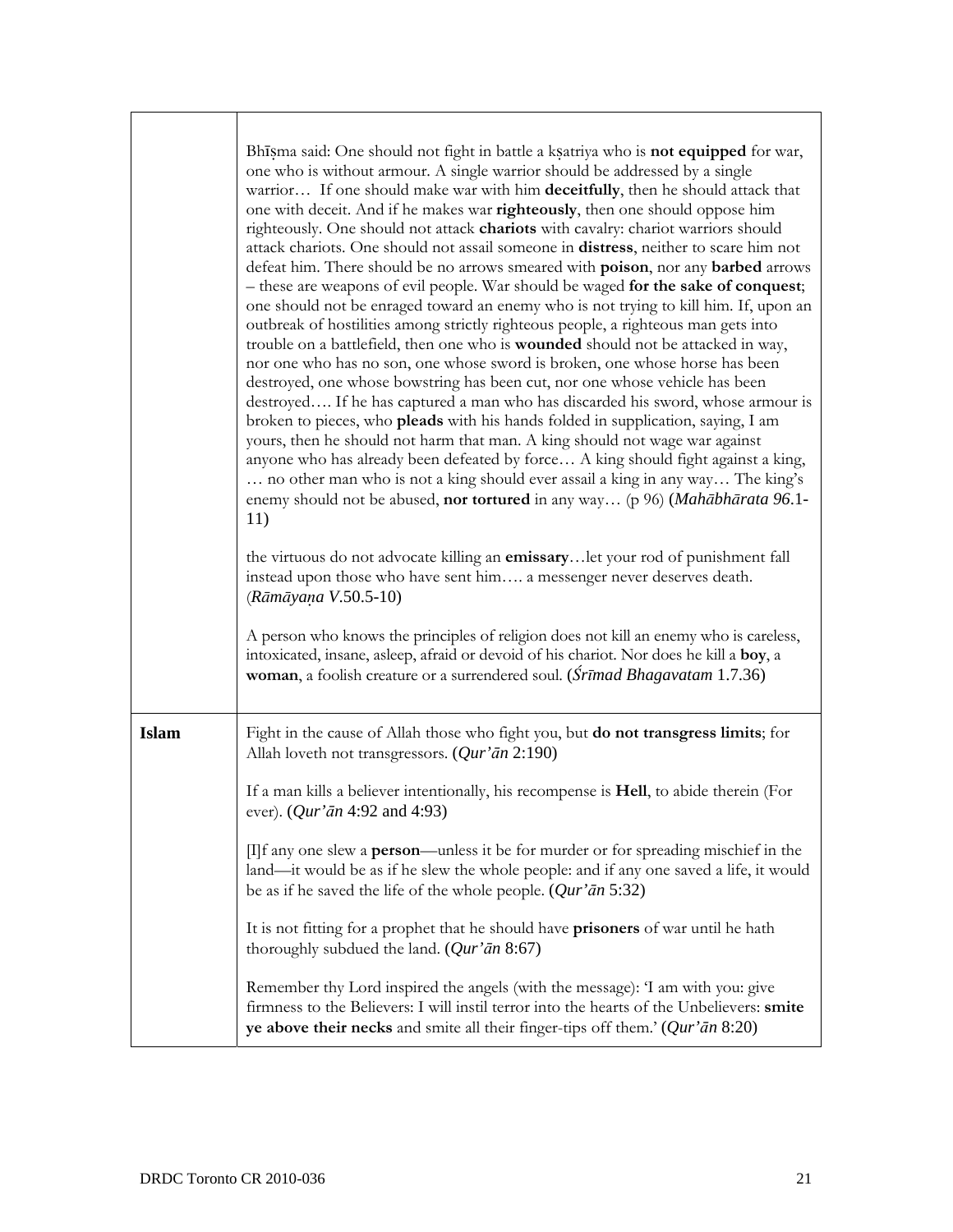| | |
|---|---|
| | Bhīṣma said: One should not fight in battle a kṣatriya who is **not equipped** for war, one who is without armour. A single warrior should be addressed by a single warrior… If one should make war with him **deceitfully**, then he should attack that one with deceit. And if he makes war **righteously**, then one should oppose him righteously. One should not attack **chariots** with cavalry: chariot warriors should attack chariots. One should not assail someone in **distress**, neither to scare him not defeat him. There should be no arrows smeared with **poison**, nor any **barbed** arrows – these are weapons of evil people. War should be waged **for the sake of conquest**; one should not be enraged toward an enemy who is not trying to kill him. If, upon an outbreak of hostilities among strictly righteous people, a righteous man gets into trouble on a battlefield, then one who is **wounded** should not be attacked in way, nor one who has no son, one whose sword is broken, one whose horse has been destroyed, one whose bowstring has been cut, nor one whose vehicle has been destroyed…. If he has captured a man who has discarded his sword, whose armour is broken to pieces, who **pleads** with his hands folded in supplication, saying, I am yours, then he should not harm that man. A king should not wage war against anyone who has already been defeated by force… A king should fight against a king, … no other man who is not a king should ever assail a king in any way… The king's enemy should not be abused, **nor tortured** in any way… (p 96) (*Mahābhārata 96*.1-11)<br><br>the virtuous do not advocate killing an **emissary**…let your rod of punishment fall instead upon those who have sent him…. a messenger never deserves death. (*Rāmāyaṇa V*.50.5-10)<br><br>A person who knows the principles of religion does not kill an enemy who is careless, intoxicated, insane, asleep, afraid or devoid of his chariot. Nor does he kill a **boy**, a **woman**, a foolish creature or a surrendered soul. (*Śrīmad Bhagavatam* 1.7.36) |
| **Islam** | Fight in the cause of Allah those who fight you, but **do not transgress limits**; for Allah loveth not transgressors. (*Qur'ān* 2:190)<br><br>If a man kills a believer intentionally, his recompense is **Hell**, to abide therein (For ever). (*Qur'ān* 4:92 and 4:93)<br><br>[I]f any one slew a **person**—unless it be for murder or for spreading mischief in the land—it would be as if he slew the whole people: and if any one saved a life, it would be as if he saved the life of the whole people. (*Qur'ān* 5:32)<br><br>It is not fitting for a prophet that he should have **prisoners** of war until he hath thoroughly subdued the land. (*Qur'ān* 8:67)<br><br>Remember thy Lord inspired the angels (with the message): 'I am with you: give firmness to the Believers: I will instil terror into the hearts of the Unbelievers: **smite ye above their necks** and smite all their finger-tips off them.' (*Qur'ān* 8:20) |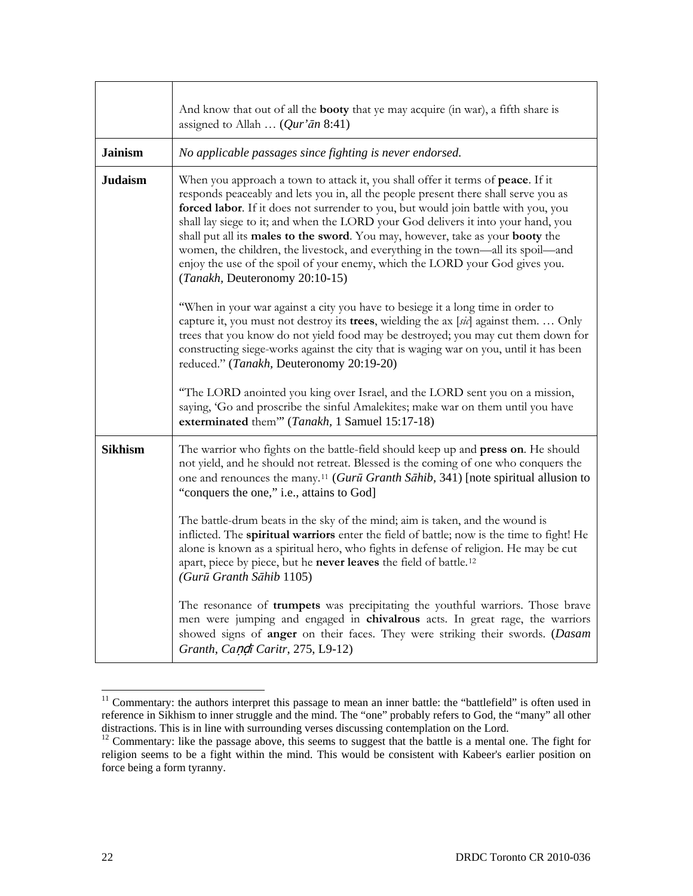| | |
|---|---|
| | And know that out of all the **booty** that ye may acquire (in war), a fifth share is assigned to Allah … (*Qur'ān* 8:41) |
| **Jainism** | *No applicable passages since fighting is never endorsed.* |
| **Judaism** | When you approach a town to attack it, you shall offer it terms of **peace**. If it responds peaceably and lets you in, all the people present there shall serve you as **forced labor**. If it does not surrender to you, but would join battle with you, you shall lay siege to it; and when the LORD your God delivers it into your hand, you shall put all its **males to the sword**. You may, however, take as your **booty** the women, the children, the livestock, and everything in the town—all its spoil—and enjoy the use of the spoil of your enemy, which the LORD your God gives you. (*Tanakh,* Deuteronomy 20:10-15)<br><br>"When in your war against a city you have to besiege it a long time in order to capture it, you must not destroy its **trees**, wielding the ax [*sic*] against them. … Only trees that you know do not yield food may be destroyed; you may cut them down for constructing siege-works against the city that is waging war on you, until it has been reduced." (*Tanakh,* Deuteronomy 20:19-20)<br><br>"The LORD anointed you king over Israel, and the LORD sent you on a mission, saying, 'Go and proscribe the sinful Amalekites; make war on them until you have **exterminated** them'" (*Tanakh,* 1 Samuel 15:17-18) |
| **Sikhism** | The warrior who fights on the battle-field should keep up and **press on**. He should not yield, and he should not retreat. Blessed is the coming of one who conquers the one and renounces the many.[11] (*Gurū Granth Sāhib,* 341) [note spiritual allusion to "conquers the one," i.e., attains to God]<br><br>The battle-drum beats in the sky of the mind; aim is taken, and the wound is inflicted. The **spiritual warriors** enter the field of battle; now is the time to fight! He alone is known as a spiritual hero, who fights in defense of religion. He may be cut apart, piece by piece, but he **never leaves** the field of battle.[12] (*Gurū Granth Sāhib* 1105)<br><br>The resonance of **trumpets** was precipitating the youthful warriors. Those brave men were jumping and engaged in **chivalrous** acts. In great rage, the warriors showed signs of **anger** on their faces. They were striking their swords. (*Dasam Granth*, *Caṇḍī Caritr*, 275, L9-12) |

[11] Commentary: the authors interpret this passage to mean an inner battle: the "battlefield" is often used in reference in Sikhism to inner struggle and the mind. The "one" probably refers to God, the "many" all other distractions. This is in line with surrounding verses discussing contemplation on the Lord.

[12] Commentary: like the passage above, this seems to suggest that the battle is a mental one. The fight for religion seems to be a fight within the mind. This would be consistent with Kabeer's earlier position on force being a form tyranny.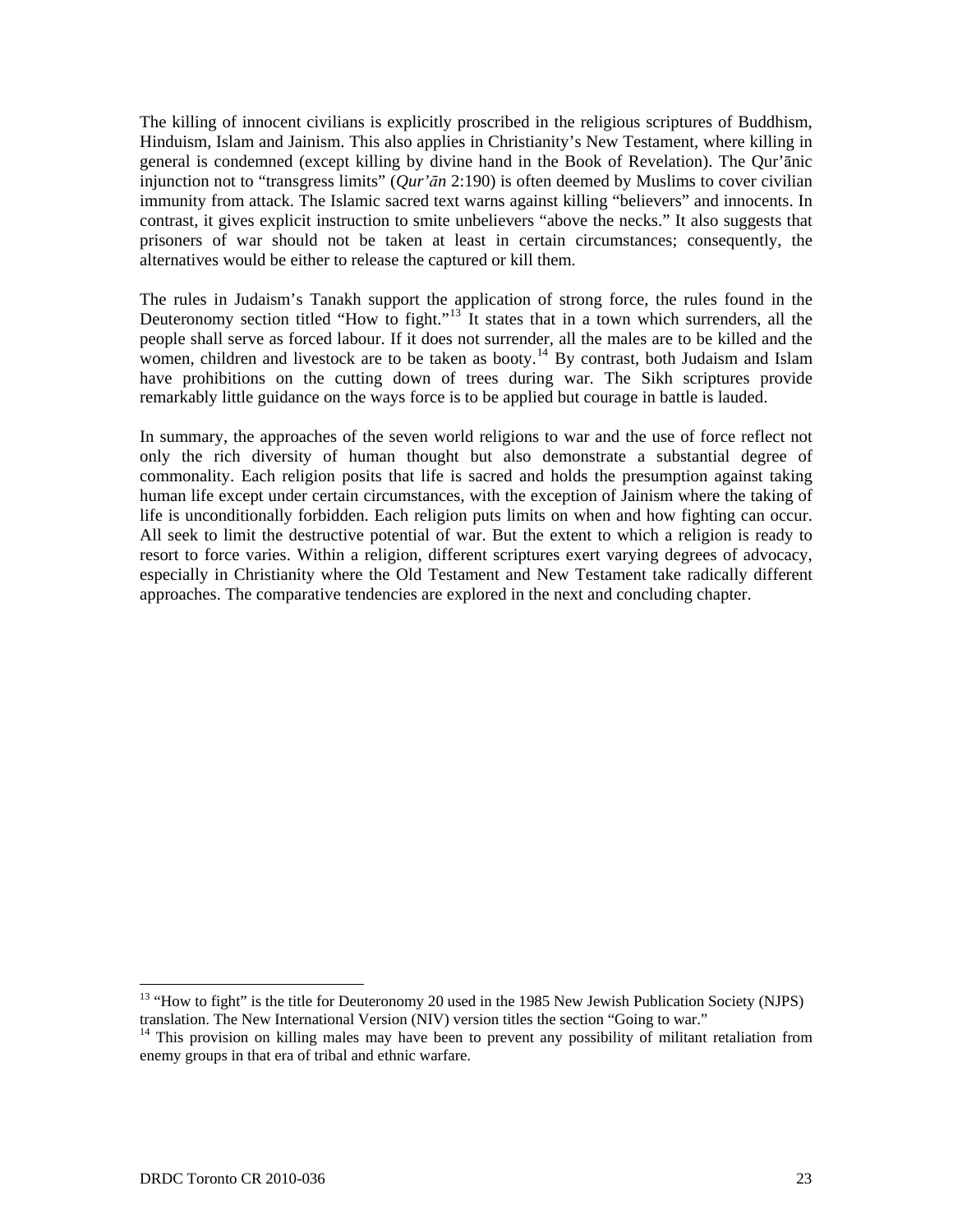The killing of innocent civilians is explicitly proscribed in the religious scriptures of Buddhism, Hinduism, Islam and Jainism. This also applies in Christianity's New Testament, where killing in general is condemned (except killing by divine hand in the Book of Revelation). The Qur'ānic injunction not to "transgress limits" (*Qur'ān* 2:190) is often deemed by Muslims to cover civilian immunity from attack. The Islamic sacred text warns against killing "believers" and innocents. In contrast, it gives explicit instruction to smite unbelievers "above the necks." It also suggests that prisoners of war should not be taken at least in certain circumstances; consequently, the alternatives would be either to release the captured or kill them.

The rules in Judaism's Tanakh support the application of strong force, the rules found in the Deuteronomy section titled "How to fight."[13] It states that in a town which surrenders, all the people shall serve as forced labour. If it does not surrender, all the males are to be killed and the women, children and livestock are to be taken as booty.[14] By contrast, both Judaism and Islam have prohibitions on the cutting down of trees during war. The Sikh scriptures provide remarkably little guidance on the ways force is to be applied but courage in battle is lauded.

In summary, the approaches of the seven world religions to war and the use of force reflect not only the rich diversity of human thought but also demonstrate a substantial degree of commonality. Each religion posits that life is sacred and holds the presumption against taking human life except under certain circumstances, with the exception of Jainism where the taking of life is unconditionally forbidden. Each religion puts limits on when and how fighting can occur. All seek to limit the destructive potential of war. But the extent to which a religion is ready to resort to force varies. Within a religion, different scriptures exert varying degrees of advocacy, especially in Christianity where the Old Testament and New Testament take radically different approaches. The comparative tendencies are explored in the next and concluding chapter.

---

[13] "How to fight" is the title for Deuteronomy 20 used in the 1985 New Jewish Publication Society (NJPS) translation. The New International Version (NIV) version titles the section "Going to war."

[14] This provision on killing males may have been to prevent any possibility of militant retaliation from enemy groups in that era of tribal and ethnic warfare.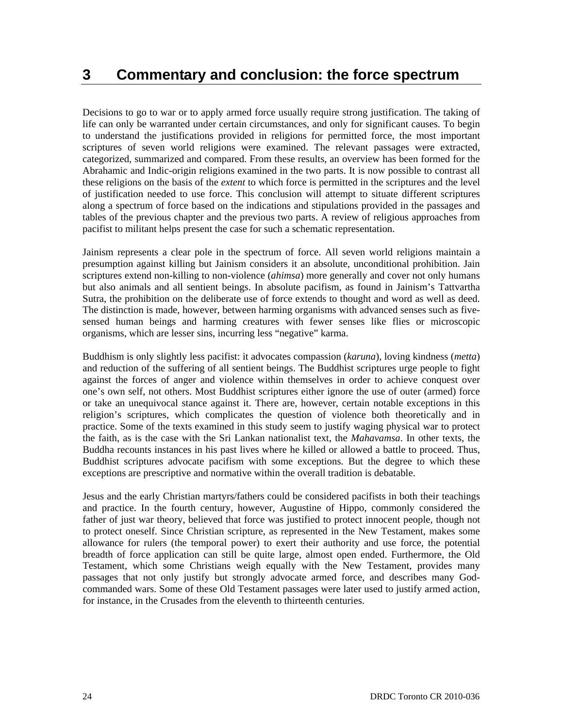# 3 Commentary and conclusion: the force spectrum

Decisions to go to war or to apply armed force usually require strong justification. The taking of life can only be warranted under certain circumstances, and only for significant causes. To begin to understand the justifications provided in religions for permitted force, the most important scriptures of seven world religions were examined. The relevant passages were extracted, categorized, summarized and compared. From these results, an overview has been formed for the Abrahamic and Indic-origin religions examined in the two parts. It is now possible to contrast all these religions on the basis of the *extent* to which force is permitted in the scriptures and the level of justification needed to use force. This conclusion will attempt to situate different scriptures along a spectrum of force based on the indications and stipulations provided in the passages and tables of the previous chapter and the previous two parts. A review of religious approaches from pacifist to militant helps present the case for such a schematic representation.

Jainism represents a clear pole in the spectrum of force. All seven world religions maintain a presumption against killing but Jainism considers it an absolute, unconditional prohibition. Jain scriptures extend non-killing to non-violence (*ahimsa*) more generally and cover not only humans but also animals and all sentient beings. In absolute pacifism, as found in Jainism's Tattvartha Sutra, the prohibition on the deliberate use of force extends to thought and word as well as deed. The distinction is made, however, between harming organisms with advanced senses such as five-sensed human beings and harming creatures with fewer senses like flies or microscopic organisms, which are lesser sins, incurring less "negative" karma.

Buddhism is only slightly less pacifist: it advocates compassion (*karuna*), loving kindness (*metta*) and reduction of the suffering of all sentient beings. The Buddhist scriptures urge people to fight against the forces of anger and violence within themselves in order to achieve conquest over one's own self, not others. Most Buddhist scriptures either ignore the use of outer (armed) force or take an unequivocal stance against it. There are, however, certain notable exceptions in this religion's scriptures, which complicates the question of violence both theoretically and in practice. Some of the texts examined in this study seem to justify waging physical war to protect the faith, as is the case with the Sri Lankan nationalist text, the *Mahavamsa*. In other texts, the Buddha recounts instances in his past lives where he killed or allowed a battle to proceed. Thus, Buddhist scriptures advocate pacifism with some exceptions. But the degree to which these exceptions are prescriptive and normative within the overall tradition is debatable.

Jesus and the early Christian martyrs/fathers could be considered pacifists in both their teachings and practice. In the fourth century, however, Augustine of Hippo, commonly considered the father of just war theory, believed that force was justified to protect innocent people, though not to protect oneself. Since Christian scripture, as represented in the New Testament, makes some allowance for rulers (the temporal power) to exert their authority and use force, the potential breadth of force application can still be quite large, almost open ended. Furthermore, the Old Testament, which some Christians weigh equally with the New Testament, provides many passages that not only justify but strongly advocate armed force, and describes many God-commanded wars. Some of these Old Testament passages were later used to justify armed action, for instance, in the Crusades from the eleventh to thirteenth centuries.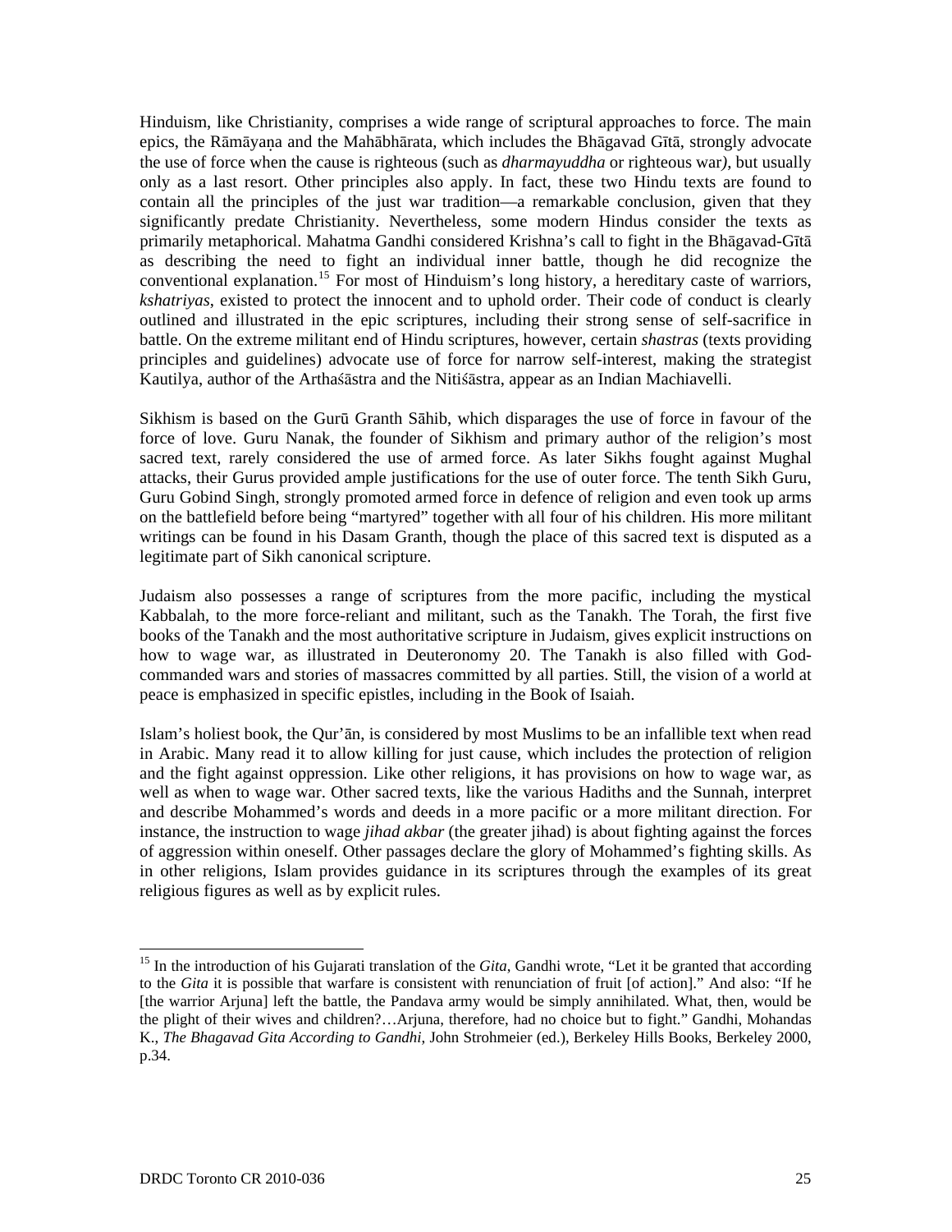Hinduism, like Christianity, comprises a wide range of scriptural approaches to force. The main epics, the Rāmāyaṇa and the Mahābhārata, which includes the Bhāgavad Gītā, strongly advocate the use of force when the cause is righteous (such as *dharmayuddha* or righteous war*)*, but usually only as a last resort. Other principles also apply. In fact, these two Hindu texts are found to contain all the principles of the just war tradition—a remarkable conclusion, given that they significantly predate Christianity. Nevertheless, some modern Hindus consider the texts as primarily metaphorical. Mahatma Gandhi considered Krishna's call to fight in the Bhāgavad-Gītā as describing the need to fight an individual inner battle, though he did recognize the conventional explanation.[15] For most of Hinduism's long history, a hereditary caste of warriors, *kshatriyas*, existed to protect the innocent and to uphold order. Their code of conduct is clearly outlined and illustrated in the epic scriptures, including their strong sense of self-sacrifice in battle. On the extreme militant end of Hindu scriptures, however, certain *shastras* (texts providing principles and guidelines) advocate use of force for narrow self-interest, making the strategist Kautilya, author of the Arthaśāstra and the Nitiśāstra, appear as an Indian Machiavelli.

Sikhism is based on the Gurū Granth Sāhib, which disparages the use of force in favour of the force of love. Guru Nanak, the founder of Sikhism and primary author of the religion's most sacred text, rarely considered the use of armed force. As later Sikhs fought against Mughal attacks, their Gurus provided ample justifications for the use of outer force. The tenth Sikh Guru, Guru Gobind Singh, strongly promoted armed force in defence of religion and even took up arms on the battlefield before being "martyred" together with all four of his children. His more militant writings can be found in his Dasam Granth, though the place of this sacred text is disputed as a legitimate part of Sikh canonical scripture.

Judaism also possesses a range of scriptures from the more pacific, including the mystical Kabbalah, to the more force-reliant and militant, such as the Tanakh. The Torah, the first five books of the Tanakh and the most authoritative scripture in Judaism, gives explicit instructions on how to wage war, as illustrated in Deuteronomy 20. The Tanakh is also filled with God-commanded wars and stories of massacres committed by all parties. Still, the vision of a world at peace is emphasized in specific epistles, including in the Book of Isaiah.

Islam's holiest book, the Qur'ān, is considered by most Muslims to be an infallible text when read in Arabic. Many read it to allow killing for just cause, which includes the protection of religion and the fight against oppression. Like other religions, it has provisions on how to wage war, as well as when to wage war. Other sacred texts, like the various Hadiths and the Sunnah, interpret and describe Mohammed's words and deeds in a more pacific or a more militant direction. For instance, the instruction to wage *jihad akbar* (the greater jihad) is about fighting against the forces of aggression within oneself. Other passages declare the glory of Mohammed's fighting skills. As in other religions, Islam provides guidance in its scriptures through the examples of its great religious figures as well as by explicit rules.

---

[15] In the introduction of his Gujarati translation of the *Gita*, Gandhi wrote, "Let it be granted that according to the *Gita* it is possible that warfare is consistent with renunciation of fruit [of action]." And also: "If he [the warrior Arjuna] left the battle, the Pandava army would be simply annihilated. What, then, would be the plight of their wives and children?…Arjuna, therefore, had no choice but to fight." Gandhi, Mohandas K., *The Bhagavad Gita According to Gandhi*, John Strohmeier (ed.), Berkeley Hills Books, Berkeley 2000, p.34.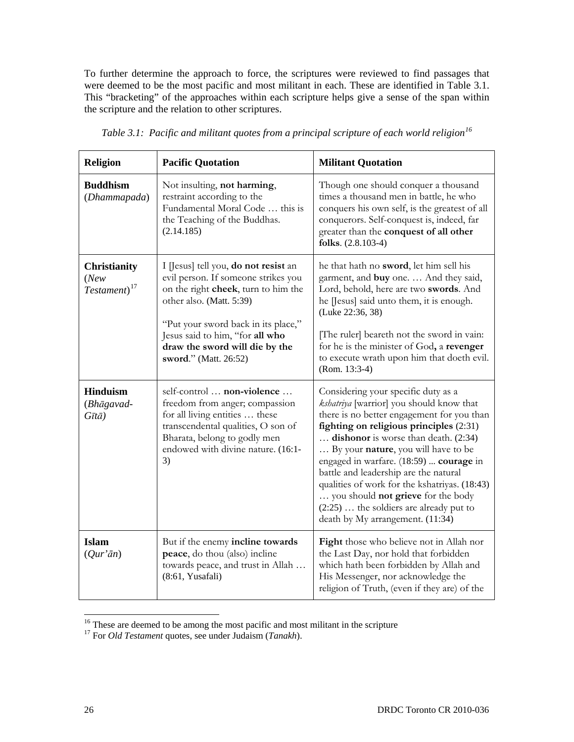To further determine the approach to force, the scriptures were reviewed to find passages that were deemed to be the most pacific and most militant in each. These are identified in Table 3.1. This "bracketing" of the approaches within each scripture helps give a sense of the span within the scripture and the relation to other scriptures.

*Table 3.1: Pacific and militant quotes from a principal scripture of each world religion*[16]

| Religion | Pacific Quotation | Militant Quotation |
|---|---|---|
| **Buddhism** (*Dhammapada*) | Not insulting, **not harming**, restraint according to the Fundamental Moral Code … this is the Teaching of the Buddhas. (2.14.185) | Though one should conquer a thousand times a thousand men in battle, he who conquers his own self, is the greatest of all conquerors. Self-conquest is, indeed, far greater than the **conquest of all other folks**. (2.8.103-4) |
| **Christianity** (*New Testament*)[17] | I [Jesus] tell you, **do not resist** an evil person. If someone strikes you on the right **cheek**, turn to him the other also. (Matt. 5:39)<br><br>"Put your sword back in its place," Jesus said to him, "for **all who draw the sword will die by the sword**." (Matt. 26:52) | he that hath no **sword**, let him sell his garment, and **buy** one. … And they said, Lord, behold, here are two **swords**. And he [Jesus] said unto them, it is enough. (Luke 22:36, 38)<br><br>[The ruler] beareth not the sword in vain: for he is the minister of God**,** a **revenger** to execute wrath upon him that doeth evil. (Rom. 13:3-4) |
| **Hinduism** (*Bhāgavad-Gītā*) | self-control … **non-violence** … freedom from anger; compassion for all living entities … these transcendental qualities, O son of Bharata, belong to godly men endowed with divine nature. (16:1-3) | Considering your specific duty as a *kshatriya* [warrior] you should know that there is no better engagement for you than **fighting on religious principles** (2:31) … **dishonor** is worse than death. (2:34) … By your **nature**, you will have to be engaged in warfare. (18:59) ... **courage** in battle and leadership are the natural qualities of work for the kshatriyas. (18:43) … you should **not grieve** for the body (2:25) … the soldiers are already put to death by My arrangement. (11:34) |
| **Islam** (*Qur'ān*) | But if the enemy **incline towards peace**, do thou (also) incline towards peace, and trust in Allah … (8:61, Yusafali) | **Fight** those who believe not in Allah nor the Last Day, nor hold that forbidden which hath been forbidden by Allah and His Messenger, nor acknowledge the religion of Truth, (even if they are) of the |

[16] These are deemed to be among the most pacific and most militant in the scripture

[17] For *Old Testament* quotes, see under Judaism (*Tanakh*).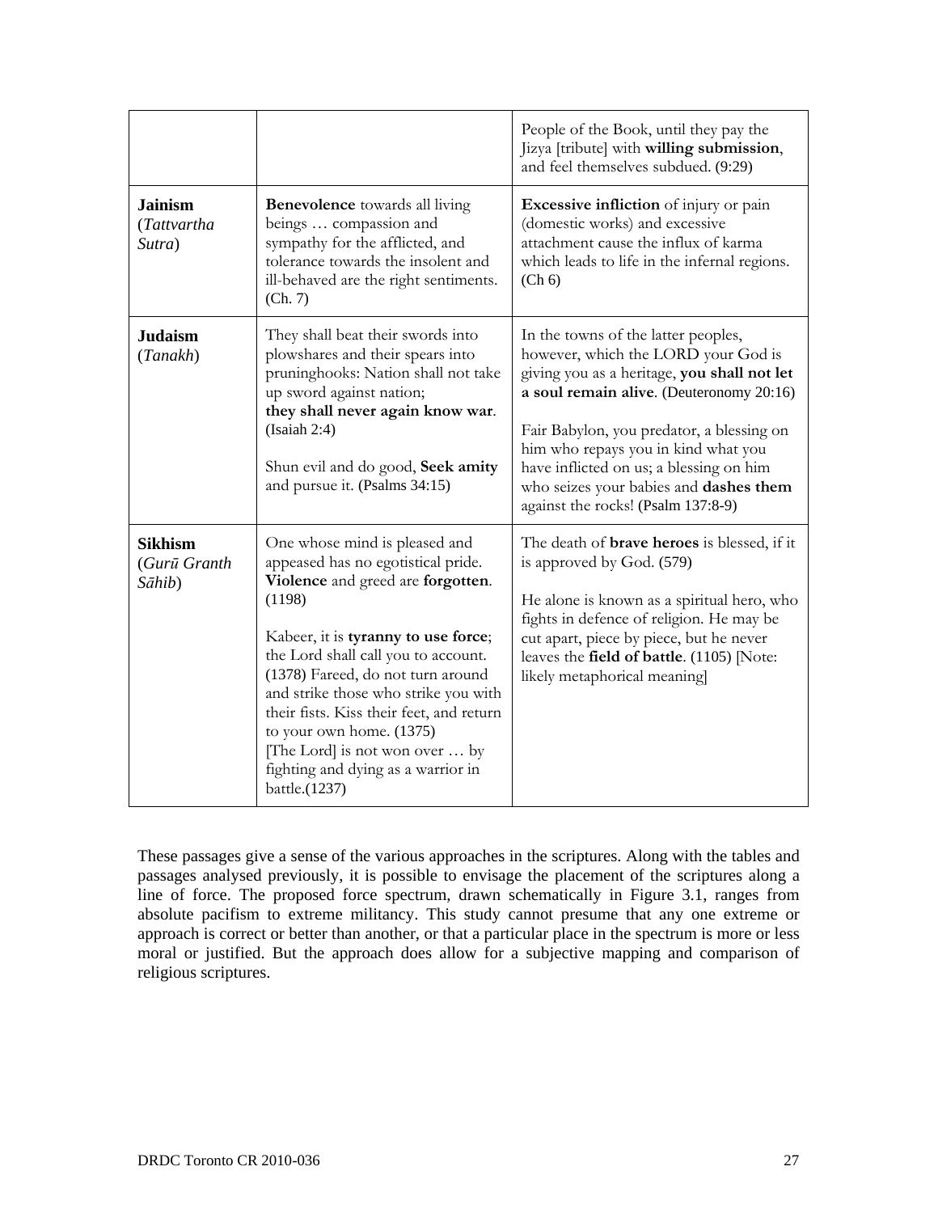| | | |
|---|---|---|
| | | People of the Book, until they pay the Jizya [tribute] with **willing submission**, and feel themselves subdued. (9:29) |
| **Jainism** (*Tattvartha Sutra*) | **Benevolence** towards all living beings … compassion and sympathy for the afflicted, and tolerance towards the insolent and ill-behaved are the right sentiments. (Ch. 7) | **Excessive infliction** of injury or pain (domestic works) and excessive attachment cause the influx of karma which leads to life in the infernal regions. (Ch 6) |
| **Judaism** (*Tanakh*) | They shall beat their swords into plowshares and their spears into pruninghooks: Nation shall not take up sword against nation; **they shall never again know war**. (Isaiah 2:4)<br><br>Shun evil and do good, **Seek amity** and pursue it. (Psalms 34:15) | In the towns of the latter peoples, however, which the LORD your God is giving you as a heritage, **you shall not let a soul remain alive**. (Deuteronomy 20:16)<br><br>Fair Babylon, you predator, a blessing on him who repays you in kind what you have inflicted on us; a blessing on him who seizes your babies and **dashes them** against the rocks! (Psalm 137:8-9) |
| **Sikhism** (*Gurū Granth Sāhib*) | One whose mind is pleased and appeased has no egotistical pride. **Violence** and greed are **forgotten**. (1198)<br><br>Kabeer, it is **tyranny to use force**; the Lord shall call you to account. (1378) Fareed, do not turn around and strike those who strike you with their fists. Kiss their feet, and return to your own home. (1375)<br>[The Lord] is not won over … by fighting and dying as a warrior in battle.(1237) | The death of **brave heroes** is blessed, if it is approved by God. (579)<br><br>He alone is known as a spiritual hero, who fights in defence of religion. He may be cut apart, piece by piece, but he never leaves the **field of battle**. (1105) [Note: likely metaphorical meaning] |

These passages give a sense of the various approaches in the scriptures. Along with the tables and passages analysed previously, it is possible to envisage the placement of the scriptures along a line of force. The proposed force spectrum, drawn schematically in Figure 3.1, ranges from absolute pacifism to extreme militancy. This study cannot presume that any one extreme or approach is correct or better than another, or that a particular place in the spectrum is more or less moral or justified. But the approach does allow for a subjective mapping and comparison of religious scriptures.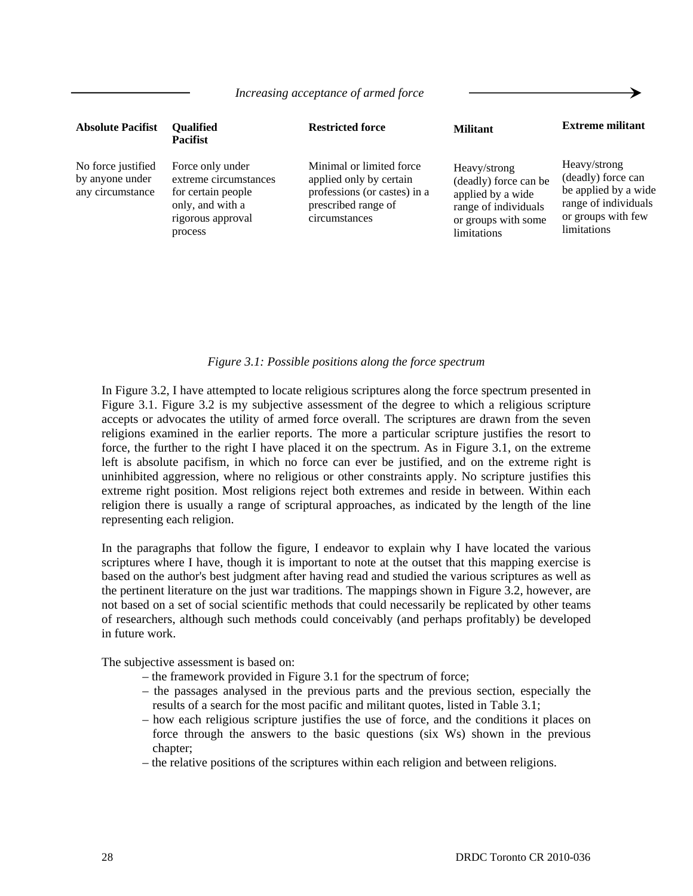*Increasing acceptance of armed force* →

| Absolute Pacifist | Qualified Pacifist | Restricted force | Militant | Extreme militant |
|---|---|---|---|---|
| No force justified by anyone under any circumstance | Force only under extreme circumstances for certain people only, and with a rigorous approval process | Minimal or limited force applied only by certain professions (or castes) in a prescribed range of circumstances | Heavy/strong (deadly) force can be applied by a wide range of individuals or groups with some limitations | Heavy/strong (deadly) force can be applied by a wide range of individuals or groups with few limitations |

*Figure 3.1: Possible positions along the force spectrum*

In Figure 3.2, I have attempted to locate religious scriptures along the force spectrum presented in Figure 3.1. Figure 3.2 is my subjective assessment of the degree to which a religious scripture accepts or advocates the utility of armed force overall. The scriptures are drawn from the seven religions examined in the earlier reports. The more a particular scripture justifies the resort to force, the further to the right I have placed it on the spectrum. As in Figure 3.1, on the extreme left is absolute pacifism, in which no force can ever be justified, and on the extreme right is uninhibited aggression, where no religious or other constraints apply. No scripture justifies this extreme right position. Most religions reject both extremes and reside in between. Within each religion there is usually a range of scriptural approaches, as indicated by the length of the line representing each religion.

In the paragraphs that follow the figure, I endeavor to explain why I have located the various scriptures where I have, though it is important to note at the outset that this mapping exercise is based on the author's best judgment after having read and studied the various scriptures as well as the pertinent literature on the just war traditions. The mappings shown in Figure 3.2, however, are not based on a set of social scientific methods that could necessarily be replicated by other teams of researchers, although such methods could conceivably (and perhaps profitably) be developed in future work.

The subjective assessment is based on:

- the framework provided in Figure 3.1 for the spectrum of force;
- the passages analysed in the previous parts and the previous section, especially the results of a search for the most pacific and militant quotes, listed in Table 3.1;
- how each religious scripture justifies the use of force, and the conditions it places on force through the answers to the basic questions (six Ws) shown in the previous chapter;
- the relative positions of the scriptures within each religion and between religions.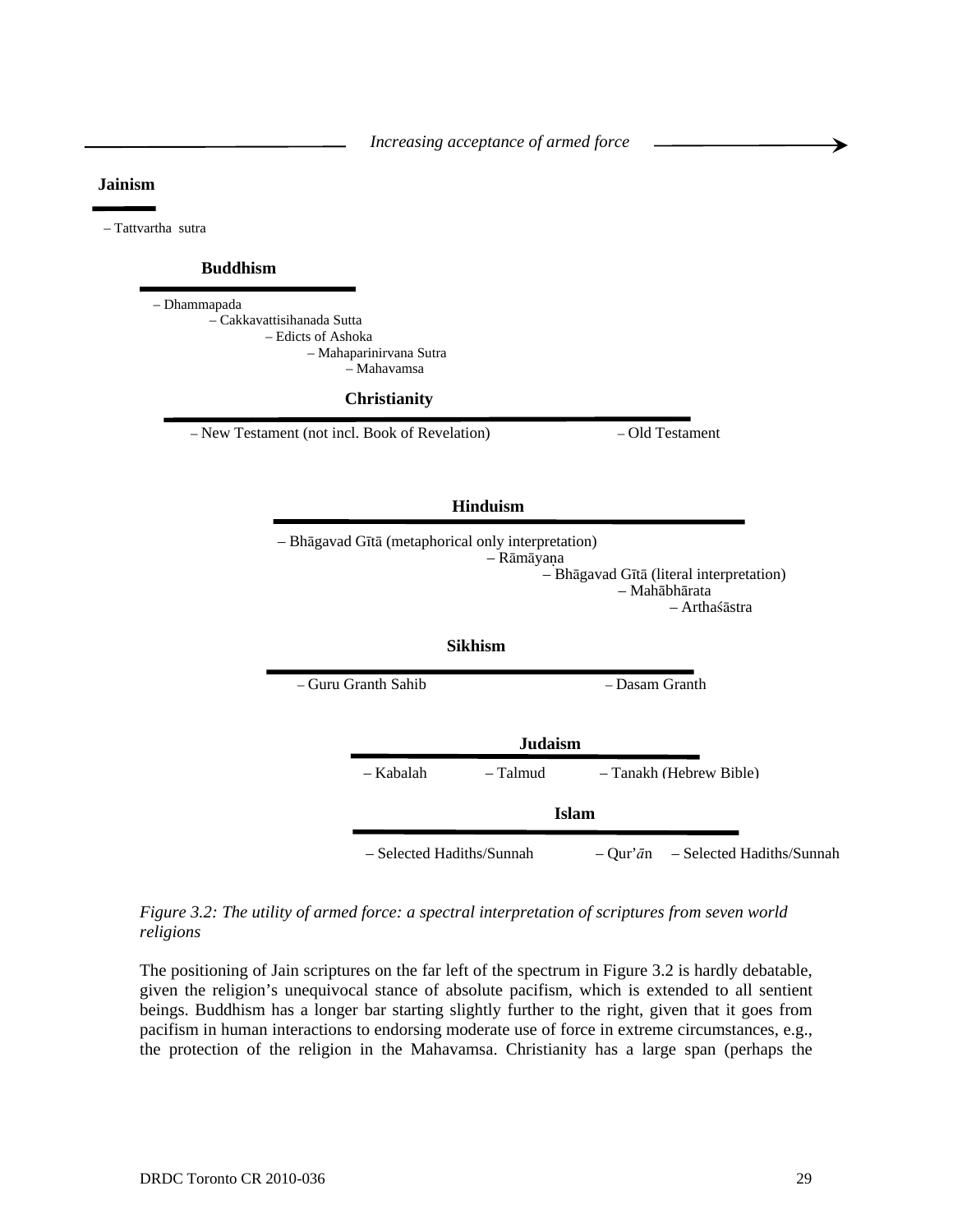*Increasing acceptance of armed force* →

**Jainism**

– Tattvartha sutra

**Buddhism**

– Dhammapada
– Cakkavattisihanada Sutta
– Edicts of Ashoka
– Mahaparinirvana Sutra
– Mahavamsa

**Christianity**

– New Testament (not incl. Book of Revelation) – Old Testament

**Hinduism**

– Bhāgavad Gītā (metaphorical only interpretation)
– Rāmāyaṇa
– Bhāgavad Gītā (literal interpretation)
– Mahābhārata
– Arthaśāstra

**Sikhism**

– Guru Granth Sahib – Dasam Granth

**Judaism**

– Kabalah – Talmud – Tanakh (Hebrew Bible)

**Islam**

– Selected Hadiths/Sunnah – Qur'ān – Selected Hadiths/Sunnah

*Figure 3.2: The utility of armed force: a spectral interpretation of scriptures from seven world religions*

The positioning of Jain scriptures on the far left of the spectrum in Figure 3.2 is hardly debatable, given the religion's unequivocal stance of absolute pacifism, which is extended to all sentient beings. Buddhism has a longer bar starting slightly further to the right, given that it goes from pacifism in human interactions to endorsing moderate use of force in extreme circumstances, e.g., the protection of the religion in the Mahavamsa. Christianity has a large span (perhaps the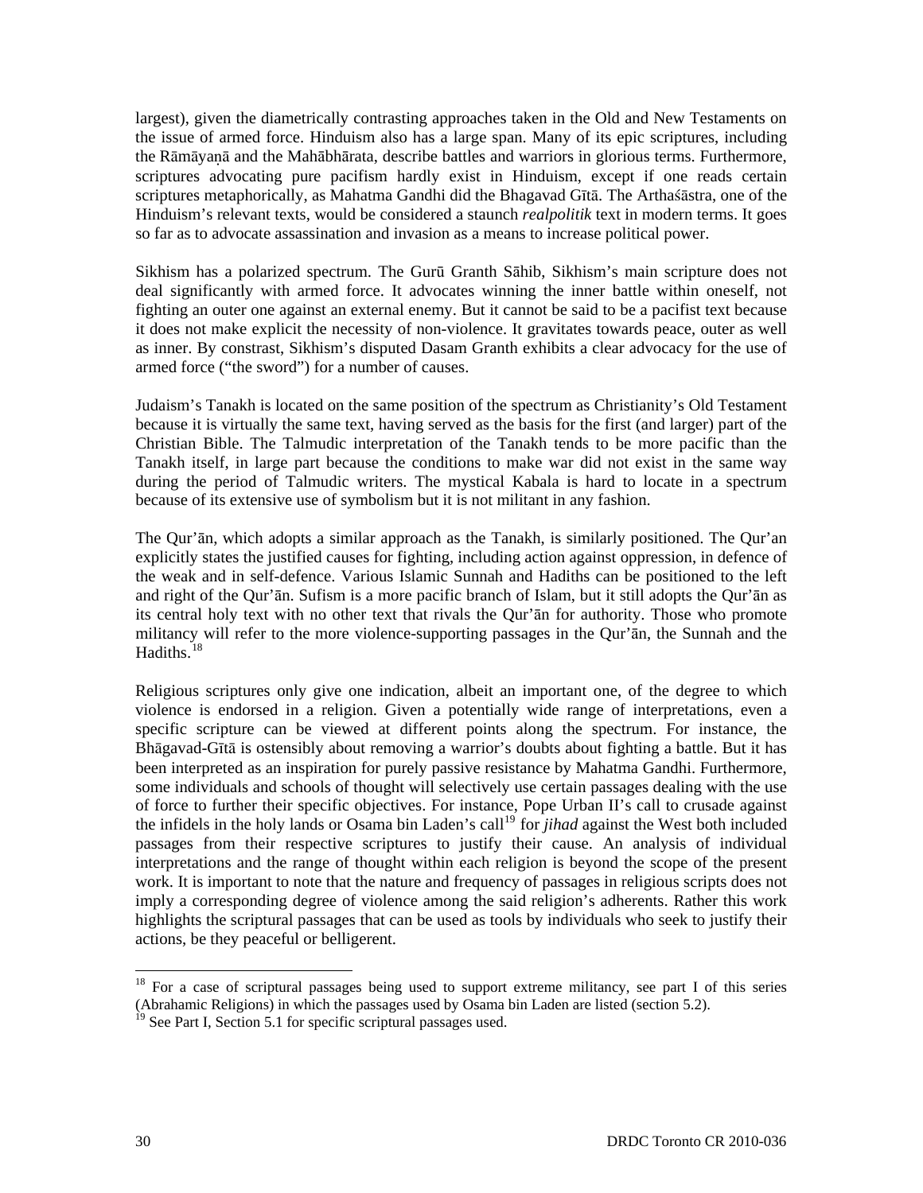largest), given the diametrically contrasting approaches taken in the Old and New Testaments on the issue of armed force. Hinduism also has a large span. Many of its epic scriptures, including the Rāmāyaṇā and the Mahābhārata, describe battles and warriors in glorious terms. Furthermore, scriptures advocating pure pacifism hardly exist in Hinduism, except if one reads certain scriptures metaphorically, as Mahatma Gandhi did the Bhagavad Gītā. The Arthaśāstra, one of the Hinduism's relevant texts, would be considered a staunch *realpolitik* text in modern terms. It goes so far as to advocate assassination and invasion as a means to increase political power.

Sikhism has a polarized spectrum. The Gurū Granth Sāhib, Sikhism's main scripture does not deal significantly with armed force. It advocates winning the inner battle within oneself, not fighting an outer one against an external enemy. But it cannot be said to be a pacifist text because it does not make explicit the necessity of non-violence. It gravitates towards peace, outer as well as inner. By constrast, Sikhism's disputed Dasam Granth exhibits a clear advocacy for the use of armed force ("the sword") for a number of causes.

Judaism's Tanakh is located on the same position of the spectrum as Christianity's Old Testament because it is virtually the same text, having served as the basis for the first (and larger) part of the Christian Bible. The Talmudic interpretation of the Tanakh tends to be more pacific than the Tanakh itself, in large part because the conditions to make war did not exist in the same way during the period of Talmudic writers. The mystical Kabala is hard to locate in a spectrum because of its extensive use of symbolism but it is not militant in any fashion.

The Qur'ān, which adopts a similar approach as the Tanakh, is similarly positioned. The Qur'an explicitly states the justified causes for fighting, including action against oppression, in defence of the weak and in self-defence. Various Islamic Sunnah and Hadiths can be positioned to the left and right of the Qur'ān. Sufism is a more pacific branch of Islam, but it still adopts the Qur'ān as its central holy text with no other text that rivals the Qur'ān for authority. Those who promote militancy will refer to the more violence-supporting passages in the Qur'ān, the Sunnah and the Hadiths.[18]

Religious scriptures only give one indication, albeit an important one, of the degree to which violence is endorsed in a religion. Given a potentially wide range of interpretations, even a specific scripture can be viewed at different points along the spectrum. For instance, the Bhāgavad-Gītā is ostensibly about removing a warrior's doubts about fighting a battle. But it has been interpreted as an inspiration for purely passive resistance by Mahatma Gandhi. Furthermore, some individuals and schools of thought will selectively use certain passages dealing with the use of force to further their specific objectives. For instance, Pope Urban II's call to crusade against the infidels in the holy lands or Osama bin Laden's call[19] for *jihad* against the West both included passages from their respective scriptures to justify their cause. An analysis of individual interpretations and the range of thought within each religion is beyond the scope of the present work. It is important to note that the nature and frequency of passages in religious scripts does not imply a corresponding degree of violence among the said religion's adherents. Rather this work highlights the scriptural passages that can be used as tools by individuals who seek to justify their actions, be they peaceful or belligerent.

---

[18] For a case of scriptural passages being used to support extreme militancy, see part I of this series (Abrahamic Religions) in which the passages used by Osama bin Laden are listed (section 5.2).

[19] See Part I, Section 5.1 for specific scriptural passages used.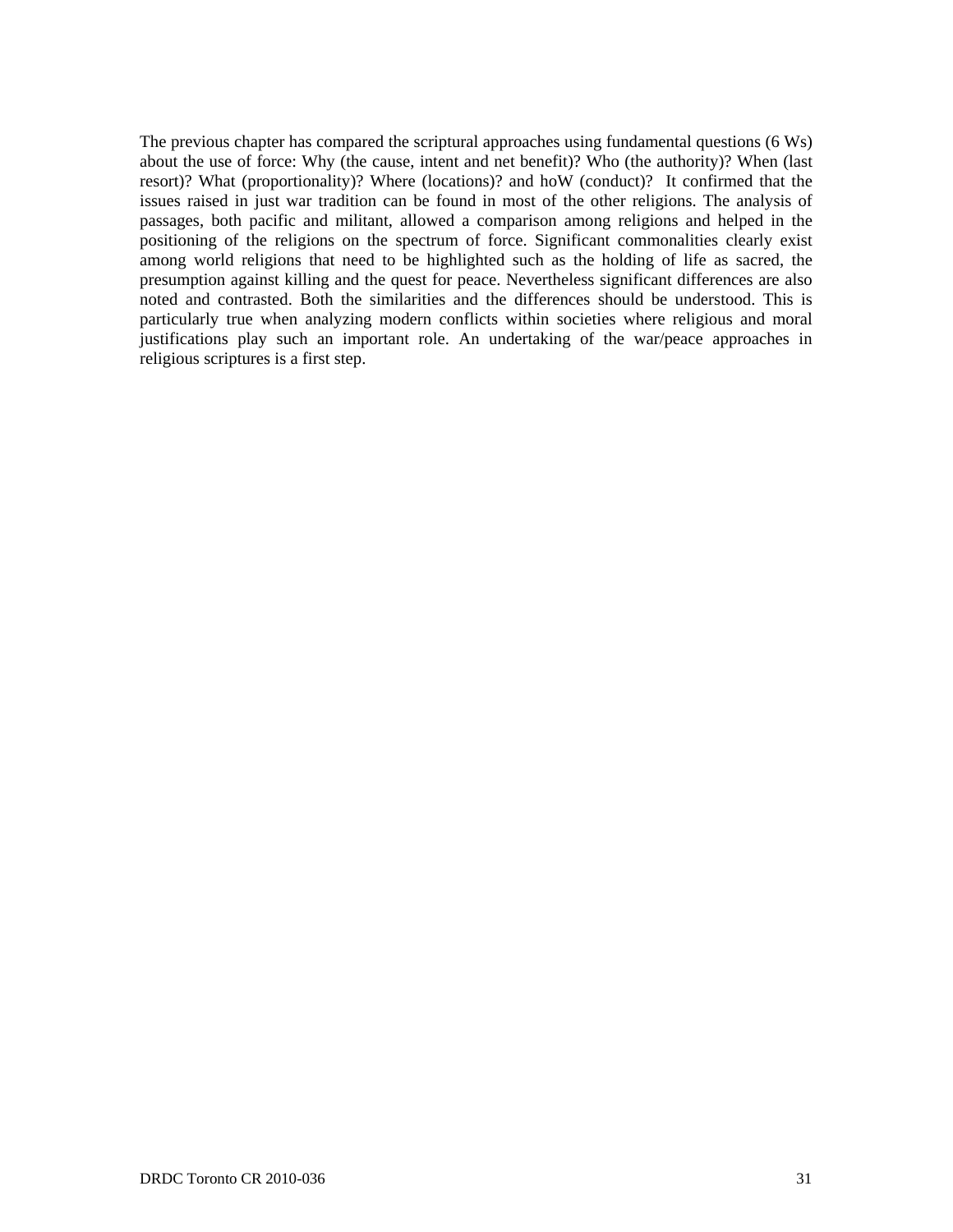The previous chapter has compared the scriptural approaches using fundamental questions (6 Ws) about the use of force: Why (the cause, intent and net benefit)? Who (the authority)? When (last resort)? What (proportionality)? Where (locations)? and hoW (conduct)? It confirmed that the issues raised in just war tradition can be found in most of the other religions. The analysis of passages, both pacific and militant, allowed a comparison among religions and helped in the positioning of the religions on the spectrum of force. Significant commonalities clearly exist among world religions that need to be highlighted such as the holding of life as sacred, the presumption against killing and the quest for peace. Nevertheless significant differences are also noted and contrasted. Both the similarities and the differences should be understood. This is particularly true when analyzing modern conflicts within societies where religious and moral justifications play such an important role. An undertaking of the war/peace approaches in religious scriptures is a first step.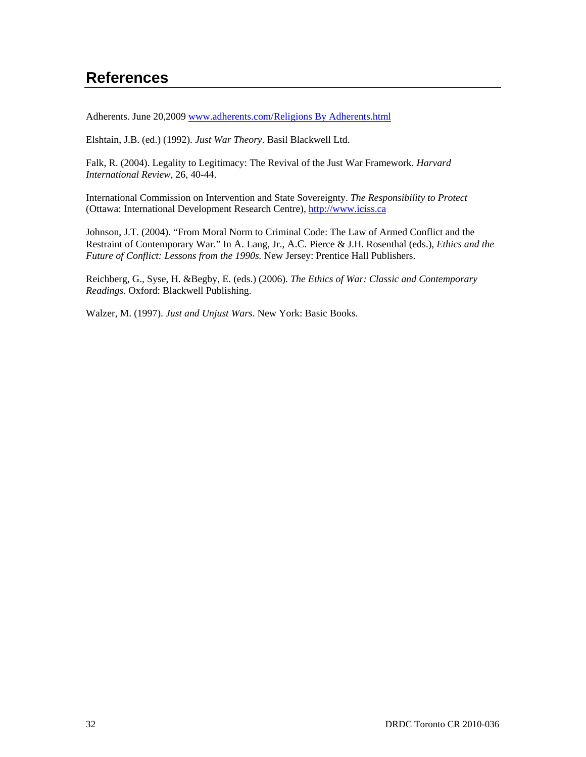# References

Adherents. June 20,2009 www.adherents.com/Religions By Adherents.html

Elshtain, J.B. (ed.) (1992). *Just War Theory*. Basil Blackwell Ltd.

Falk, R. (2004). Legality to Legitimacy: The Revival of the Just War Framework. *Harvard International Review,* 26, 40-44.

International Commission on Intervention and State Sovereignty. *The Responsibility to Protect* (Ottawa: International Development Research Centre), http://www.iciss.ca

Johnson, J.T. (2004). "From Moral Norm to Criminal Code: The Law of Armed Conflict and the Restraint of Contemporary War." In A. Lang, Jr., A.C. Pierce & J.H. Rosenthal (eds.), *Ethics and the Future of Conflict: Lessons from the 1990s.* New Jersey: Prentice Hall Publishers.

Reichberg, G., Syse, H. &Begby, E. (eds.) (2006). *The Ethics of War: Classic and Contemporary Readings*. Oxford: Blackwell Publishing.

Walzer, M. (1997). *Just and Unjust Wars*. New York: Basic Books.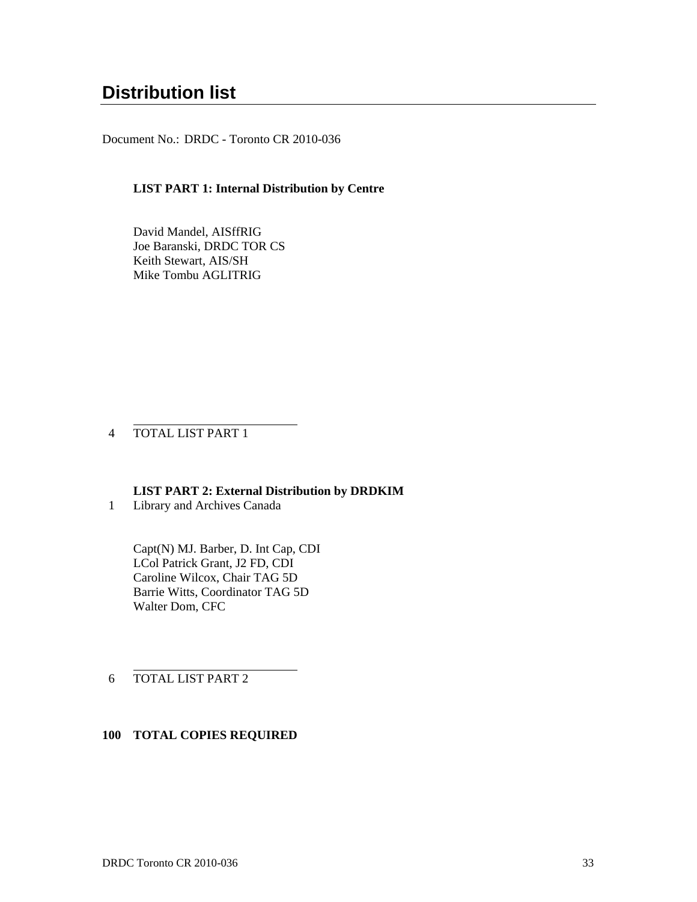# Distribution list

Document No.: DRDC - Toronto CR 2010-036

**LIST PART 1: Internal Distribution by Centre**

David Mandel, AISffRIG
Joe Baranski, DRDC TOR CS
Keith Stewart, AIS/SH
Mike Tombu AGLITRIG

4 TOTAL LIST PART 1

**LIST PART 2: External Distribution by DRDKIM**

1 Library and Archives Canada

Capt(N) MJ. Barber, D. Int Cap, CDI
LCol Patrick Grant, J2 FD, CDI
Caroline Wilcox, Chair TAG 5D
Barrie Witts, Coordinator TAG 5D
Walter Dorn, CFC

6 TOTAL LIST PART 2

**100 TOTAL COPIES REQUIRED**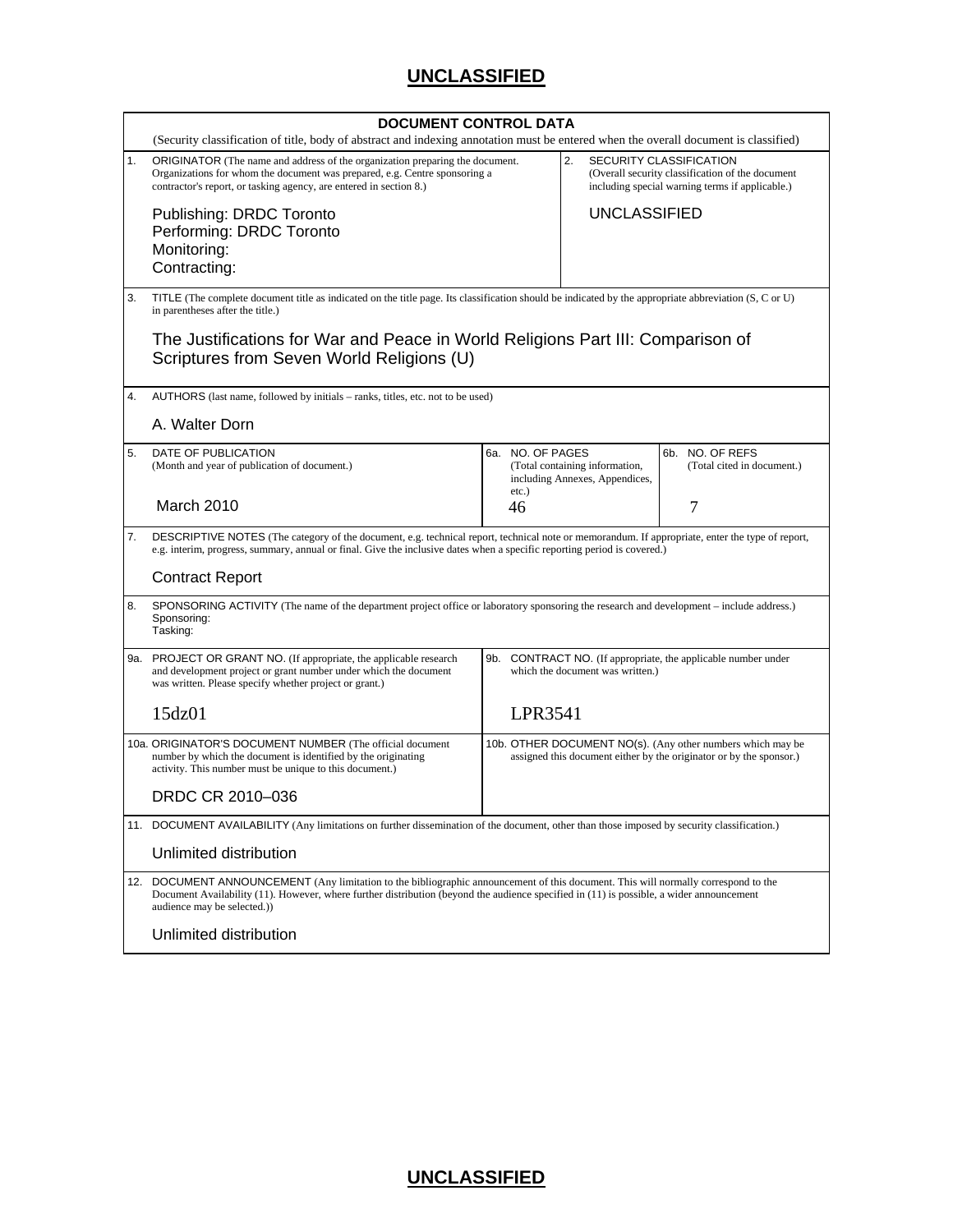**UNCLASSIFIED**

**DOCUMENT CONTROL DATA**

(Security classification of title, body of abstract and indexing annotation must be entered when the overall document is classified)

| | |
|---|---|
| 1. ORIGINATOR (The name and address of the organization preparing the document. Organizations for whom the document was prepared, e.g. Centre sponsoring a contractor's report, or tasking agency, are entered in section 8.)<br><br>Publishing: DRDC Toronto<br>Performing: DRDC Toronto<br>Monitoring:<br>Contracting: | 2. SECURITY CLASSIFICATION (Overall security classification of the document including special warning terms if applicable.)<br><br>UNCLASSIFIED |

3. TITLE (The complete document title as indicated on the title page. Its classification should be indicated by the appropriate abbreviation (S, C or U) in parentheses after the title.)

The Justifications for War and Peace in World Religions Part III: Comparison of Scriptures from Seven World Religions (U)

4. AUTHORS (last name, followed by initials – ranks, titles, etc. not to be used)

A. Walter Dorn

| | | |
|---|---|---|
| 5. DATE OF PUBLICATION (Month and year of publication of document.)<br><br>March 2010 | 6a. NO. OF PAGES (Total containing information, including Annexes, Appendices, etc.)<br><br>46 | 6b. NO. OF REFS (Total cited in document.)<br><br>7 |

7. DESCRIPTIVE NOTES (The category of the document, e.g. technical report, technical note or memorandum. If appropriate, enter the type of report, e.g. interim, progress, summary, annual or final. Give the inclusive dates when a specific reporting period is covered.)

Contract Report

8. SPONSORING ACTIVITY (The name of the department project office or laboratory sponsoring the research and development – include address.)
Sponsoring:
Tasking:

| | |
|---|---|
| 9a. PROJECT OR GRANT NO. (If appropriate, the applicable research and development project or grant number under which the document was written. Please specify whether project or grant.)<br><br>15dz01 | 9b. CONTRACT NO. (If appropriate, the applicable number under which the document was written.)<br><br>LPR3541 |
| 10a. ORIGINATOR'S DOCUMENT NUMBER (The official document number by which the document is identified by the originating activity. This number must be unique to this document.)<br><br>DRDC CR 2010–036 | 10b. OTHER DOCUMENT NO(s). (Any other numbers which may be assigned this document either by the originator or by the sponsor.) |

11. DOCUMENT AVAILABILITY (Any limitations on further dissemination of the document, other than those imposed by security classification.)

Unlimited distribution

12. DOCUMENT ANNOUNCEMENT (Any limitation to the bibliographic announcement of this document. This will normally correspond to the Document Availability (11). However, where further distribution (beyond the audience specified in (11) is possible, a wider announcement audience may be selected.))

Unlimited distribution

**UNCLASSIFIED**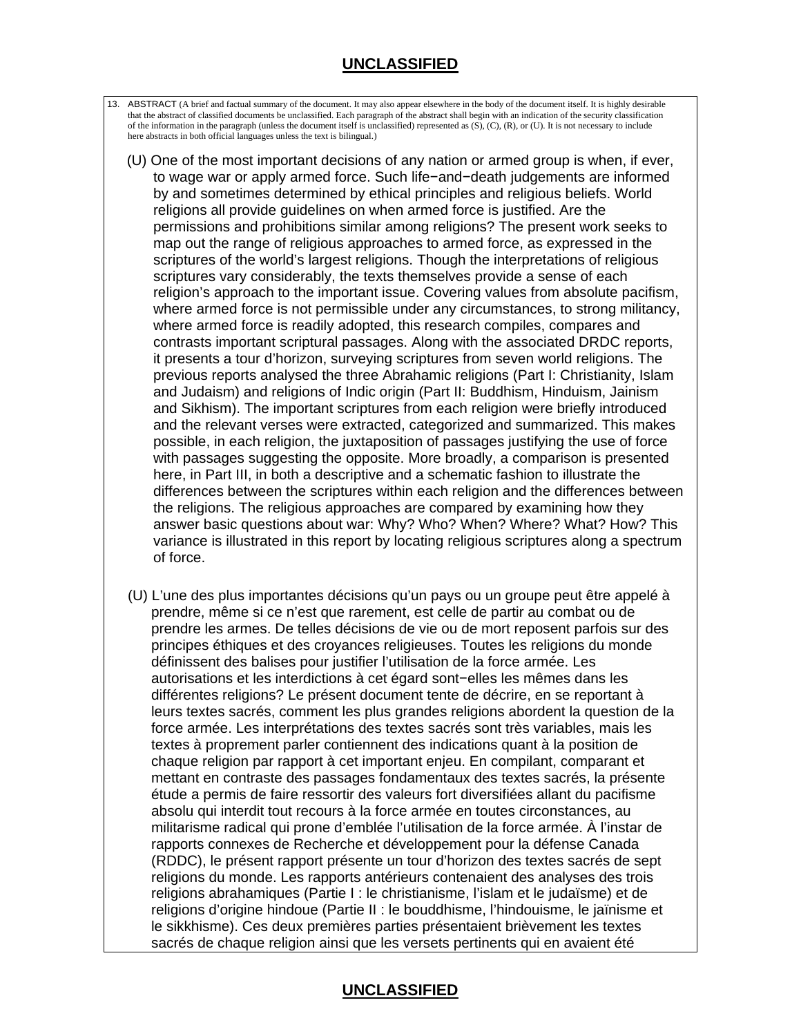13. ABSTRACT (A brief and factual summary of the document. It may also appear elsewhere in the body of the document itself. It is highly desirable that the abstract of classified documents be unclassified. Each paragraph of the abstract shall begin with an indication of the security classification of the information in the paragraph (unless the document itself is unclassified) represented as (S), (C), (R), or (U). It is not necessary to include here abstracts in both official languages unless the text is bilingual.)

(U) One of the most important decisions of any nation or armed group is when, if ever, to wage war or apply armed force. Such life−and−death judgements are informed by and sometimes determined by ethical principles and religious beliefs. World religions all provide guidelines on when armed force is justified. Are the permissions and prohibitions similar among religions? The present work seeks to map out the range of religious approaches to armed force, as expressed in the scriptures of the world's largest religions. Though the interpretations of religious scriptures vary considerably, the texts themselves provide a sense of each religion's approach to the important issue. Covering values from absolute pacifism, where armed force is not permissible under any circumstances, to strong militancy, where armed force is readily adopted, this research compiles, compares and contrasts important scriptural passages. Along with the associated DRDC reports, it presents a tour d'horizon, surveying scriptures from seven world religions. The previous reports analysed the three Abrahamic religions (Part I: Christianity, Islam and Judaism) and religions of Indic origin (Part II: Buddhism, Hinduism, Jainism and Sikhism). The important scriptures from each religion were briefly introduced and the relevant verses were extracted, categorized and summarized. This makes possible, in each religion, the juxtaposition of passages justifying the use of force with passages suggesting the opposite. More broadly, a comparison is presented here, in Part III, in both a descriptive and a schematic fashion to illustrate the differences between the scriptures within each religion and the differences between the religions. The religious approaches are compared by examining how they answer basic questions about war: Why? Who? When? Where? What? How? This variance is illustrated in this report by locating religious scriptures along a spectrum of force.

(U) L'une des plus importantes décisions qu'un pays ou un groupe peut être appelé à prendre, même si ce n'est que rarement, est celle de partir au combat ou de prendre les armes. De telles décisions de vie ou de mort reposent parfois sur des principes éthiques et des croyances religieuses. Toutes les religions du monde définissent des balises pour justifier l'utilisation de la force armée. Les autorisations et les interdictions à cet égard sont−elles les mêmes dans les différentes religions? Le présent document tente de décrire, en se reportant à leurs textes sacrés, comment les plus grandes religions abordent la question de la force armée. Les interprétations des textes sacrés sont très variables, mais les textes à proprement parler contiennent des indications quant à la position de chaque religion par rapport à cet important enjeu. En compilant, comparant et mettant en contraste des passages fondamentaux des textes sacrés, la présente étude a permis de faire ressortir des valeurs fort diversifiées allant du pacifisme absolu qui interdit tout recours à la force armée en toutes circonstances, au militarisme radical qui prone d'emblée l'utilisation de la force armée. À l'instar de rapports connexes de Recherche et développement pour la défense Canada (RDDC), le présent rapport présente un tour d'horizon des textes sacrés de sept religions du monde. Les rapports antérieurs contenaient des analyses des trois religions abrahamiques (Partie I : le christianisme, l'islam et le judaïsme) et de religions d'origine hindoue (Partie II : le bouddhisme, l'hindouisme, le jaïnisme et le sikkhisme). Ces deux premières parties présentaient brièvement les textes sacrés de chaque religion ainsi que les versets pertinents qui en avaient été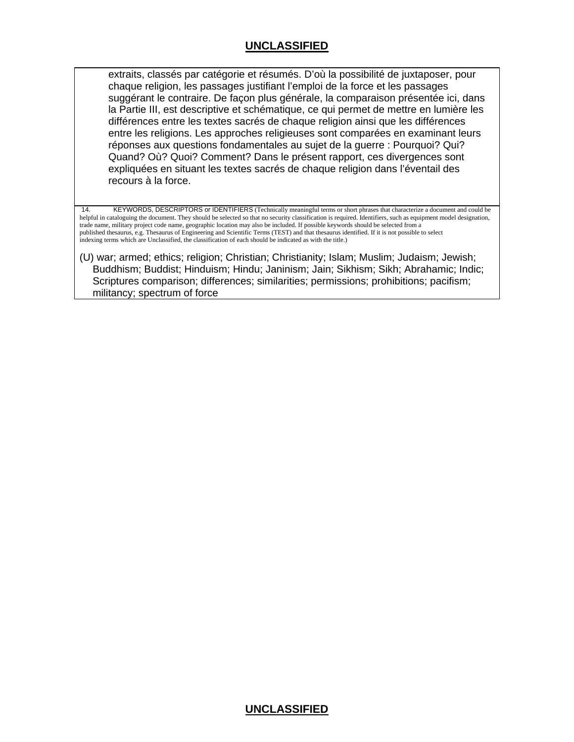extraits, classés par catégorie et résumés. D'où la possibilité de juxtaposer, pour chaque religion, les passages justifiant l'emploi de la force et les passages suggérant le contraire. De façon plus générale, la comparaison présentée ici, dans la Partie III, est descriptive et schématique, ce qui permet de mettre en lumière les différences entre les textes sacrés de chaque religion ainsi que les différences entre les religions. Les approches religieuses sont comparées en examinant leurs réponses aux questions fondamentales au sujet de la guerre : Pourquoi? Qui? Quand? Où? Quoi? Comment? Dans le présent rapport, ces divergences sont expliquées en situant les textes sacrés de chaque religion dans l'éventail des recours à la force.

14. KEYWORDS, DESCRIPTORS or IDENTIFIERS (Technically meaningful terms or short phrases that characterize a document and could be helpful in cataloguing the document. They should be selected so that no security classification is required. Identifiers, such as equipment model designation, trade name, military project code name, geographic location may also be included. If possible keywords should be selected from a published thesaurus, e.g. Thesaurus of Engineering and Scientific Terms (TEST) and that thesaurus identified. If it is not possible to select indexing terms which are Unclassified, the classification of each should be indicated as with the title.)

(U) war; armed; ethics; religion; Christian; Christianity; Islam; Muslim; Judaism; Jewish; Buddhism; Buddist; Hinduism; Hindu; Janinism; Jain; Sikhism; Sikh; Abrahamic; Indic; Scriptures comparison; differences; similarities; permissions; prohibitions; pacifism; militancy; spectrum of force